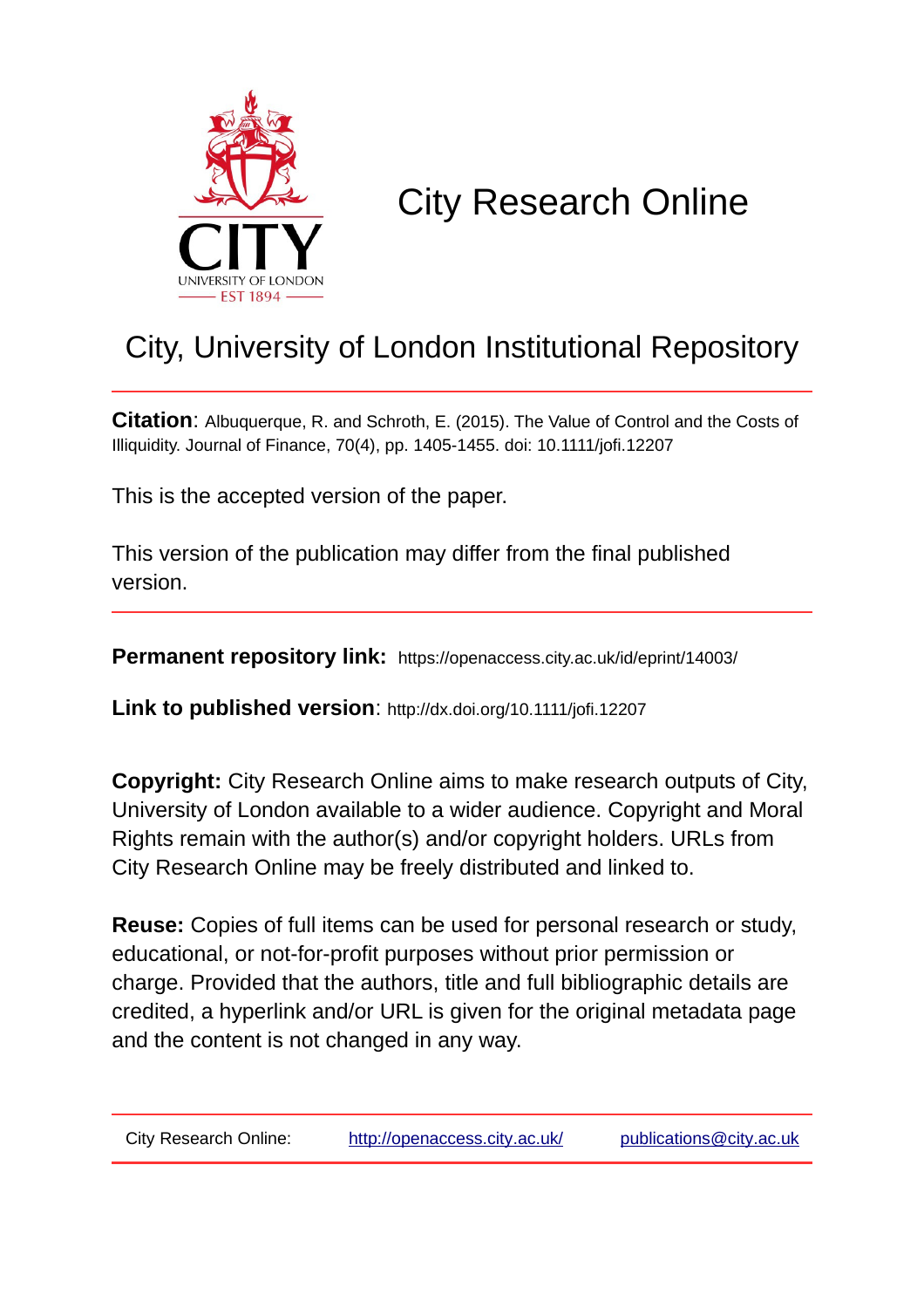# City Research Online

## City, University of London Institutional Repository

**Citation**: Albuquerque, R. and Schroth, E. (2015). The Value of Control and the Costs of Illiquidity. Journal of Finance, 70(4), pp. 1405-1455. doi: 10.1111/jofi.12207

This is the accepted version of the paper.

This version of the publication may differ from the final published version.

**Permanent repository link:** https://openaccess.city.ac.uk/id/eprint/14003/

**Link to published version**: http://dx.doi.org/10.1111/jofi.12207

**Copyright:** City Research Online aims to make research outputs of City, University of London available to a wider audience. Copyright and Moral Rights remain with the author(s) and/or copyright holders. URLs from City Research Online may be freely distributed and linked to.

**Reuse:** Copies of full items can be used for personal research or study, educational, or not-for-profit purposes without prior permission or charge. Provided that the authors, title and full bibliographic details are credited, a hyperlink and/or URL is given for the original metadata page and the content is not changed in any way.

City Research Online: http://openaccess.city.ac.uk/ publications@city.ac.uk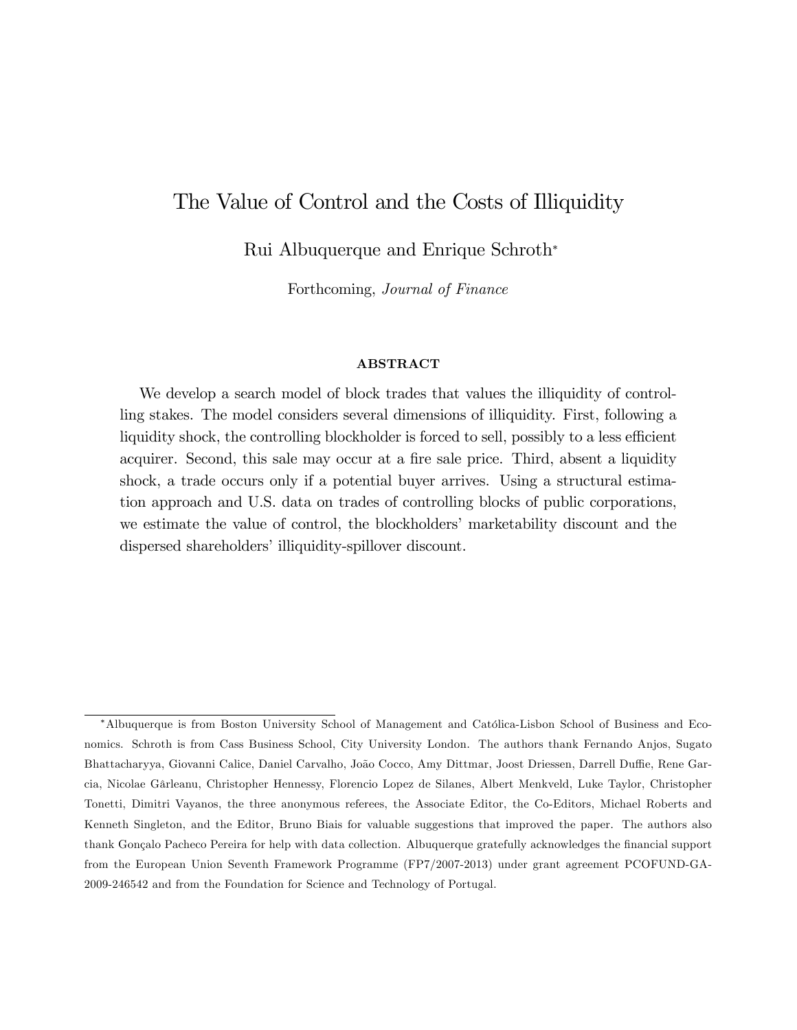# The Value of Control and the Costs of Illiquidity

Rui Albuquerque and Enrique Schroth*

Forthcoming, *Journal of Finance*

**ABSTRACT**

We develop a search model of block trades that values the illiquidity of controlling stakes. The model considers several dimensions of illiquidity. First, following a liquidity shock, the controlling blockholder is forced to sell, possibly to a less efficient acquirer. Second, this sale may occur at a fire sale price. Third, absent a liquidity shock, a trade occurs only if a potential buyer arrives. Using a structural estimation approach and U.S. data on trades of controlling blocks of public corporations, we estimate the value of control, the blockholders' marketability discount and the dispersed shareholders' illiquidity-spillover discount.

---

*Albuquerque is from Boston University School of Management and Católica-Lisbon School of Business and Economics. Schroth is from Cass Business School, City University London. The authors thank Fernando Anjos, Sugato Bhattacharyya, Giovanni Calice, Daniel Carvalho, João Cocco, Amy Dittmar, Joost Driessen, Darrell Duffie, Rene Garcia, Nicolae Gârleanu, Christopher Hennessy, Florencio Lopez de Silanes, Albert Menkveld, Luke Taylor, Christopher Tonetti, Dimitri Vayanos, the three anonymous referees, the Associate Editor, the Co-Editors, Michael Roberts and Kenneth Singleton, and the Editor, Bruno Biais for valuable suggestions that improved the paper. The authors also thank Gonçalo Pacheco Pereira for help with data collection. Albuquerque gratefully acknowledges the financial support from the European Union Seventh Framework Programme (FP7/2007-2013) under grant agreement PCOFUND-GA-2009-246542 and from the Foundation for Science and Technology of Portugal.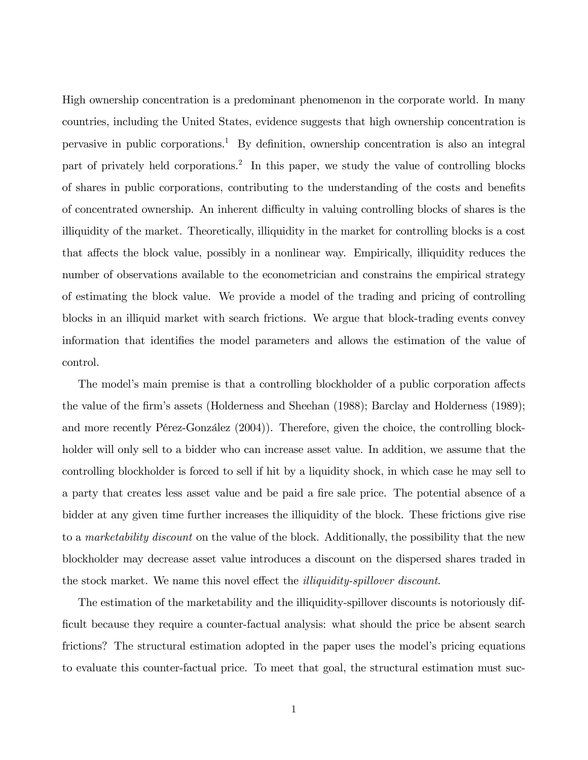High ownership concentration is a predominant phenomenon in the corporate world. In many countries, including the United States, evidence suggests that high ownership concentration is pervasive in public corporations.[1] By definition, ownership concentration is also an integral part of privately held corporations.[2] In this paper, we study the value of controlling blocks of shares in public corporations, contributing to the understanding of the costs and benefits of concentrated ownership. An inherent difficulty in valuing controlling blocks of shares is the illiquidity of the market. Theoretically, illiquidity in the market for controlling blocks is a cost that affects the block value, possibly in a nonlinear way. Empirically, illiquidity reduces the number of observations available to the econometrician and constrains the empirical strategy of estimating the block value. We provide a model of the trading and pricing of controlling blocks in an illiquid market with search frictions. We argue that block-trading events convey information that identifies the model parameters and allows the estimation of the value of control.

The model's main premise is that a controlling blockholder of a public corporation affects the value of the firm's assets (Holderness and Sheehan (1988); Barclay and Holderness (1989); and more recently Pérez-González (2004)). Therefore, given the choice, the controlling blockholder will only sell to a bidder who can increase asset value. In addition, we assume that the controlling blockholder is forced to sell if hit by a liquidity shock, in which case he may sell to a party that creates less asset value and be paid a fire sale price. The potential absence of a bidder at any given time further increases the illiquidity of the block. These frictions give rise to a *marketability discount* on the value of the block. Additionally, the possibility that the new blockholder may decrease asset value introduces a discount on the dispersed shares traded in the stock market. We name this novel effect the *illiquidity-spillover discount*.

The estimation of the marketability and the illiquidity-spillover discounts is notoriously difficult because they require a counter-factual analysis: what should the price be absent search frictions? The structural estimation adopted in the paper uses the model's pricing equations to evaluate this counter-factual price. To meet that goal, the structural estimation must suc-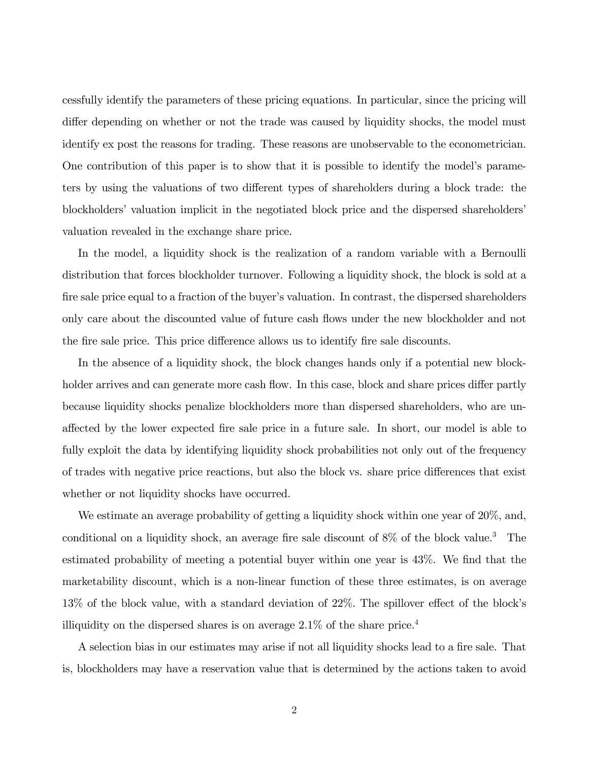cessfully identify the parameters of these pricing equations. In particular, since the pricing will differ depending on whether or not the trade was caused by liquidity shocks, the model must identify ex post the reasons for trading. These reasons are unobservable to the econometrician. One contribution of this paper is to show that it is possible to identify the model's parameters by using the valuations of two different types of shareholders during a block trade: the blockholders' valuation implicit in the negotiated block price and the dispersed shareholders' valuation revealed in the exchange share price.

In the model, a liquidity shock is the realization of a random variable with a Bernoulli distribution that forces blockholder turnover. Following a liquidity shock, the block is sold at a fire sale price equal to a fraction of the buyer's valuation. In contrast, the dispersed shareholders only care about the discounted value of future cash flows under the new blockholder and not the fire sale price. This price difference allows us to identify fire sale discounts.

In the absence of a liquidity shock, the block changes hands only if a potential new blockholder arrives and can generate more cash flow. In this case, block and share prices differ partly because liquidity shocks penalize blockholders more than dispersed shareholders, who are unaffected by the lower expected fire sale price in a future sale. In short, our model is able to fully exploit the data by identifying liquidity shock probabilities not only out of the frequency of trades with negative price reactions, but also the block vs. share price differences that exist whether or not liquidity shocks have occurred.

We estimate an average probability of getting a liquidity shock within one year of 20%, and, conditional on a liquidity shock, an average fire sale discount of 8% of the block value.[3] The estimated probability of meeting a potential buyer within one year is 43%. We find that the marketability discount, which is a non-linear function of these three estimates, is on average 13% of the block value, with a standard deviation of 22%. The spillover effect of the block's illiquidity on the dispersed shares is on average 2.1% of the share price.[4]

A selection bias in our estimates may arise if not all liquidity shocks lead to a fire sale. That is, blockholders may have a reservation value that is determined by the actions taken to avoid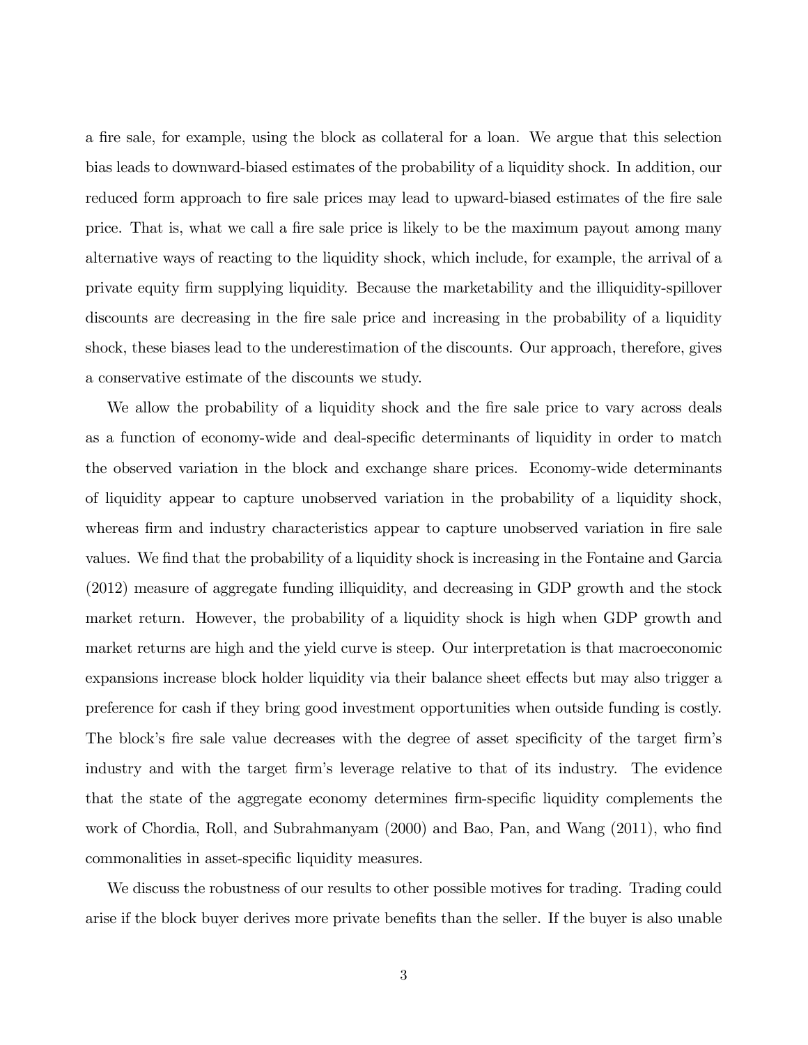a fire sale, for example, using the block as collateral for a loan. We argue that this selection bias leads to downward-biased estimates of the probability of a liquidity shock. In addition, our reduced form approach to fire sale prices may lead to upward-biased estimates of the fire sale price. That is, what we call a fire sale price is likely to be the maximum payout among many alternative ways of reacting to the liquidity shock, which include, for example, the arrival of a private equity firm supplying liquidity. Because the marketability and the illiquidity-spillover discounts are decreasing in the fire sale price and increasing in the probability of a liquidity shock, these biases lead to the underestimation of the discounts. Our approach, therefore, gives a conservative estimate of the discounts we study.

We allow the probability of a liquidity shock and the fire sale price to vary across deals as a function of economy-wide and deal-specific determinants of liquidity in order to match the observed variation in the block and exchange share prices. Economy-wide determinants of liquidity appear to capture unobserved variation in the probability of a liquidity shock, whereas firm and industry characteristics appear to capture unobserved variation in fire sale values. We find that the probability of a liquidity shock is increasing in the Fontaine and Garcia (2012) measure of aggregate funding illiquidity, and decreasing in GDP growth and the stock market return. However, the probability of a liquidity shock is high when GDP growth and market returns are high and the yield curve is steep. Our interpretation is that macroeconomic expansions increase block holder liquidity via their balance sheet effects but may also trigger a preference for cash if they bring good investment opportunities when outside funding is costly. The block's fire sale value decreases with the degree of asset specificity of the target firm's industry and with the target firm's leverage relative to that of its industry. The evidence that the state of the aggregate economy determines firm-specific liquidity complements the work of Chordia, Roll, and Subrahmanyam (2000) and Bao, Pan, and Wang (2011), who find commonalities in asset-specific liquidity measures.

We discuss the robustness of our results to other possible motives for trading. Trading could arise if the block buyer derives more private benefits than the seller. If the buyer is also unable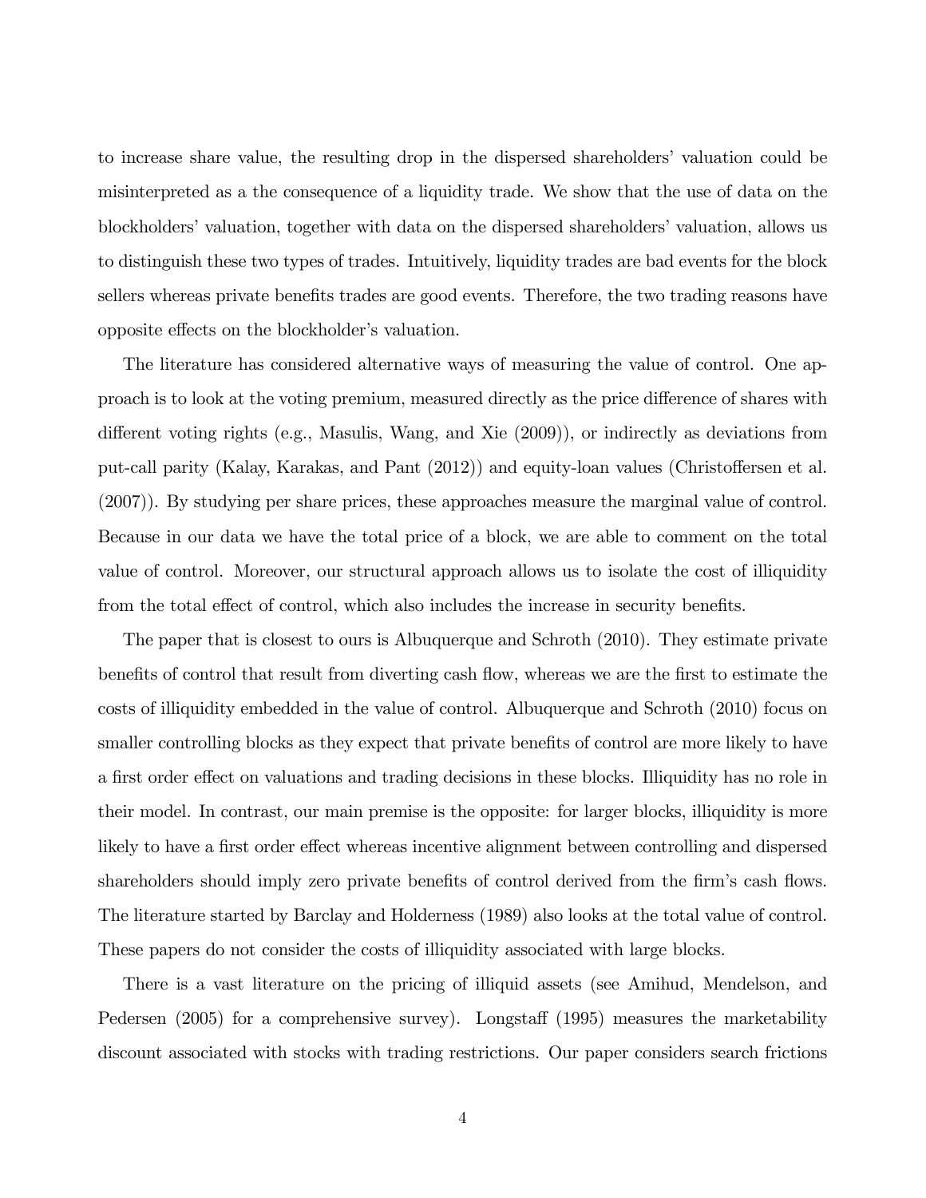to increase share value, the resulting drop in the dispersed shareholders' valuation could be misinterpreted as a the consequence of a liquidity trade. We show that the use of data on the blockholders' valuation, together with data on the dispersed shareholders' valuation, allows us to distinguish these two types of trades. Intuitively, liquidity trades are bad events for the block sellers whereas private benefits trades are good events. Therefore, the two trading reasons have opposite effects on the blockholder's valuation.

The literature has considered alternative ways of measuring the value of control. One approach is to look at the voting premium, measured directly as the price difference of shares with different voting rights (e.g., Masulis, Wang, and Xie (2009)), or indirectly as deviations from put-call parity (Kalay, Karakas, and Pant (2012)) and equity-loan values (Christoffersen et al. (2007)). By studying per share prices, these approaches measure the marginal value of control. Because in our data we have the total price of a block, we are able to comment on the total value of control. Moreover, our structural approach allows us to isolate the cost of illiquidity from the total effect of control, which also includes the increase in security benefits.

The paper that is closest to ours is Albuquerque and Schroth (2010). They estimate private benefits of control that result from diverting cash flow, whereas we are the first to estimate the costs of illiquidity embedded in the value of control. Albuquerque and Schroth (2010) focus on smaller controlling blocks as they expect that private benefits of control are more likely to have a first order effect on valuations and trading decisions in these blocks. Illiquidity has no role in their model. In contrast, our main premise is the opposite: for larger blocks, illiquidity is more likely to have a first order effect whereas incentive alignment between controlling and dispersed shareholders should imply zero private benefits of control derived from the firm's cash flows. The literature started by Barclay and Holderness (1989) also looks at the total value of control. These papers do not consider the costs of illiquidity associated with large blocks.

There is a vast literature on the pricing of illiquid assets (see Amihud, Mendelson, and Pedersen (2005) for a comprehensive survey). Longstaff (1995) measures the marketability discount associated with stocks with trading restrictions. Our paper considers search frictions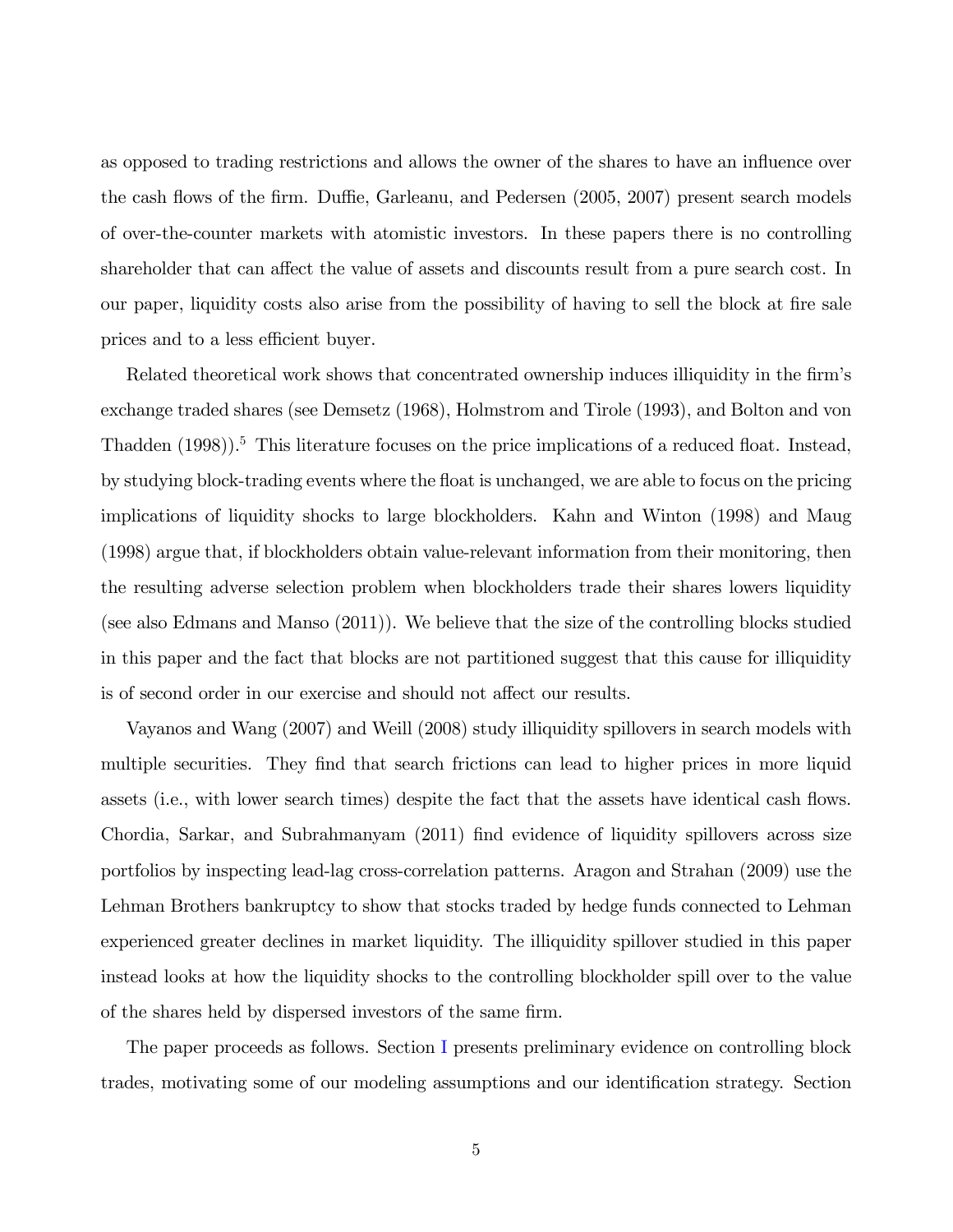as opposed to trading restrictions and allows the owner of the shares to have an influence over the cash flows of the firm. Duffie, Garleanu, and Pedersen (2005, 2007) present search models of over-the-counter markets with atomistic investors. In these papers there is no controlling shareholder that can affect the value of assets and discounts result from a pure search cost. In our paper, liquidity costs also arise from the possibility of having to sell the block at fire sale prices and to a less efficient buyer.

Related theoretical work shows that concentrated ownership induces illiquidity in the firm's exchange traded shares (see Demsetz (1968), Holmstrom and Tirole (1993), and Bolton and von Thadden (1998)).[5] This literature focuses on the price implications of a reduced float. Instead, by studying block-trading events where the float is unchanged, we are able to focus on the pricing implications of liquidity shocks to large blockholders. Kahn and Winton (1998) and Maug (1998) argue that, if blockholders obtain value-relevant information from their monitoring, then the resulting adverse selection problem when blockholders trade their shares lowers liquidity (see also Edmans and Manso (2011)). We believe that the size of the controlling blocks studied in this paper and the fact that blocks are not partitioned suggest that this cause for illiquidity is of second order in our exercise and should not affect our results.

Vayanos and Wang (2007) and Weill (2008) study illiquidity spillovers in search models with multiple securities. They find that search frictions can lead to higher prices in more liquid assets (i.e., with lower search times) despite the fact that the assets have identical cash flows. Chordia, Sarkar, and Subrahmanyam (2011) find evidence of liquidity spillovers across size portfolios by inspecting lead-lag cross-correlation patterns. Aragon and Strahan (2009) use the Lehman Brothers bankruptcy to show that stocks traded by hedge funds connected to Lehman experienced greater declines in market liquidity. The illiquidity spillover studied in this paper instead looks at how the liquidity shocks to the controlling blockholder spill over to the value of the shares held by dispersed investors of the same firm.

The paper proceeds as follows. Section I presents preliminary evidence on controlling block trades, motivating some of our modeling assumptions and our identification strategy. Section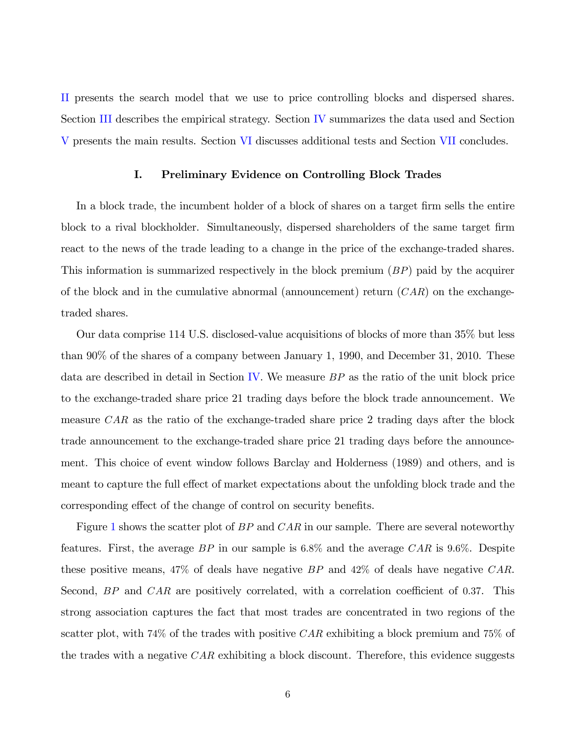II presents the search model that we use to price controlling blocks and dispersed shares. Section III describes the empirical strategy. Section IV summarizes the data used and Section V presents the main results. Section VI discusses additional tests and Section VII concludes.

## I. Preliminary Evidence on Controlling Block Trades

In a block trade, the incumbent holder of a block of shares on a target firm sells the entire block to a rival blockholder. Simultaneously, dispersed shareholders of the same target firm react to the news of the trade leading to a change in the price of the exchange-traded shares. This information is summarized respectively in the block premium ($BP$) paid by the acquirer of the block and in the cumulative abnormal (announcement) return ($CAR$) on the exchange-traded shares.

Our data comprise 114 U.S. disclosed-value acquisitions of blocks of more than 35% but less than 90% of the shares of a company between January 1, 1990, and December 31, 2010. These data are described in detail in Section IV. We measure $BP$ as the ratio of the unit block price to the exchange-traded share price 21 trading days before the block trade announcement. We measure $CAR$ as the ratio of the exchange-traded share price 2 trading days after the block trade announcement to the exchange-traded share price 21 trading days before the announcement. This choice of event window follows Barclay and Holderness (1989) and others, and is meant to capture the full effect of market expectations about the unfolding block trade and the corresponding effect of the change of control on security benefits.

Figure 1 shows the scatter plot of $BP$ and $CAR$ in our sample. There are several noteworthy features. First, the average $BP$ in our sample is 6.8% and the average $CAR$ is 9.6%. Despite these positive means, 47% of deals have negative $BP$ and 42% of deals have negative $CAR$. Second, $BP$ and $CAR$ are positively correlated, with a correlation coefficient of 0.37. This strong association captures the fact that most trades are concentrated in two regions of the scatter plot, with 74% of the trades with positive $CAR$ exhibiting a block premium and 75% of the trades with a negative $CAR$ exhibiting a block discount. Therefore, this evidence suggests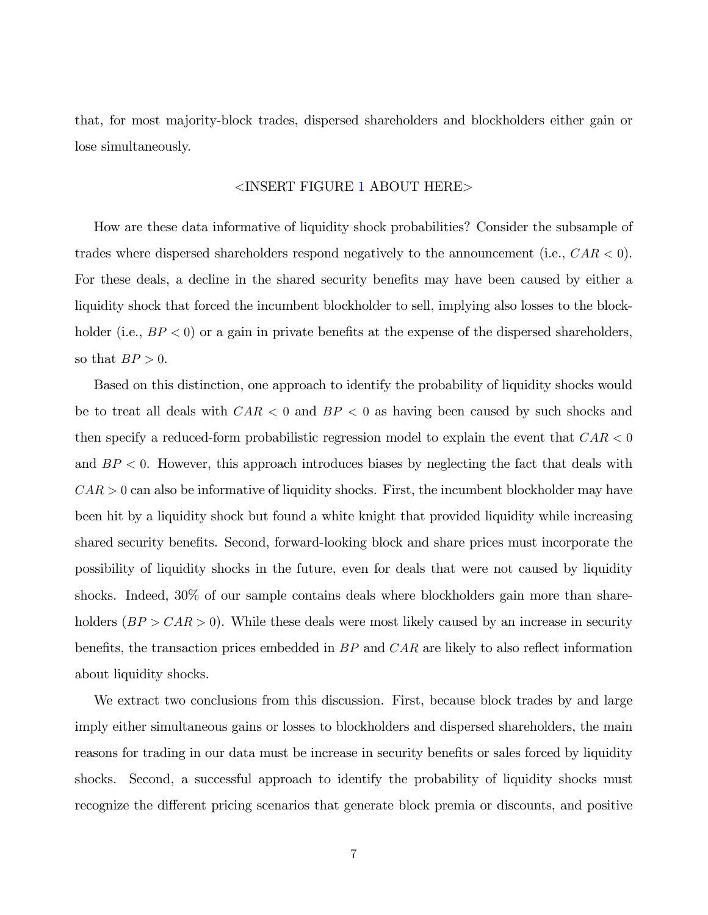that, for most majority-block trades, dispersed shareholders and blockholders either gain or lose simultaneously.

<INSERT FIGURE 1 ABOUT HERE>

How are these data informative of liquidity shock probabilities? Consider the subsample of trades where dispersed shareholders respond negatively to the announcement (i.e., $CAR < 0$). For these deals, a decline in the shared security benefits may have been caused by either a liquidity shock that forced the incumbent blockholder to sell, implying also losses to the blockholder (i.e., $BP < 0$) or a gain in private benefits at the expense of the dispersed shareholders, so that $BP > 0$.

Based on this distinction, one approach to identify the probability of liquidity shocks would be to treat all deals with $CAR < 0$ and $BP < 0$ as having been caused by such shocks and then specify a reduced-form probabilistic regression model to explain the event that $CAR < 0$ and $BP < 0$. However, this approach introduces biases by neglecting the fact that deals with $CAR > 0$ can also be informative of liquidity shocks. First, the incumbent blockholder may have been hit by a liquidity shock but found a white knight that provided liquidity while increasing shared security benefits. Second, forward-looking block and share prices must incorporate the possibility of liquidity shocks in the future, even for deals that were not caused by liquidity shocks. Indeed, 30% of our sample contains deals where blockholders gain more than shareholders ($BP > CAR > 0$). While these deals were most likely caused by an increase in security benefits, the transaction prices embedded in $BP$ and $CAR$ are likely to also reflect information about liquidity shocks.

We extract two conclusions from this discussion. First, because block trades by and large imply either simultaneous gains or losses to blockholders and dispersed shareholders, the main reasons for trading in our data must be increase in security benefits or sales forced by liquidity shocks. Second, a successful approach to identify the probability of liquidity shocks must recognize the different pricing scenarios that generate block premia or discounts, and positive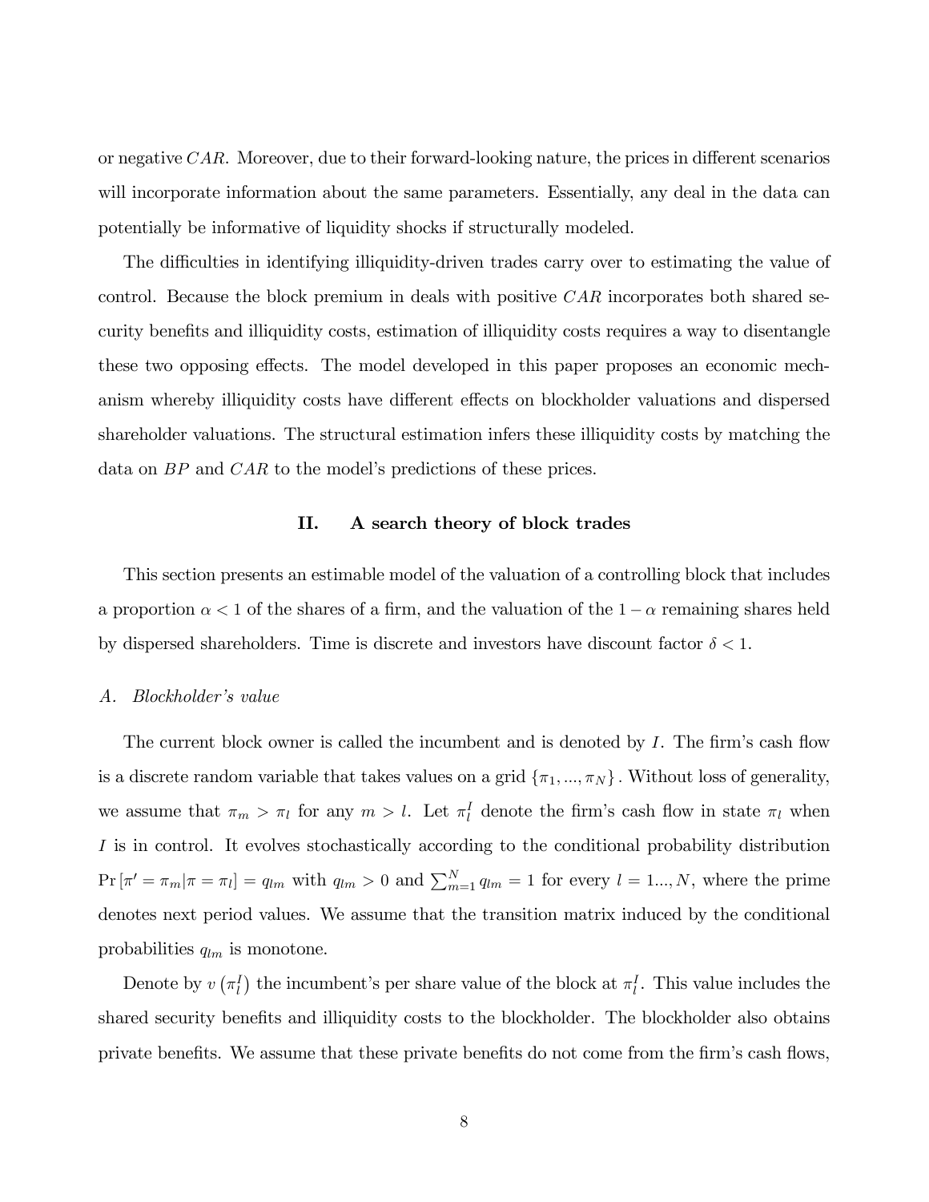or negative $CAR$. Moreover, due to their forward-looking nature, the prices in different scenarios will incorporate information about the same parameters. Essentially, any deal in the data can potentially be informative of liquidity shocks if structurally modeled.

The difficulties in identifying illiquidity-driven trades carry over to estimating the value of control. Because the block premium in deals with positive $CAR$ incorporates both shared security benefits and illiquidity costs, estimation of illiquidity costs requires a way to disentangle these two opposing effects. The model developed in this paper proposes an economic mechanism whereby illiquidity costs have different effects on blockholder valuations and dispersed shareholder valuations. The structural estimation infers these illiquidity costs by matching the data on $BP$ and $CAR$ to the model's predictions of these prices.

## II. A search theory of block trades

This section presents an estimable model of the valuation of a controlling block that includes a proportion $\alpha < 1$ of the shares of a firm, and the valuation of the $1 - \alpha$ remaining shares held by dispersed shareholders. Time is discrete and investors have discount factor $\delta < 1$.

### *A. Blockholder's value*

The current block owner is called the incumbent and is denoted by $I$. The firm's cash flow is a discrete random variable that takes values on a grid $\{\pi_1, ..., \pi_N\}$. Without loss of generality, we assume that $\pi_m > \pi_l$ for any $m > l$. Let $\pi_l^I$ denote the firm's cash flow in state $\pi_l$ when $I$ is in control. It evolves stochastically according to the conditional probability distribution $\Pr[\pi' = \pi_m | \pi = \pi_l] = q_{lm}$ with $q_{lm} > 0$ and $\sum_{m=1}^{N} q_{lm} = 1$ for every $l = 1..., N$, where the prime denotes next period values. We assume that the transition matrix induced by the conditional probabilities $q_{lm}$ is monotone.

Denote by $v(\pi_l^I)$ the incumbent's per share value of the block at $\pi_l^I$. This value includes the shared security benefits and illiquidity costs to the blockholder. The blockholder also obtains private benefits. We assume that these private benefits do not come from the firm's cash flows,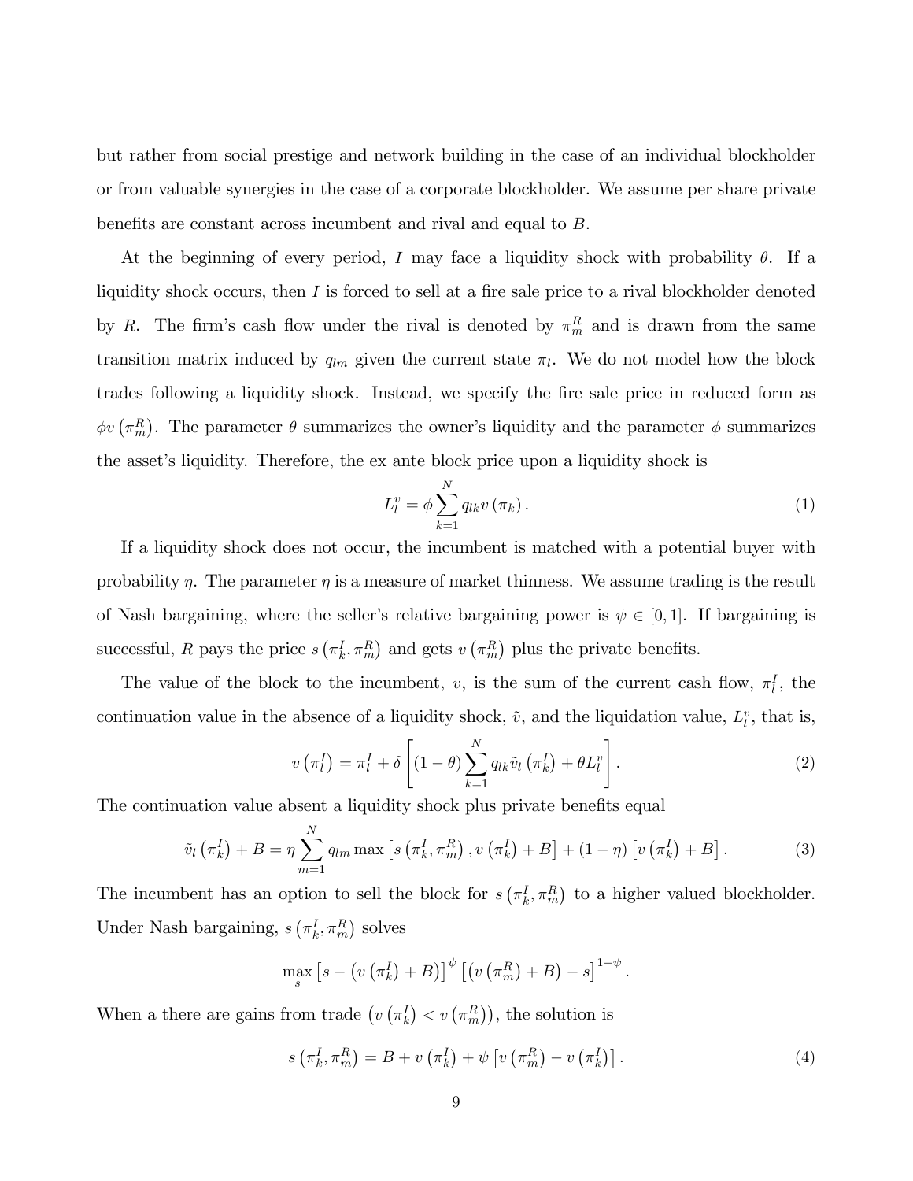but rather from social prestige and network building in the case of an individual blockholder or from valuable synergies in the case of a corporate blockholder. We assume per share private benefits are constant across incumbent and rival and equal to $B$.

At the beginning of every period, $I$ may face a liquidity shock with probability $\theta$. If a liquidity shock occurs, then $I$ is forced to sell at a fire sale price to a rival blockholder denoted by $R$. The firm's cash flow under the rival is denoted by $\pi_m^R$ and is drawn from the same transition matrix induced by $q_{lm}$ given the current state $\pi_l$. We do not model how the block trades following a liquidity shock. Instead, we specify the fire sale price in reduced form as $\phi v\left(\pi_m^R\right)$. The parameter $\theta$ summarizes the owner's liquidity and the parameter $\phi$ summarizes the asset's liquidity. Therefore, the ex ante block price upon a liquidity shock is

$$L_l^v = \phi \sum_{k=1}^{N} q_{lk} v\left(\pi_k\right). \tag{1}$$

If a liquidity shock does not occur, the incumbent is matched with a potential buyer with probability $\eta$. The parameter $\eta$ is a measure of market thinness. We assume trading is the result of Nash bargaining, where the seller's relative bargaining power is $\psi \in [0, 1]$. If bargaining is successful, $R$ pays the price $s\left(\pi_k^I, \pi_m^R\right)$ and gets $v\left(\pi_m^R\right)$ plus the private benefits.

The value of the block to the incumbent, $v$, is the sum of the current cash flow, $\pi_l^I$, the continuation value in the absence of a liquidity shock, $\tilde{v}$, and the liquidation value, $L_l^v$, that is,

$$v\left(\pi_l^I\right) = \pi_l^I + \delta\left[(1-\theta)\sum_{k=1}^{N} q_{lk}\tilde{v}_l\left(\pi_k^I\right) + \theta L_l^v\right]. \tag{2}$$

The continuation value absent a liquidity shock plus private benefits equal

$$\tilde{v}_l\left(\pi_k^I\right) + B = \eta \sum_{m=1}^{N} q_{lm} \max\left[s\left(\pi_k^I, \pi_m^R\right), v\left(\pi_k^I\right) + B\right] + (1-\eta)\left[v\left(\pi_k^I\right) + B\right]. \tag{3}$$

The incumbent has an option to sell the block for $s\left(\pi_k^I, \pi_m^R\right)$ to a higher valued blockholder. Under Nash bargaining, $s\left(\pi_k^I, \pi_m^R\right)$ solves

$$\max_s \left[s - \left(v\left(\pi_k^I\right) + B\right)\right]^{\psi}\left[\left(v\left(\pi_m^R\right) + B\right) - s\right]^{1-\psi}.$$

When a there are gains from trade $\left(v\left(\pi_k^I\right) < v\left(\pi_m^R\right)\right)$, the solution is

$$s\left(\pi_k^I, \pi_m^R\right) = B + v\left(\pi_k^I\right) + \psi\left[v\left(\pi_m^R\right) - v\left(\pi_k^I\right)\right]. \tag{4}$$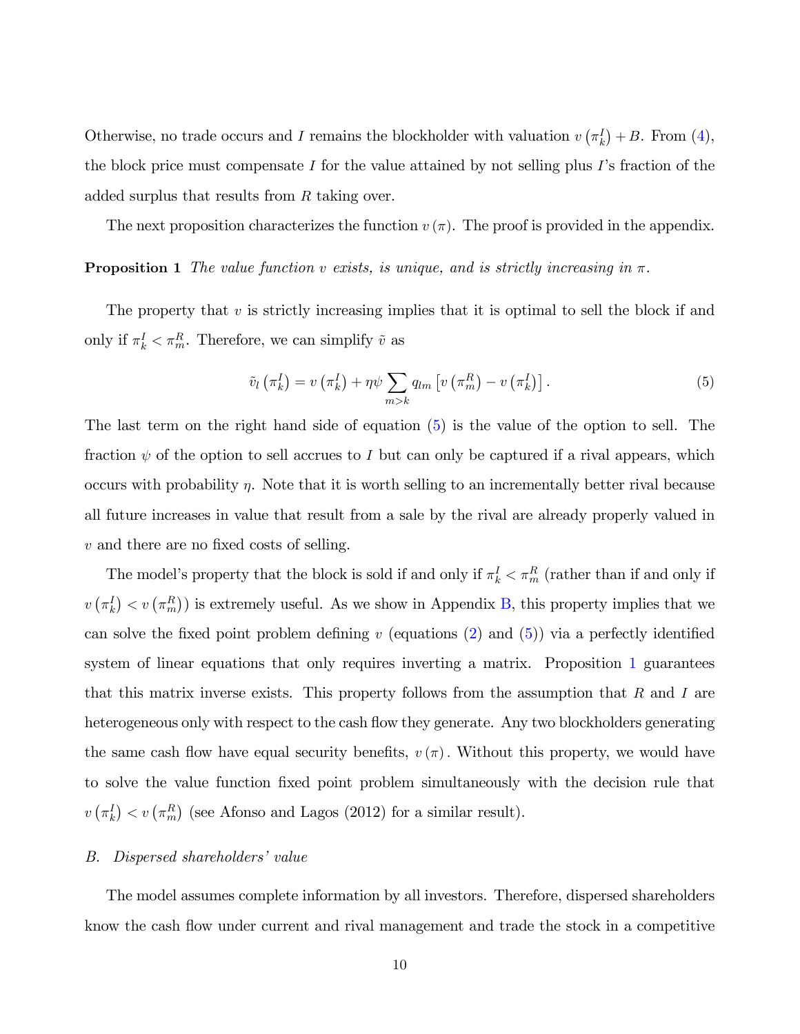Otherwise, no trade occurs and $I$ remains the blockholder with valuation $v\left(\pi_k^I\right)+B$. From (4), the block price must compensate $I$ for the value attained by not selling plus $I$'s fraction of the added surplus that results from $R$ taking over.

The next proposition characterizes the function $v\left(\pi\right)$. The proof is provided in the appendix.

**Proposition 1** *The value function $v$ exists, is unique, and is strictly increasing in $\pi$.*

The property that $v$ is strictly increasing implies that it is optimal to sell the block if and only if $\pi_k^I < \pi_m^R$. Therefore, we can simplify $\tilde{v}$ as

$$\tilde{v}_l\left(\pi_k^I\right) = v\left(\pi_k^I\right) + \eta\psi \sum_{m>k} q_{lm}\left[v\left(\pi_m^R\right) - v\left(\pi_k^I\right)\right]. \tag{5}$$

The last term on the right hand side of equation (5) is the value of the option to sell. The fraction $\psi$ of the option to sell accrues to $I$ but can only be captured if a rival appears, which occurs with probability $\eta$. Note that it is worth selling to an incrementally better rival because all future increases in value that result from a sale by the rival are already properly valued in $v$ and there are no fixed costs of selling.

The model's property that the block is sold if and only if $\pi_k^I < \pi_m^R$ (rather than if and only if $v\left(\pi_k^I\right) < v\left(\pi_m^R\right)$) is extremely useful. As we show in Appendix B, this property implies that we can solve the fixed point problem defining $v$ (equations (2) and (5)) via a perfectly identified system of linear equations that only requires inverting a matrix. Proposition 1 guarantees that this matrix inverse exists. This property follows from the assumption that $R$ and $I$ are heterogeneous only with respect to the cash flow they generate. Any two blockholders generating the same cash flow have equal security benefits, $v\left(\pi\right)$. Without this property, we would have to solve the value function fixed point problem simultaneously with the decision rule that $v\left(\pi_k^I\right) < v\left(\pi_m^R\right)$ (see Afonso and Lagos (2012) for a similar result).

## *B. Dispersed shareholders' value*

The model assumes complete information by all investors. Therefore, dispersed shareholders know the cash flow under current and rival management and trade the stock in a competitive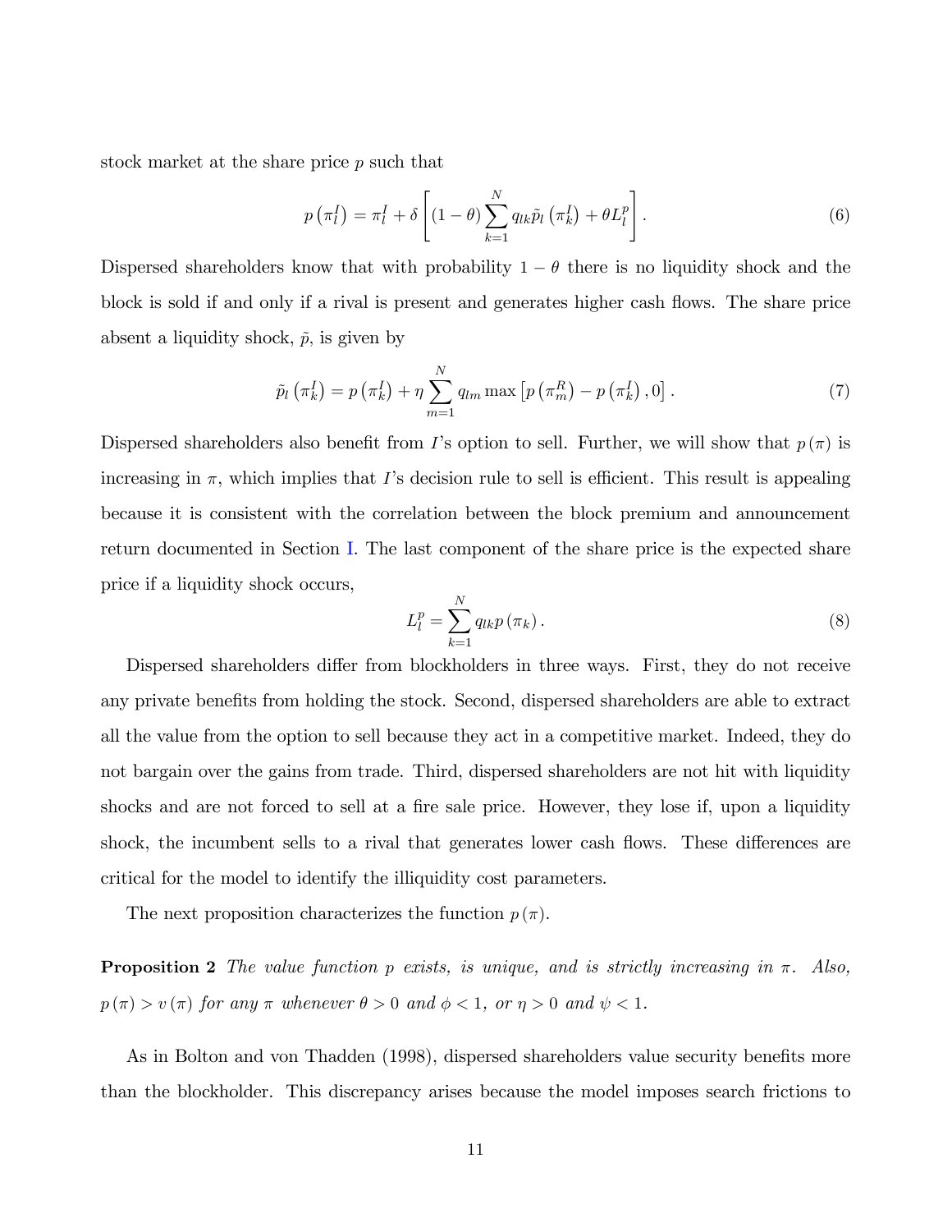stock market at the share price $p$ such that

$$p\left(\pi_l^I\right) = \pi_l^I + \delta\left[(1-\theta)\sum_{k=1}^{N} q_{lk}\tilde{p}_l\left(\pi_k^I\right) + \theta L_l^p\right]. \tag{6}$$

Dispersed shareholders know that with probability $1-\theta$ there is no liquidity shock and the block is sold if and only if a rival is present and generates higher cash flows. The share price absent a liquidity shock, $\tilde{p}$, is given by

$$\tilde{p}_l\left(\pi_k^I\right) = p\left(\pi_k^I\right) + \eta\sum_{m=1}^{N} q_{lm}\max\left[p\left(\pi_m^R\right) - p\left(\pi_k^I\right), 0\right]. \tag{7}$$

Dispersed shareholders also benefit from $I$'s option to sell. Further, we will show that $p(\pi)$ is increasing in $\pi$, which implies that $I$'s decision rule to sell is efficient. This result is appealing because it is consistent with the correlation between the block premium and announcement return documented in Section I. The last component of the share price is the expected share price if a liquidity shock occurs,

$$L_l^p = \sum_{k=1}^{N} q_{lk}p\left(\pi_k\right). \tag{8}$$

Dispersed shareholders differ from blockholders in three ways. First, they do not receive any private benefits from holding the stock. Second, dispersed shareholders are able to extract all the value from the option to sell because they act in a competitive market. Indeed, they do not bargain over the gains from trade. Third, dispersed shareholders are not hit with liquidity shocks and are not forced to sell at a fire sale price. However, they lose if, upon a liquidity shock, the incumbent sells to a rival that generates lower cash flows. These differences are critical for the model to identify the illiquidity cost parameters.

The next proposition characterizes the function $p(\pi)$.

**Proposition 2** *The value function $p$ exists, is unique, and is strictly increasing in $\pi$. Also, $p(\pi) > v(\pi)$ for any $\pi$ whenever $\theta > 0$ and $\phi < 1$, or $\eta > 0$ and $\psi < 1$.*

As in Bolton and von Thadden (1998), dispersed shareholders value security benefits more than the blockholder. This discrepancy arises because the model imposes search frictions to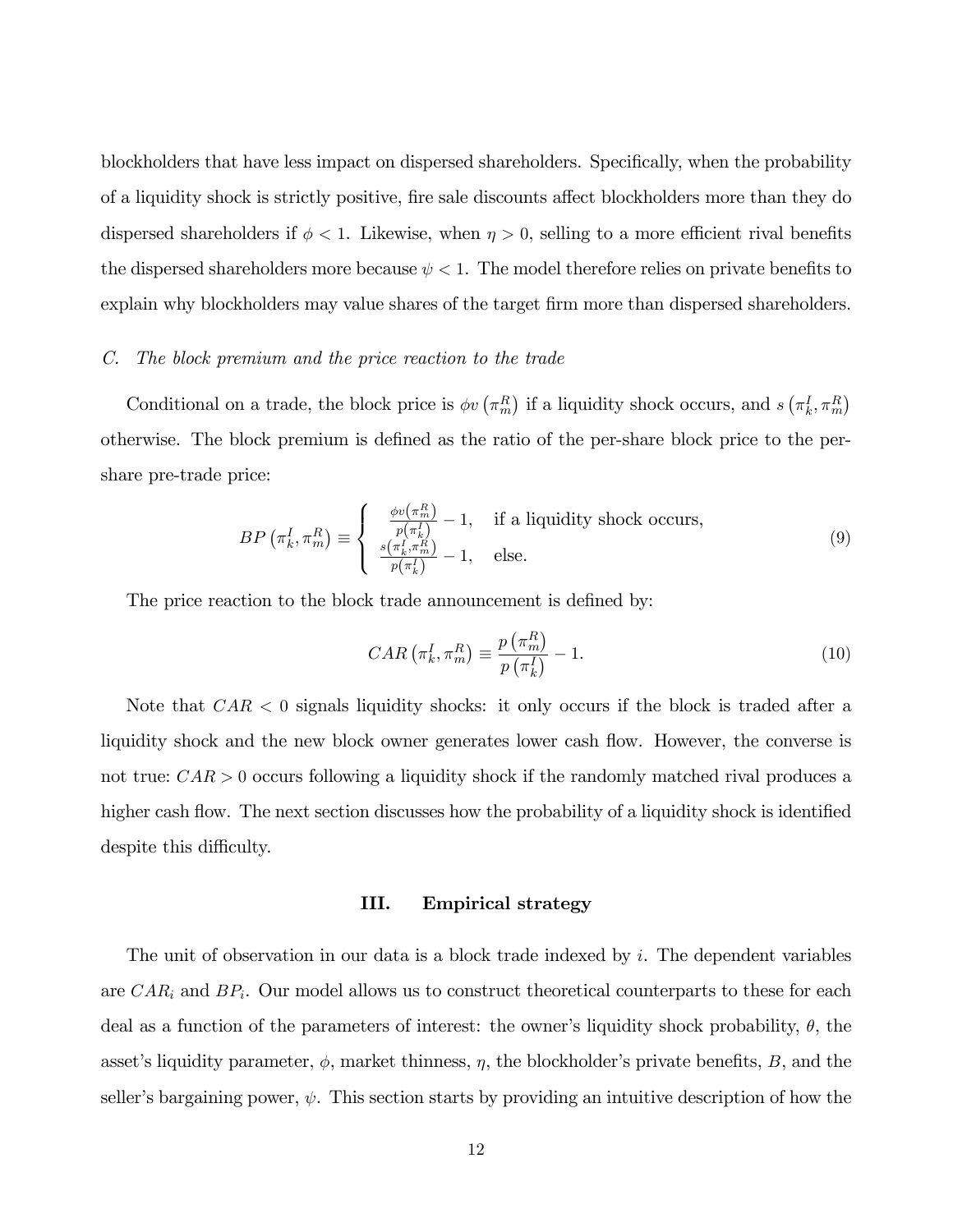blockholders that have less impact on dispersed shareholders. Specifically, when the probability of a liquidity shock is strictly positive, fire sale discounts affect blockholders more than they do dispersed shareholders if $\phi < 1$. Likewise, when $\eta > 0$, selling to a more efficient rival benefits the dispersed shareholders more because $\psi < 1$. The model therefore relies on private benefits to explain why blockholders may value shares of the target firm more than dispersed shareholders.

### C. *The block premium and the price reaction to the trade*

Conditional on a trade, the block price is $\phi v\left(\pi_m^R\right)$ if a liquidity shock occurs, and $s\left(\pi_k^I, \pi_m^R\right)$ otherwise. The block premium is defined as the ratio of the per-share block price to the per-share pre-trade price:

$$BP\left(\pi_k^I, \pi_m^R\right) \equiv \begin{cases} \frac{\phi v\left(\pi_m^R\right)}{p\left(\pi_k^I\right)} - 1, & \text{if a liquidity shock occurs,} \\ \frac{s\left(\pi_k^I, \pi_m^R\right)}{p\left(\pi_k^I\right)} - 1, & \text{else.} \end{cases} \tag{9}$$

The price reaction to the block trade announcement is defined by:

$$CAR\left(\pi_k^I, \pi_m^R\right) \equiv \frac{p\left(\pi_m^R\right)}{p\left(\pi_k^I\right)} - 1. \tag{10}$$

Note that $CAR < 0$ signals liquidity shocks: it only occurs if the block is traded after a liquidity shock and the new block owner generates lower cash flow. However, the converse is not true: $CAR > 0$ occurs following a liquidity shock if the randomly matched rival produces a higher cash flow. The next section discusses how the probability of a liquidity shock is identified despite this difficulty.

## III. Empirical strategy

The unit of observation in our data is a block trade indexed by $i$. The dependent variables are $CAR_i$ and $BP_i$. Our model allows us to construct theoretical counterparts to these for each deal as a function of the parameters of interest: the owner's liquidity shock probability, $\theta$, the asset's liquidity parameter, $\phi$, market thinness, $\eta$, the blockholder's private benefits, $B$, and the seller's bargaining power, $\psi$. This section starts by providing an intuitive description of how the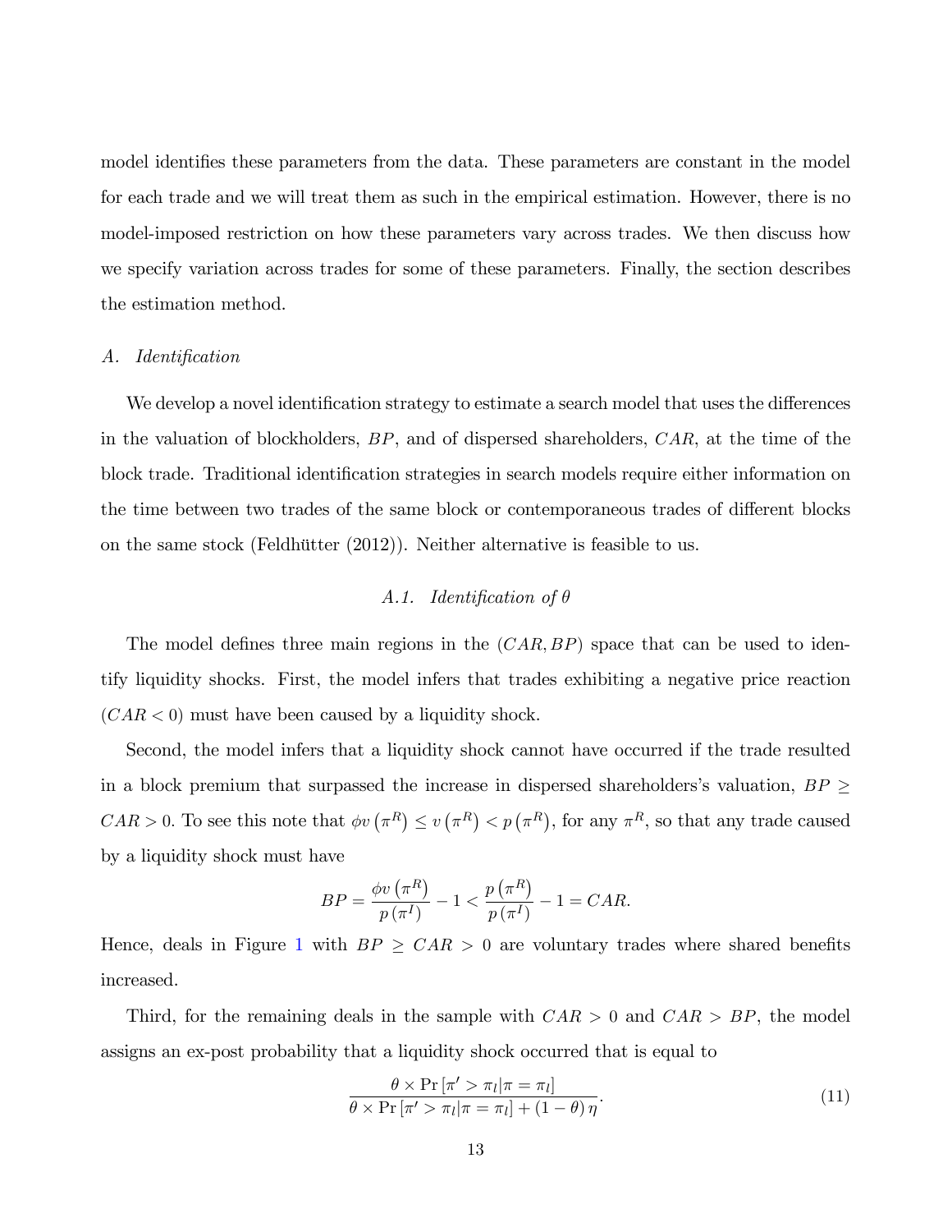model identifies these parameters from the data. These parameters are constant in the model for each trade and we will treat them as such in the empirical estimation. However, there is no model-imposed restriction on how these parameters vary across trades. We then discuss how we specify variation across trades for some of these parameters. Finally, the section describes the estimation method.

### A. *Identification*

We develop a novel identification strategy to estimate a search model that uses the differences in the valuation of blockholders, $BP$, and of dispersed shareholders, $CAR$, at the time of the block trade. Traditional identification strategies in search models require either information on the time between two trades of the same block or contemporaneous trades of different blocks on the same stock (Feldhütter (2012)). Neither alternative is feasible to us.

#### A.1. *Identification of $\theta$*

The model defines three main regions in the $(CAR, BP)$ space that can be used to identify liquidity shocks. First, the model infers that trades exhibiting a negative price reaction $(CAR < 0)$ must have been caused by a liquidity shock.

Second, the model infers that a liquidity shock cannot have occurred if the trade resulted in a block premium that surpassed the increase in dispersed shareholders's valuation, $BP \geq CAR > 0$. To see this note that $\phi v\left(\pi^R\right) \leq v\left(\pi^R\right) < p\left(\pi^R\right)$, for any $\pi^R$, so that any trade caused by a liquidity shock must have

$$BP = \frac{\phi v\left(\pi^R\right)}{p\left(\pi^I\right)} - 1 < \frac{p\left(\pi^R\right)}{p\left(\pi^I\right)} - 1 = CAR.$$

Hence, deals in Figure 1 with $BP \geq CAR > 0$ are voluntary trades where shared benefits increased.

Third, for the remaining deals in the sample with $CAR > 0$ and $CAR > BP$, the model assigns an ex-post probability that a liquidity shock occurred that is equal to

$$\frac{\theta \times \Pr\left[\pi' > \pi_l | \pi = \pi_l\right]}{\theta \times \Pr\left[\pi' > \pi_l | \pi = \pi_l\right] + (1-\theta)\,\eta}. \tag{11}$$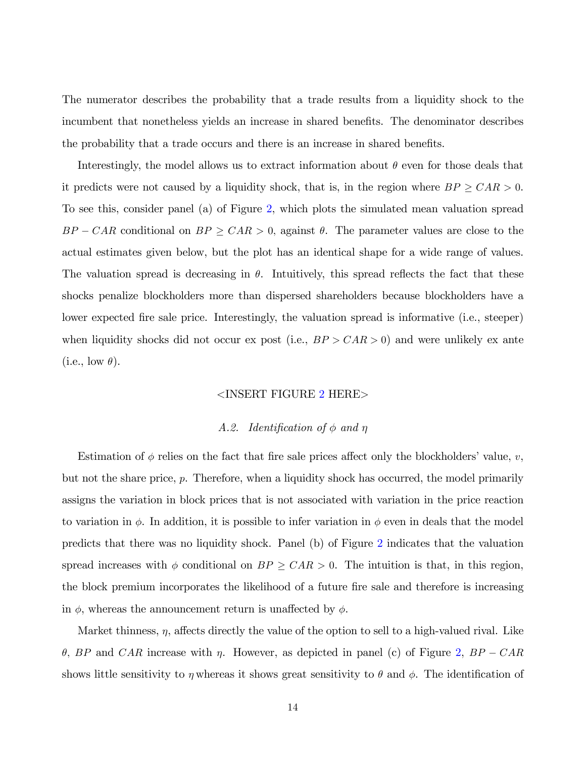The numerator describes the probability that a trade results from a liquidity shock to the incumbent that nonetheless yields an increase in shared benefits. The denominator describes the probability that a trade occurs and there is an increase in shared benefits.

Interestingly, the model allows us to extract information about $\theta$ even for those deals that it predicts were not caused by a liquidity shock, that is, in the region where $BP \geq CAR > 0$. To see this, consider panel (a) of Figure 2, which plots the simulated mean valuation spread $BP - CAR$ conditional on $BP \geq CAR > 0$, against $\theta$. The parameter values are close to the actual estimates given below, but the plot has an identical shape for a wide range of values. The valuation spread is decreasing in $\theta$. Intuitively, this spread reflects the fact that these shocks penalize blockholders more than dispersed shareholders because blockholders have a lower expected fire sale price. Interestingly, the valuation spread is informative (i.e., steeper) when liquidity shocks did not occur ex post (i.e., $BP > CAR > 0$) and were unlikely ex ante (i.e., low $\theta$).

<INSERT FIGURE 2 HERE>

### *A.2. Identification of $\phi$ and $\eta$*

Estimation of $\phi$ relies on the fact that fire sale prices affect only the blockholders' value, $v$, but not the share price, $p$. Therefore, when a liquidity shock has occurred, the model primarily assigns the variation in block prices that is not associated with variation in the price reaction to variation in $\phi$. In addition, it is possible to infer variation in $\phi$ even in deals that the model predicts that there was no liquidity shock. Panel (b) of Figure 2 indicates that the valuation spread increases with $\phi$ conditional on $BP \geq CAR > 0$. The intuition is that, in this region, the block premium incorporates the likelihood of a future fire sale and therefore is increasing in $\phi$, whereas the announcement return is unaffected by $\phi$.

Market thinness, $\eta$, affects directly the value of the option to sell to a high-valued rival. Like $\theta$, $BP$ and $CAR$ increase with $\eta$. However, as depicted in panel (c) of Figure 2, $BP - CAR$ shows little sensitivity to $\eta$ whereas it shows great sensitivity to $\theta$ and $\phi$. The identification of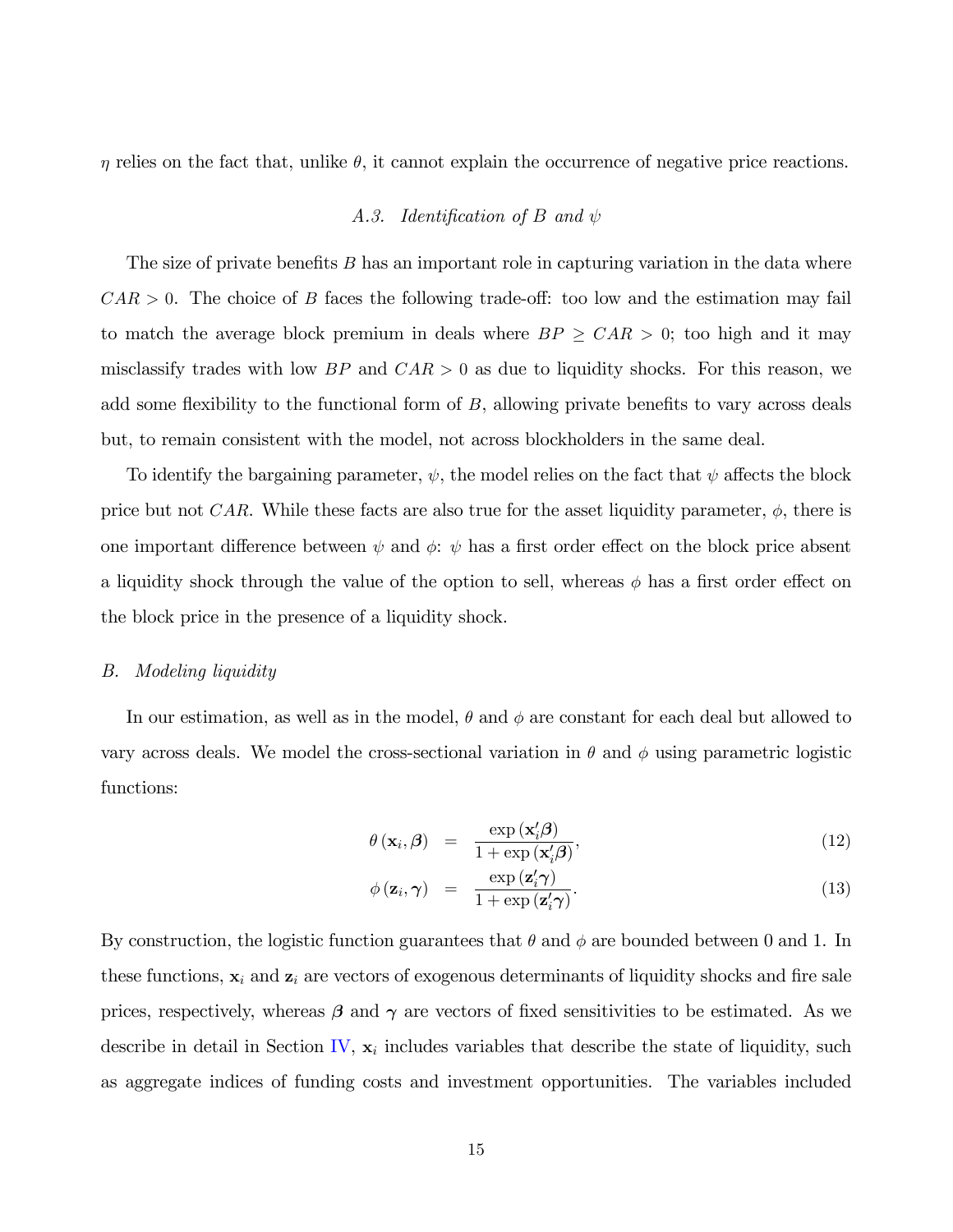$\eta$ relies on the fact that, unlike $\theta$, it cannot explain the occurrence of negative price reactions.

### *A.3. Identification of B and $\psi$*

The size of private benefits $B$ has an important role in capturing variation in the data where $CAR > 0$. The choice of $B$ faces the following trade-off: too low and the estimation may fail to match the average block premium in deals where $BP \geq CAR > 0$; too high and it may misclassify trades with low $BP$ and $CAR > 0$ as due to liquidity shocks. For this reason, we add some flexibility to the functional form of $B$, allowing private benefits to vary across deals but, to remain consistent with the model, not across blockholders in the same deal.

To identify the bargaining parameter, $\psi$, the model relies on the fact that $\psi$ affects the block price but not $CAR$. While these facts are also true for the asset liquidity parameter, $\phi$, there is one important difference between $\psi$ and $\phi$: $\psi$ has a first order effect on the block price absent a liquidity shock through the value of the option to sell, whereas $\phi$ has a first order effect on the block price in the presence of a liquidity shock.

## *B. Modeling liquidity*

In our estimation, as well as in the model, $\theta$ and $\phi$ are constant for each deal but allowed to vary across deals. We model the cross-sectional variation in $\theta$ and $\phi$ using parametric logistic functions:

$$\theta(\mathbf{x}_i, \boldsymbol{\beta}) = \frac{\exp(\mathbf{x}_i'\boldsymbol{\beta})}{1 + \exp(\mathbf{x}_i'\boldsymbol{\beta})}, \tag{12}$$

$$\phi(\mathbf{z}_i, \boldsymbol{\gamma}) = \frac{\exp(\mathbf{z}_i'\boldsymbol{\gamma})}{1 + \exp(\mathbf{z}_i'\boldsymbol{\gamma})}. \tag{13}$$

By construction, the logistic function guarantees that $\theta$ and $\phi$ are bounded between 0 and 1. In these functions, $\mathbf{x}_i$ and $\mathbf{z}_i$ are vectors of exogenous determinants of liquidity shocks and fire sale prices, respectively, whereas $\boldsymbol{\beta}$ and $\boldsymbol{\gamma}$ are vectors of fixed sensitivities to be estimated. As we describe in detail in Section IV, $\mathbf{x}_i$ includes variables that describe the state of liquidity, such as aggregate indices of funding costs and investment opportunities. The variables included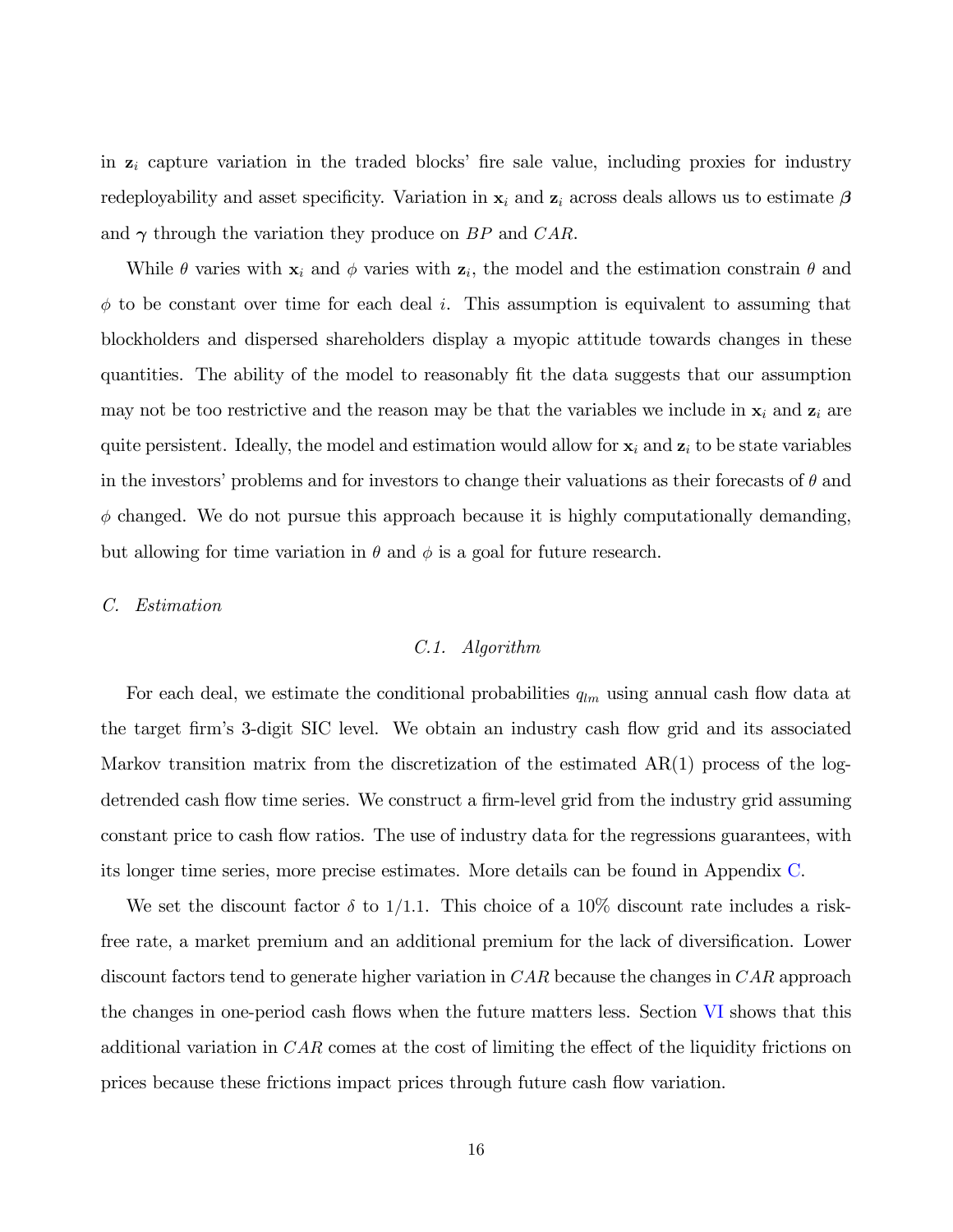in $\mathbf{z}_i$ capture variation in the traded blocks' fire sale value, including proxies for industry redeployability and asset specificity. Variation in $\mathbf{x}_i$ and $\mathbf{z}_i$ across deals allows us to estimate $\boldsymbol{\beta}$ and $\boldsymbol{\gamma}$ through the variation they produce on $BP$ and $CAR$.

While $\theta$ varies with $\mathbf{x}_i$ and $\phi$ varies with $\mathbf{z}_i$, the model and the estimation constrain $\theta$ and $\phi$ to be constant over time for each deal $i$. This assumption is equivalent to assuming that blockholders and dispersed shareholders display a myopic attitude towards changes in these quantities. The ability of the model to reasonably fit the data suggests that our assumption may not be too restrictive and the reason may be that the variables we include in $\mathbf{x}_i$ and $\mathbf{z}_i$ are quite persistent. Ideally, the model and estimation would allow for $\mathbf{x}_i$ and $\mathbf{z}_i$ to be state variables in the investors' problems and for investors to change their valuations as their forecasts of $\theta$ and $\phi$ changed. We do not pursue this approach because it is highly computationally demanding, but allowing for time variation in $\theta$ and $\phi$ is a goal for future research.

### *C. Estimation*

#### *C.1. Algorithm*

For each deal, we estimate the conditional probabilities $q_{lm}$ using annual cash flow data at the target firm's 3-digit SIC level. We obtain an industry cash flow grid and its associated Markov transition matrix from the discretization of the estimated AR(1) process of the log-detrended cash flow time series. We construct a firm-level grid from the industry grid assuming constant price to cash flow ratios. The use of industry data for the regressions guarantees, with its longer time series, more precise estimates. More details can be found in Appendix C.

We set the discount factor $\delta$ to $1/1.1$. This choice of a 10% discount rate includes a risk-free rate, a market premium and an additional premium for the lack of diversification. Lower discount factors tend to generate higher variation in $CAR$ because the changes in $CAR$ approach the changes in one-period cash flows when the future matters less. Section VI shows that this additional variation in $CAR$ comes at the cost of limiting the effect of the liquidity frictions on prices because these frictions impact prices through future cash flow variation.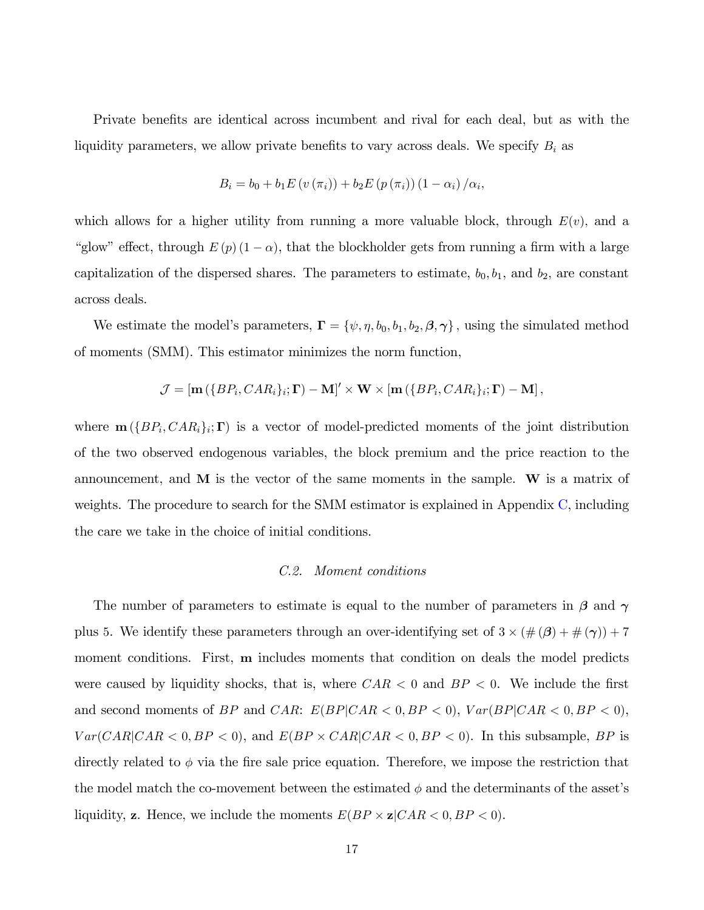Private benefits are identical across incumbent and rival for each deal, but as with the liquidity parameters, we allow private benefits to vary across deals. We specify $B_i$ as

$$B_i = b_0 + b_1 E\left(v\left(\pi_i\right)\right) + b_2 E\left(p\left(\pi_i\right)\right)\left(1-\alpha_i\right)/\alpha_i,$$

which allows for a higher utility from running a more valuable block, through $E(v)$, and a "glow" effect, through $E\left(p\right)\left(1-\alpha\right)$, that the blockholder gets from running a firm with a large capitalization of the dispersed shares. The parameters to estimate, $b_0, b_1$, and $b_2$, are constant across deals.

We estimate the model's parameters, $\mathbf{\Gamma} = \{\psi, \eta, b_0, b_1, b_2, \boldsymbol{\beta}, \boldsymbol{\gamma}\}$, using the simulated method of moments (SMM). This estimator minimizes the norm function,

$$\mathcal{J} = \left[\mathbf{m}\left(\{BP_i, CAR_i\}_i; \mathbf{\Gamma}\right) - \mathbf{M}\right]' \times \mathbf{W} \times \left[\mathbf{m}\left(\{BP_i, CAR_i\}_i; \mathbf{\Gamma}\right) - \mathbf{M}\right],$$

where $\mathbf{m}\left(\{BP_i, CAR_i\}_i; \mathbf{\Gamma}\right)$ is a vector of model-predicted moments of the joint distribution of the two observed endogenous variables, the block premium and the price reaction to the announcement, and $\mathbf{M}$ is the vector of the same moments in the sample. $\mathbf{W}$ is a matrix of weights. The procedure to search for the SMM estimator is explained in Appendix C, including the care we take in the choice of initial conditions.

### *C.2. Moment conditions*

The number of parameters to estimate is equal to the number of parameters in $\boldsymbol{\beta}$ and $\boldsymbol{\gamma}$ plus 5. We identify these parameters through an over-identifying set of $3 \times (\#(\boldsymbol{\beta}) + \#(\boldsymbol{\gamma})) + 7$ moment conditions. First, $\mathbf{m}$ includes moments that condition on deals the model predicts were caused by liquidity shocks, that is, where $CAR < 0$ and $BP < 0$. We include the first and second moments of $BP$ and $CAR$: $E(BP|CAR < 0, BP < 0)$, $Var(BP|CAR < 0, BP < 0)$, $Var(CAR|CAR < 0, BP < 0)$, and $E(BP \times CAR|CAR < 0, BP < 0)$. In this subsample, $BP$ is directly related to $\phi$ via the fire sale price equation. Therefore, we impose the restriction that the model match the co-movement between the estimated $\phi$ and the determinants of the asset's liquidity, $\mathbf{z}$. Hence, we include the moments $E(BP \times \mathbf{z}|CAR < 0, BP < 0)$.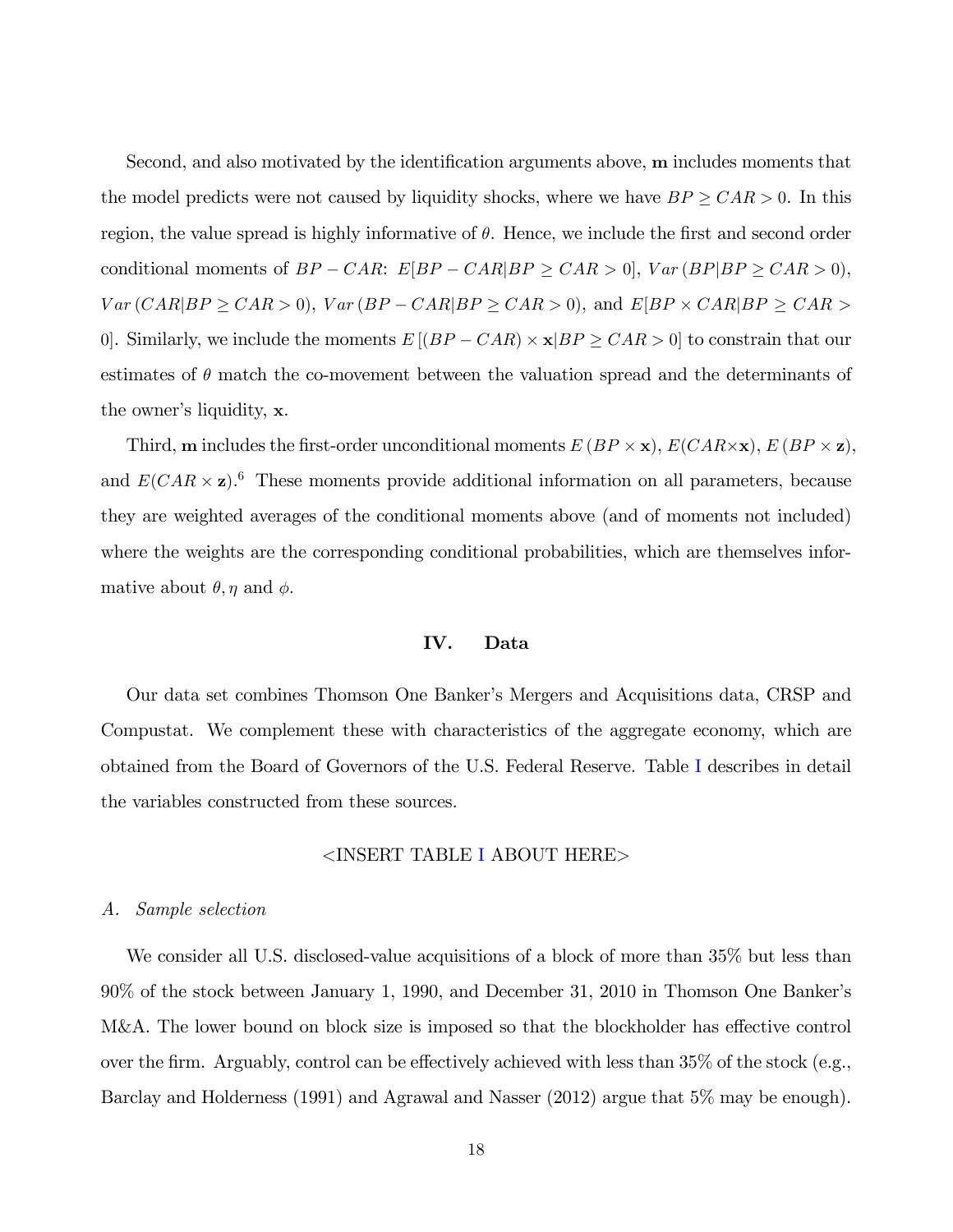Second, and also motivated by the identification arguments above, $\mathbf{m}$ includes moments that the model predicts were not caused by liquidity shocks, where we have $BP \geq CAR > 0$. In this region, the value spread is highly informative of $\theta$. Hence, we include the first and second order conditional moments of $BP - CAR$: $E[BP - CAR|BP \geq CAR > 0]$, $Var\left(BP|BP \geq CAR > 0\right)$, $Var\left(CAR|BP \geq CAR > 0\right)$, $Var\left(BP - CAR|BP \geq CAR > 0\right)$, and $E[BP \times CAR|BP \geq CAR > 0]$. Similarly, we include the moments $E\left[(BP - CAR) \times \mathbf{x}|BP \geq CAR > 0\right]$ to constrain that our estimates of $\theta$ match the co-movement between the valuation spread and the determinants of the owner's liquidity, $\mathbf{x}$.

Third, $\mathbf{m}$ includes the first-order unconditional moments $E\left(BP \times \mathbf{x}\right)$, $E(CAR \times \mathbf{x})$, $E\left(BP \times \mathbf{z}\right)$, and $E(CAR \times \mathbf{z})$.[6] These moments provide additional information on all parameters, because they are weighted averages of the conditional moments above (and of moments not included) where the weights are the corresponding conditional probabilities, which are themselves informative about $\theta, \eta$ and $\phi$.

## IV. Data

Our data set combines Thomson One Banker's Mergers and Acquisitions data, CRSP and Compustat. We complement these with characteristics of the aggregate economy, which are obtained from the Board of Governors of the U.S. Federal Reserve. Table I describes in detail the variables constructed from these sources.

<INSERT TABLE I ABOUT HERE>

### *A. Sample selection*

We consider all U.S. disclosed-value acquisitions of a block of more than 35% but less than 90% of the stock between January 1, 1990, and December 31, 2010 in Thomson One Banker's M&A. The lower bound on block size is imposed so that the blockholder has effective control over the firm. Arguably, control can be effectively achieved with less than 35% of the stock (e.g., Barclay and Holderness (1991) and Agrawal and Nasser (2012) argue that 5% may be enough).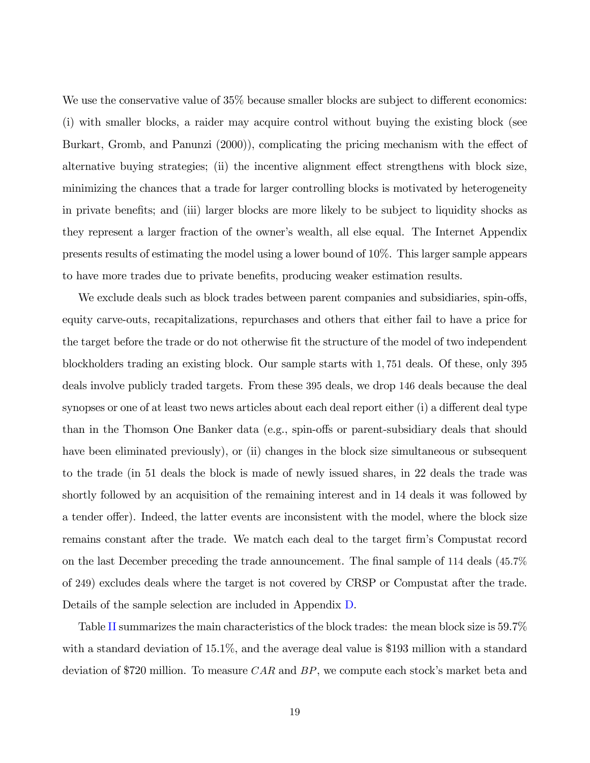We use the conservative value of 35% because smaller blocks are subject to different economics: (i) with smaller blocks, a raider may acquire control without buying the existing block (see Burkart, Gromb, and Panunzi (2000)), complicating the pricing mechanism with the effect of alternative buying strategies; (ii) the incentive alignment effect strengthens with block size, minimizing the chances that a trade for larger controlling blocks is motivated by heterogeneity in private benefits; and (iii) larger blocks are more likely to be subject to liquidity shocks as they represent a larger fraction of the owner's wealth, all else equal. The Internet Appendix presents results of estimating the model using a lower bound of 10%. This larger sample appears to have more trades due to private benefits, producing weaker estimation results.

We exclude deals such as block trades between parent companies and subsidiaries, spin-offs, equity carve-outs, recapitalizations, repurchases and others that either fail to have a price for the target before the trade or do not otherwise fit the structure of the model of two independent blockholders trading an existing block. Our sample starts with 1,751 deals. Of these, only 395 deals involve publicly traded targets. From these 395 deals, we drop 146 deals because the deal synopses or one of at least two news articles about each deal report either (i) a different deal type than in the Thomson One Banker data (e.g., spin-offs or parent-subsidiary deals that should have been eliminated previously), or (ii) changes in the block size simultaneous or subsequent to the trade (in 51 deals the block is made of newly issued shares, in 22 deals the trade was shortly followed by an acquisition of the remaining interest and in 14 deals it was followed by a tender offer). Indeed, the latter events are inconsistent with the model, where the block size remains constant after the trade. We match each deal to the target firm's Compustat record on the last December preceding the trade announcement. The final sample of 114 deals (45.7% of 249) excludes deals where the target is not covered by CRSP or Compustat after the trade. Details of the sample selection are included in Appendix D.

Table II summarizes the main characteristics of the block trades: the mean block size is 59.7% with a standard deviation of 15.1%, and the average deal value is $193 million with a standard deviation of $720 million. To measure $CAR$ and $BP$, we compute each stock's market beta and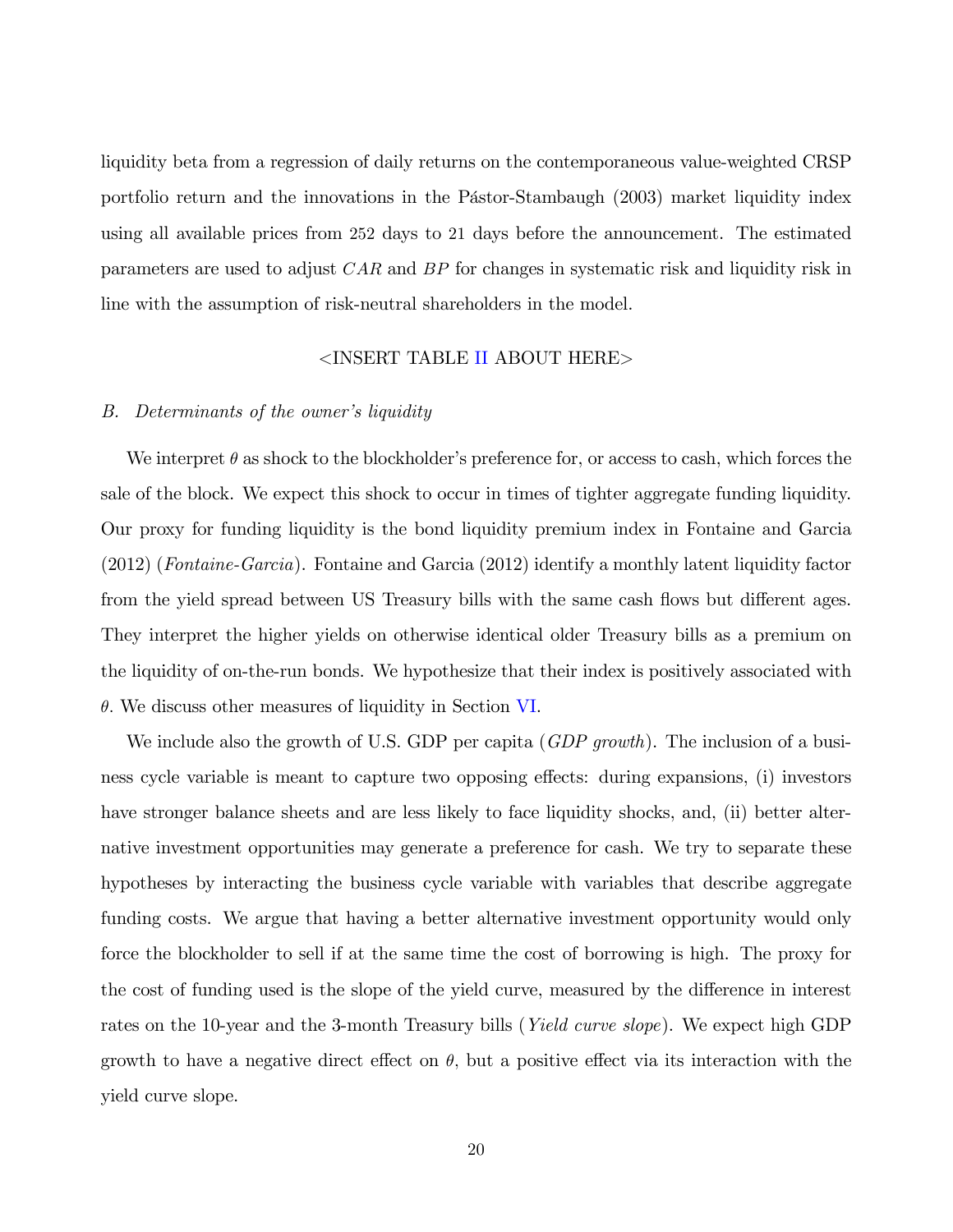liquidity beta from a regression of daily returns on the contemporaneous value-weighted CRSP portfolio return and the innovations in the Pástor-Stambaugh (2003) market liquidity index using all available prices from 252 days to 21 days before the announcement. The estimated parameters are used to adjust $CAR$ and $BP$ for changes in systematic risk and liquidity risk in line with the assumption of risk-neutral shareholders in the model.

<INSERT TABLE II ABOUT HERE>

### B. Determinants of the owner's liquidity

We interpret $\theta$ as shock to the blockholder's preference for, or access to cash, which forces the sale of the block. We expect this shock to occur in times of tighter aggregate funding liquidity. Our proxy for funding liquidity is the bond liquidity premium index in Fontaine and Garcia (2012) (*Fontaine-Garcia*). Fontaine and Garcia (2012) identify a monthly latent liquidity factor from the yield spread between US Treasury bills with the same cash flows but different ages. They interpret the higher yields on otherwise identical older Treasury bills as a premium on the liquidity of on-the-run bonds. We hypothesize that their index is positively associated with $\theta$. We discuss other measures of liquidity in Section VI.

We include also the growth of U.S. GDP per capita (*GDP growth*). The inclusion of a business cycle variable is meant to capture two opposing effects: during expansions, (i) investors have stronger balance sheets and are less likely to face liquidity shocks, and, (ii) better alternative investment opportunities may generate a preference for cash. We try to separate these hypotheses by interacting the business cycle variable with variables that describe aggregate funding costs. We argue that having a better alternative investment opportunity would only force the blockholder to sell if at the same time the cost of borrowing is high. The proxy for the cost of funding used is the slope of the yield curve, measured by the difference in interest rates on the 10-year and the 3-month Treasury bills (*Yield curve slope*). We expect high GDP growth to have a negative direct effect on $\theta$, but a positive effect via its interaction with the yield curve slope.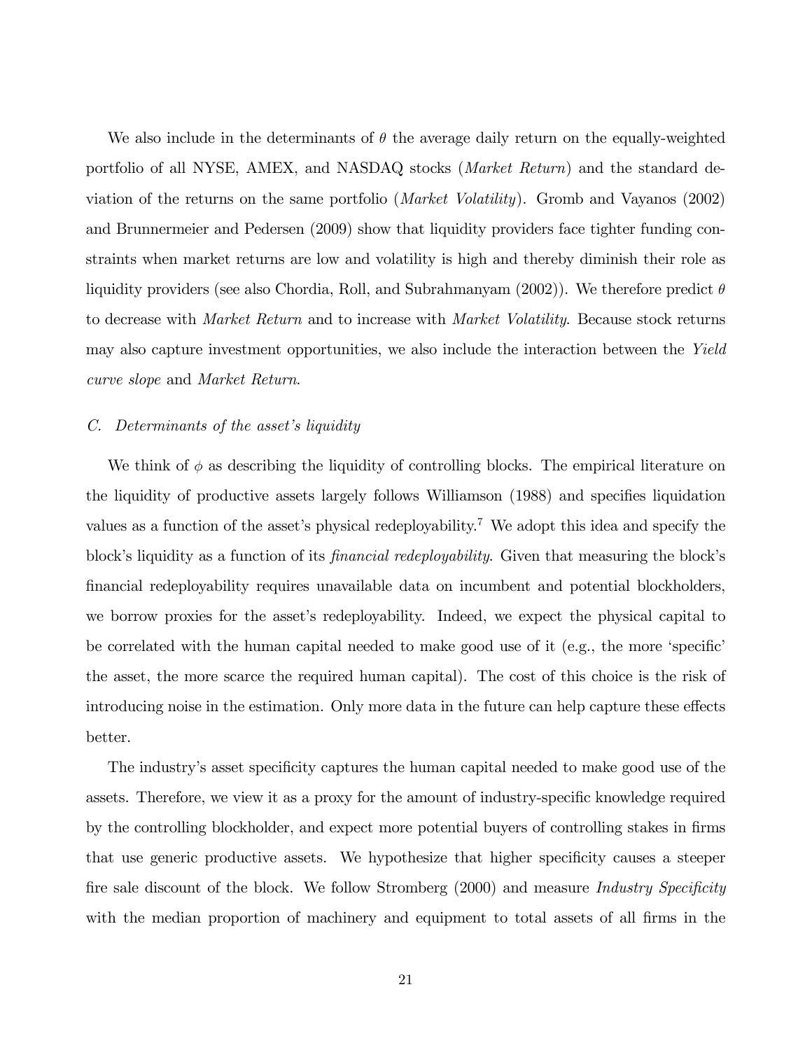We also include in the determinants of $\theta$ the average daily return on the equally-weighted portfolio of all NYSE, AMEX, and NASDAQ stocks (*Market Return*) and the standard deviation of the returns on the same portfolio (*Market Volatility*). Gromb and Vayanos (2002) and Brunnermeier and Pedersen (2009) show that liquidity providers face tighter funding constraints when market returns are low and volatility is high and thereby diminish their role as liquidity providers (see also Chordia, Roll, and Subrahmanyam (2002)). We therefore predict $\theta$ to decrease with *Market Return* and to increase with *Market Volatility*. Because stock returns may also capture investment opportunities, we also include the interaction between the *Yield curve slope* and *Market Return*.

### *C. Determinants of the asset's liquidity*

We think of $\phi$ as describing the liquidity of controlling blocks. The empirical literature on the liquidity of productive assets largely follows Williamson (1988) and specifies liquidation values as a function of the asset's physical redeployability.[7] We adopt this idea and specify the block's liquidity as a function of its *financial redeployability*. Given that measuring the block's financial redeployability requires unavailable data on incumbent and potential blockholders, we borrow proxies for the asset's redeployability. Indeed, we expect the physical capital to be correlated with the human capital needed to make good use of it (e.g., the more 'specific' the asset, the more scarce the required human capital). The cost of this choice is the risk of introducing noise in the estimation. Only more data in the future can help capture these effects better.

The industry's asset specificity captures the human capital needed to make good use of the assets. Therefore, we view it as a proxy for the amount of industry-specific knowledge required by the controlling blockholder, and expect more potential buyers of controlling stakes in firms that use generic productive assets. We hypothesize that higher specificity causes a steeper fire sale discount of the block. We follow Stromberg (2000) and measure *Industry Specificity* with the median proportion of machinery and equipment to total assets of all firms in the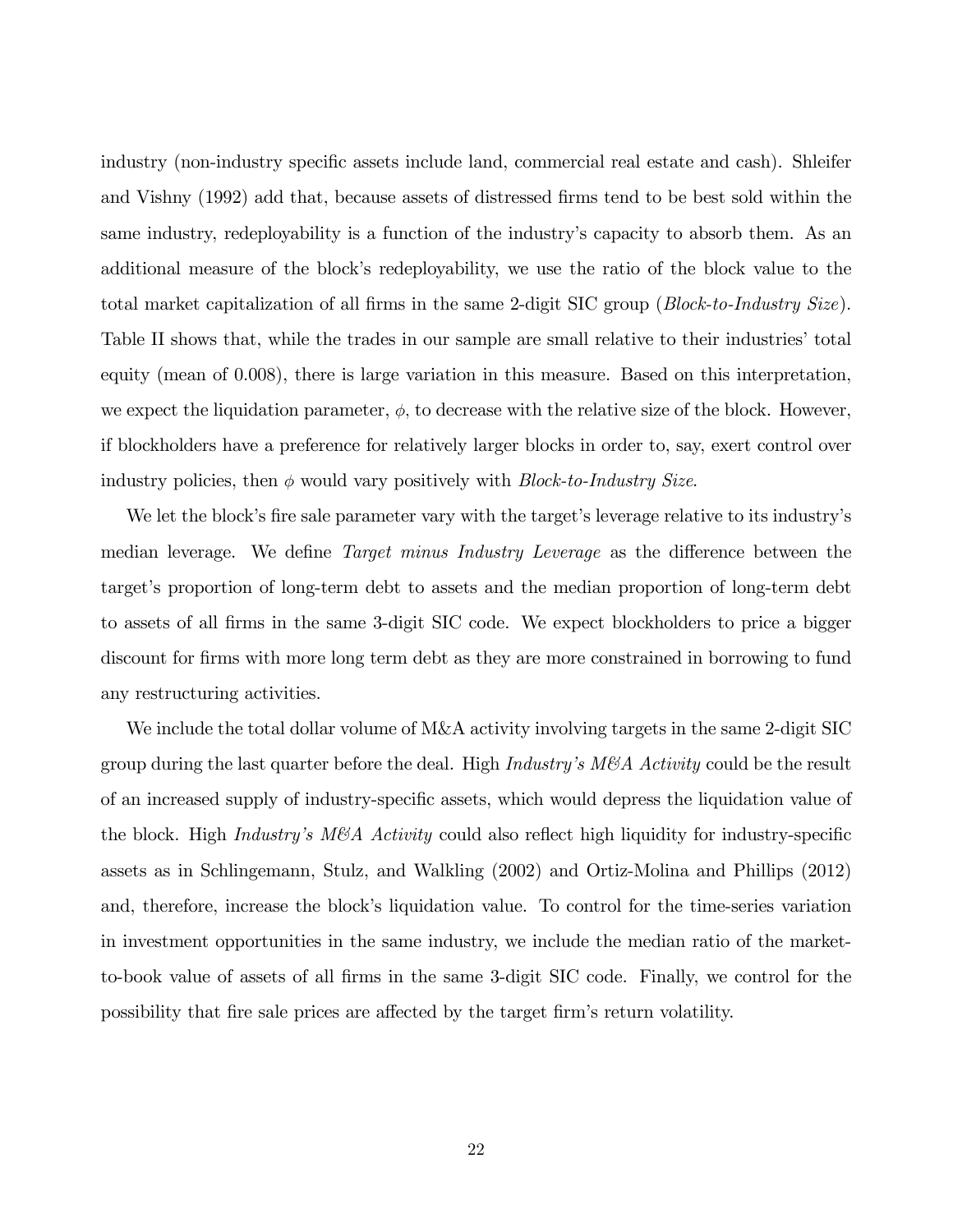industry (non-industry specific assets include land, commercial real estate and cash). Shleifer and Vishny (1992) add that, because assets of distressed firms tend to be best sold within the same industry, redeployability is a function of the industry's capacity to absorb them. As an additional measure of the block's redeployability, we use the ratio of the block value to the total market capitalization of all firms in the same 2-digit SIC group (*Block-to-Industry Size*). Table II shows that, while the trades in our sample are small relative to their industries' total equity (mean of 0.008), there is large variation in this measure. Based on this interpretation, we expect the liquidation parameter, $\phi$, to decrease with the relative size of the block. However, if blockholders have a preference for relatively larger blocks in order to, say, exert control over industry policies, then $\phi$ would vary positively with *Block-to-Industry Size*.

We let the block's fire sale parameter vary with the target's leverage relative to its industry's median leverage. We define *Target minus Industry Leverage* as the difference between the target's proportion of long-term debt to assets and the median proportion of long-term debt to assets of all firms in the same 3-digit SIC code. We expect blockholders to price a bigger discount for firms with more long term debt as they are more constrained in borrowing to fund any restructuring activities.

We include the total dollar volume of M&A activity involving targets in the same 2-digit SIC group during the last quarter before the deal. High *Industry's M&A Activity* could be the result of an increased supply of industry-specific assets, which would depress the liquidation value of the block. High *Industry's M&A Activity* could also reflect high liquidity for industry-specific assets as in Schlingemann, Stulz, and Walkling (2002) and Ortiz-Molina and Phillips (2012) and, therefore, increase the block's liquidation value. To control for the time-series variation in investment opportunities in the same industry, we include the median ratio of the market-to-book value of assets of all firms in the same 3-digit SIC code. Finally, we control for the possibility that fire sale prices are affected by the target firm's return volatility.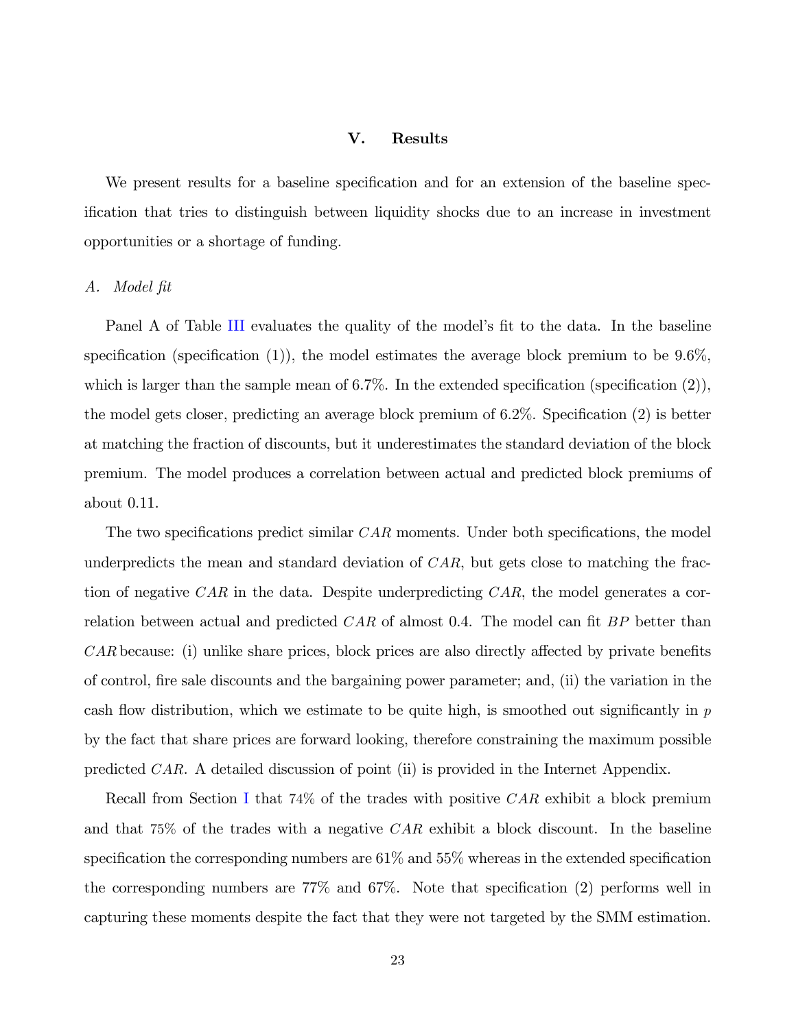## V. Results

We present results for a baseline specification and for an extension of the baseline specification that tries to distinguish between liquidity shocks due to an increase in investment opportunities or a shortage of funding.

### A. *Model fit*

Panel A of Table III evaluates the quality of the model's fit to the data. In the baseline specification (specification (1)), the model estimates the average block premium to be 9.6%, which is larger than the sample mean of 6.7%. In the extended specification (specification (2)), the model gets closer, predicting an average block premium of 6.2%. Specification (2) is better at matching the fraction of discounts, but it underestimates the standard deviation of the block premium. The model produces a correlation between actual and predicted block premiums of about 0.11.

The two specifications predict similar $CAR$ moments. Under both specifications, the model underpredicts the mean and standard deviation of $CAR$, but gets close to matching the fraction of negative $CAR$ in the data. Despite underpredicting $CAR$, the model generates a correlation between actual and predicted $CAR$ of almost 0.4. The model can fit $BP$ better than $CAR$ because: (i) unlike share prices, block prices are also directly affected by private benefits of control, fire sale discounts and the bargaining power parameter; and, (ii) the variation in the cash flow distribution, which we estimate to be quite high, is smoothed out significantly in $p$ by the fact that share prices are forward looking, therefore constraining the maximum possible predicted $CAR$. A detailed discussion of point (ii) is provided in the Internet Appendix.

Recall from Section I that 74% of the trades with positive $CAR$ exhibit a block premium and that 75% of the trades with a negative $CAR$ exhibit a block discount. In the baseline specification the corresponding numbers are 61% and 55% whereas in the extended specification the corresponding numbers are 77% and 67%. Note that specification (2) performs well in capturing these moments despite the fact that they were not targeted by the SMM estimation.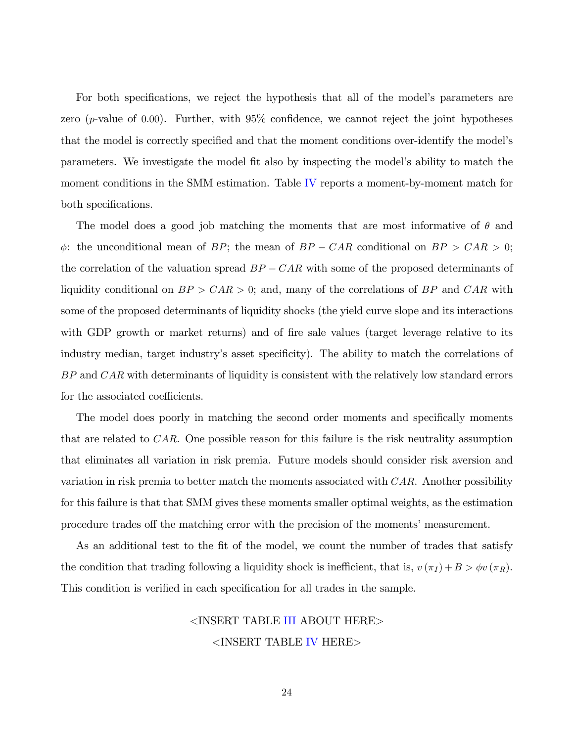For both specifications, we reject the hypothesis that all of the model's parameters are zero ($p$-value of 0.00). Further, with 95% confidence, we cannot reject the joint hypotheses that the model is correctly specified and that the moment conditions over-identify the model's parameters. We investigate the model fit also by inspecting the model's ability to match the moment conditions in the SMM estimation. Table IV reports a moment-by-moment match for both specifications.

The model does a good job matching the moments that are most informative of $\theta$ and $\phi$: the unconditional mean of $BP$; the mean of $BP - CAR$ conditional on $BP > CAR > 0$; the correlation of the valuation spread $BP - CAR$ with some of the proposed determinants of liquidity conditional on $BP > CAR > 0$; and, many of the correlations of $BP$ and $CAR$ with some of the proposed determinants of liquidity shocks (the yield curve slope and its interactions with GDP growth or market returns) and of fire sale values (target leverage relative to its industry median, target industry's asset specificity). The ability to match the correlations of $BP$ and $CAR$ with determinants of liquidity is consistent with the relatively low standard errors for the associated coefficients.

The model does poorly in matching the second order moments and specifically moments that are related to $CAR$. One possible reason for this failure is the risk neutrality assumption that eliminates all variation in risk premia. Future models should consider risk aversion and variation in risk premia to better match the moments associated with $CAR$. Another possibility for this failure is that that SMM gives these moments smaller optimal weights, as the estimation procedure trades off the matching error with the precision of the moments' measurement.

As an additional test to the fit of the model, we count the number of trades that satisfy the condition that trading following a liquidity shock is inefficient, that is, $v(\pi_I) + B > \phi v(\pi_R)$. This condition is verified in each specification for all trades in the sample.

<INSERT TABLE III ABOUT HERE>

<INSERT TABLE IV HERE>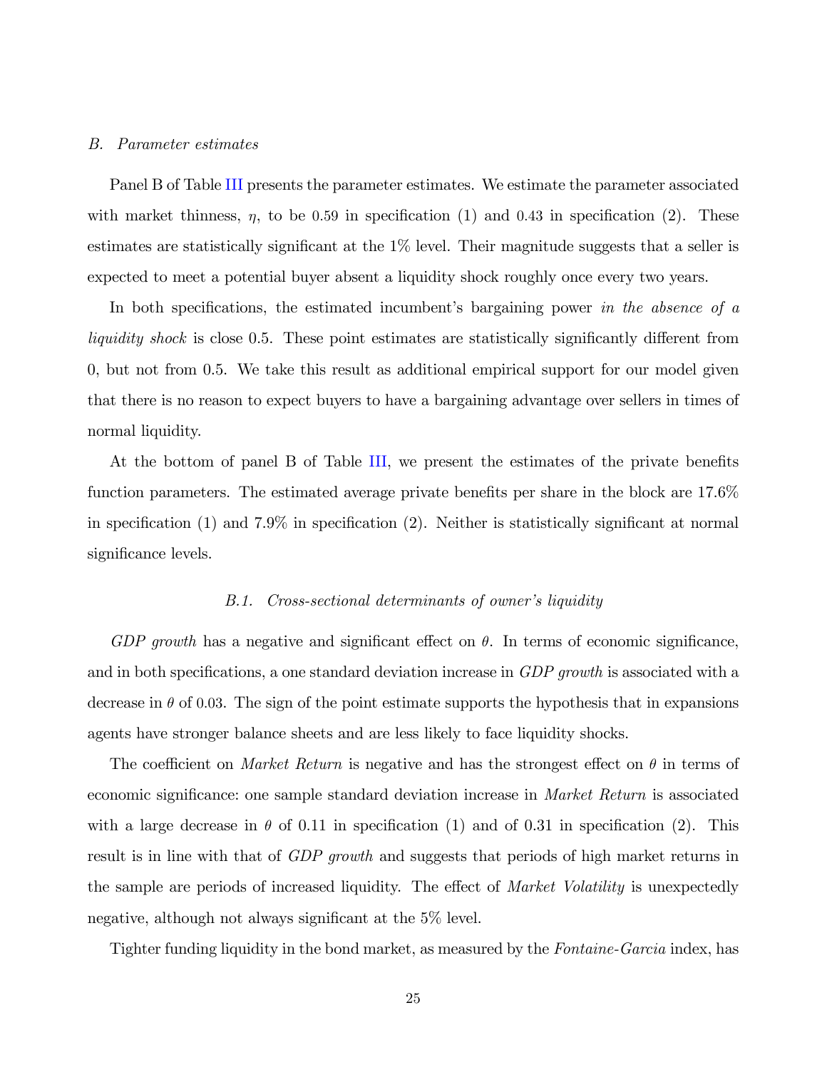### B. *Parameter estimates*

Panel B of Table III presents the parameter estimates. We estimate the parameter associated with market thinness, $\eta$, to be 0.59 in specification (1) and 0.43 in specification (2). These estimates are statistically significant at the 1% level. Their magnitude suggests that a seller is expected to meet a potential buyer absent a liquidity shock roughly once every two years.

In both specifications, the estimated incumbent's bargaining power *in the absence of a liquidity shock* is close 0.5. These point estimates are statistically significantly different from 0, but not from 0.5. We take this result as additional empirical support for our model given that there is no reason to expect buyers to have a bargaining advantage over sellers in times of normal liquidity.

At the bottom of panel B of Table III, we present the estimates of the private benefits function parameters. The estimated average private benefits per share in the block are 17.6% in specification (1) and 7.9% in specification (2). Neither is statistically significant at normal significance levels.

#### B.1. *Cross-sectional determinants of owner's liquidity*

*GDP growth* has a negative and significant effect on $\theta$. In terms of economic significance, and in both specifications, a one standard deviation increase in *GDP growth* is associated with a decrease in $\theta$ of 0.03. The sign of the point estimate supports the hypothesis that in expansions agents have stronger balance sheets and are less likely to face liquidity shocks.

The coefficient on *Market Return* is negative and has the strongest effect on $\theta$ in terms of economic significance: one sample standard deviation increase in *Market Return* is associated with a large decrease in $\theta$ of 0.11 in specification (1) and of 0.31 in specification (2). This result is in line with that of *GDP growth* and suggests that periods of high market returns in the sample are periods of increased liquidity. The effect of *Market Volatility* is unexpectedly negative, although not always significant at the 5% level.

Tighter funding liquidity in the bond market, as measured by the *Fontaine-Garcia* index, has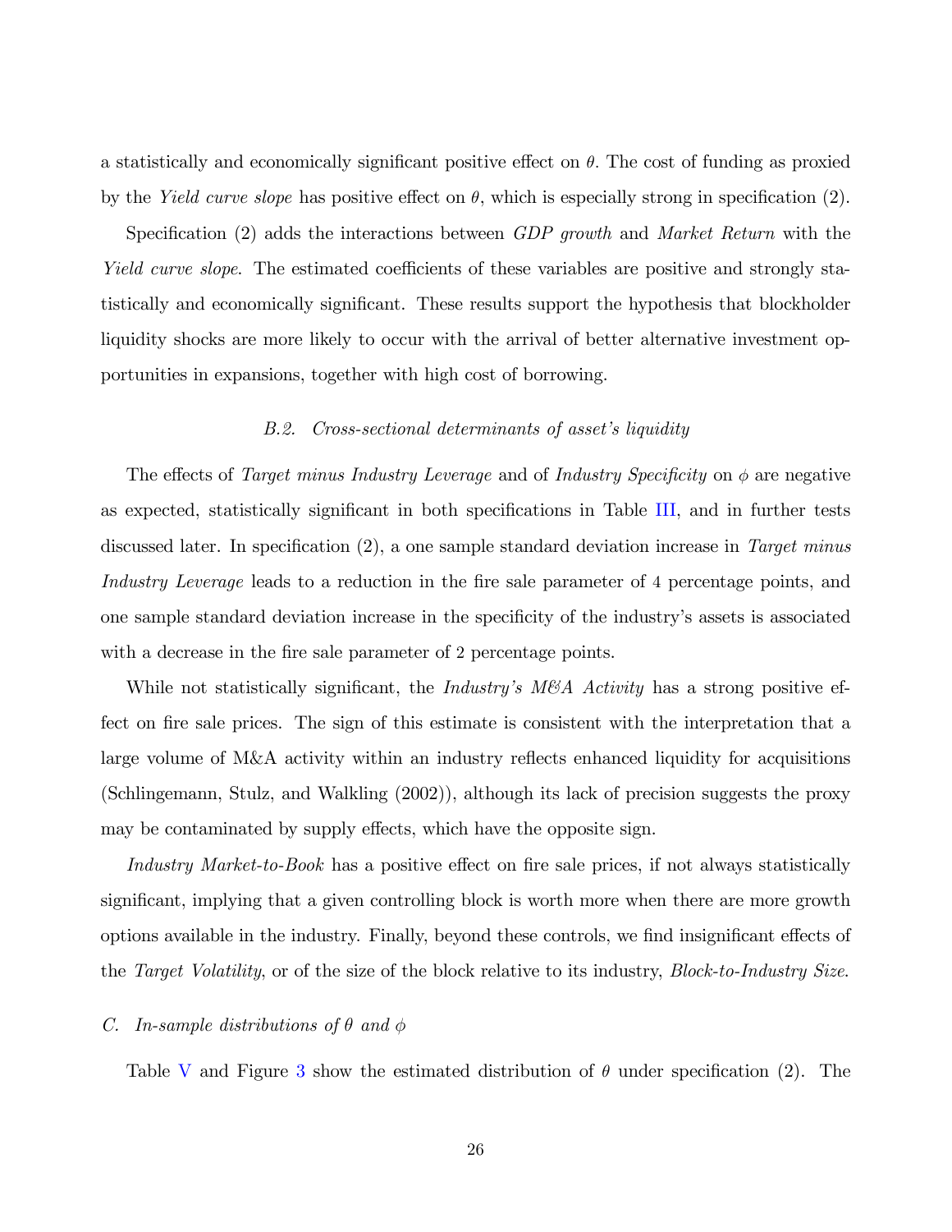a statistically and economically significant positive effect on $\theta$. The cost of funding as proxied by the *Yield curve slope* has positive effect on $\theta$, which is especially strong in specification (2).

Specification (2) adds the interactions between *GDP growth* and *Market Return* with the *Yield curve slope*. The estimated coefficients of these variables are positive and strongly statistically and economically significant. These results support the hypothesis that blockholder liquidity shocks are more likely to occur with the arrival of better alternative investment opportunities in expansions, together with high cost of borrowing.

### B.2. Cross-sectional determinants of asset's liquidity

The effects of *Target minus Industry Leverage* and of *Industry Specificity* on $\phi$ are negative as expected, statistically significant in both specifications in Table III, and in further tests discussed later. In specification (2), a one sample standard deviation increase in *Target minus Industry Leverage* leads to a reduction in the fire sale parameter of 4 percentage points, and one sample standard deviation increase in the specificity of the industry's assets is associated with a decrease in the fire sale parameter of 2 percentage points.

While not statistically significant, the *Industry's M&A Activity* has a strong positive effect on fire sale prices. The sign of this estimate is consistent with the interpretation that a large volume of M&A activity within an industry reflects enhanced liquidity for acquisitions (Schlingemann, Stulz, and Walkling (2002)), although its lack of precision suggests the proxy may be contaminated by supply effects, which have the opposite sign.

*Industry Market-to-Book* has a positive effect on fire sale prices, if not always statistically significant, implying that a given controlling block is worth more when there are more growth options available in the industry. Finally, beyond these controls, we find insignificant effects of the *Target Volatility*, or of the size of the block relative to its industry, *Block-to-Industry Size*.

## C. In-sample distributions of $\theta$ and $\phi$

Table V and Figure 3 show the estimated distribution of $\theta$ under specification (2). The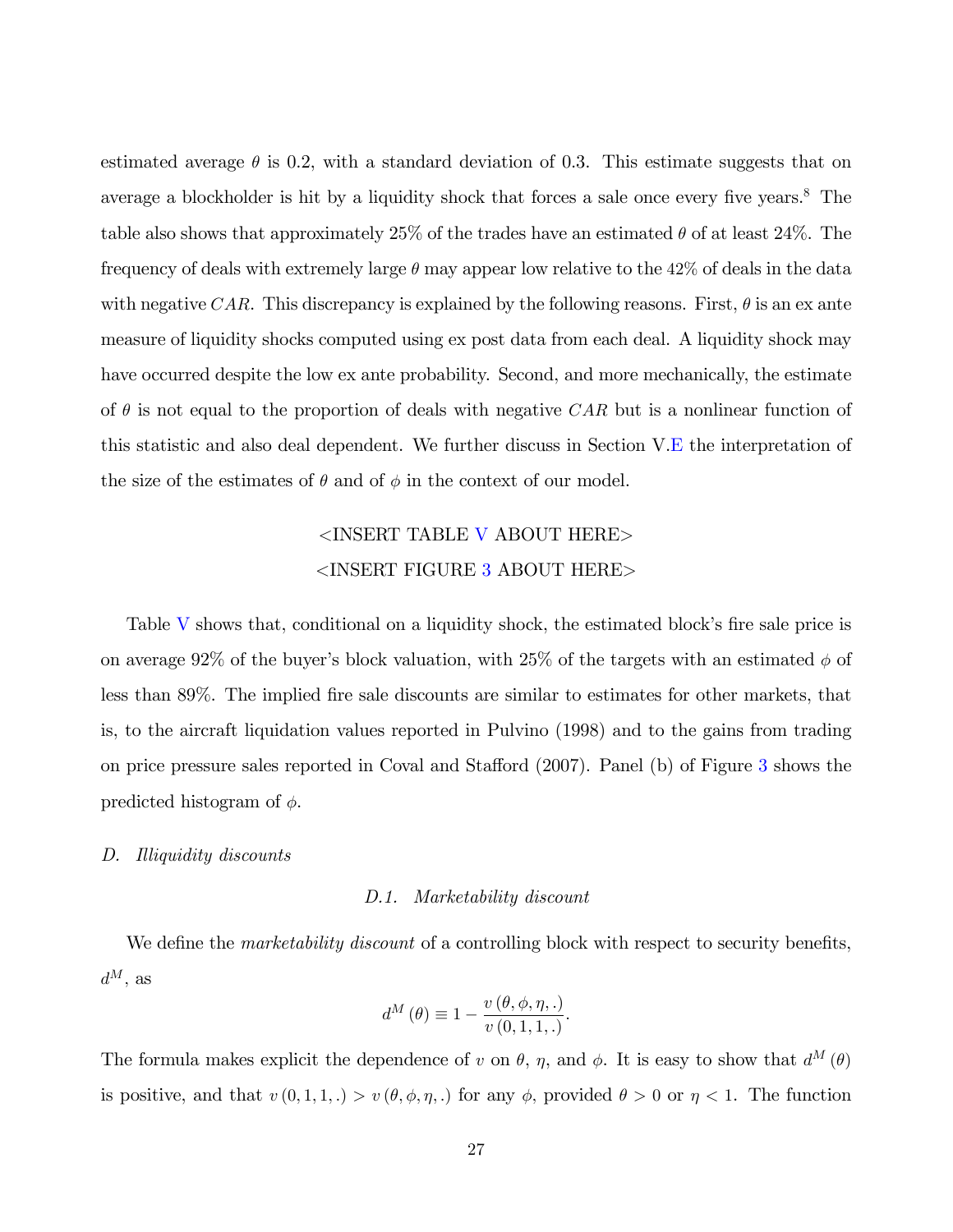estimated average $\theta$ is 0.2, with a standard deviation of 0.3. This estimate suggests that on average a blockholder is hit by a liquidity shock that forces a sale once every five years.[8] The table also shows that approximately 25% of the trades have an estimated $\theta$ of at least 24%. The frequency of deals with extremely large $\theta$ may appear low relative to the 42% of deals in the data with negative $CAR$. This discrepancy is explained by the following reasons. First, $\theta$ is an ex ante measure of liquidity shocks computed using ex post data from each deal. A liquidity shock may have occurred despite the low ex ante probability. Second, and more mechanically, the estimate of $\theta$ is not equal to the proportion of deals with negative $CAR$ but is a nonlinear function of this statistic and also deal dependent. We further discuss in Section V.E the interpretation of the size of the estimates of $\theta$ and of $\phi$ in the context of our model.

<INSERT TABLE V ABOUT HERE>

<INSERT FIGURE 3 ABOUT HERE>

Table V shows that, conditional on a liquidity shock, the estimated block's fire sale price is on average 92% of the buyer's block valuation, with 25% of the targets with an estimated $\phi$ of less than 89%. The implied fire sale discounts are similar to estimates for other markets, that is, to the aircraft liquidation values reported in Pulvino (1998) and to the gains from trading on price pressure sales reported in Coval and Stafford (2007). Panel (b) of Figure 3 shows the predicted histogram of $\phi$.

## *D. Illiquidity discounts*

### *D.1. Marketability discount*

We define the *marketability discount* of a controlling block with respect to security benefits, $d^M$, as

$$d^M(\theta) \equiv 1 - \frac{v(\theta, \phi, \eta, .)}{v(0, 1, 1, .)}.$$

The formula makes explicit the dependence of $v$ on $\theta$, $\eta$, and $\phi$. It is easy to show that $d^M(\theta)$ is positive, and that $v(0, 1, 1, .) > v(\theta, \phi, \eta, .)$ for any $\phi$, provided $\theta > 0$ or $\eta < 1$. The function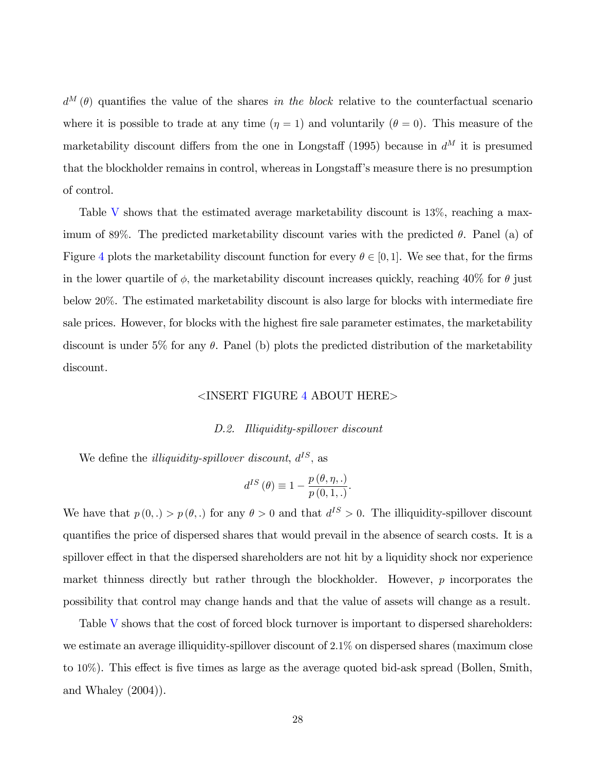$d^M(\theta)$ quantifies the value of the shares *in the block* relative to the counterfactual scenario where it is possible to trade at any time ($\eta = 1$) and voluntarily ($\theta = 0$). This measure of the marketability discount differs from the one in Longstaff (1995) because in $d^M$ it is presumed that the blockholder remains in control, whereas in Longstaff's measure there is no presumption of control.

Table V shows that the estimated average marketability discount is 13%, reaching a maximum of 89%. The predicted marketability discount varies with the predicted $\theta$. Panel (a) of Figure 4 plots the marketability discount function for every $\theta \in [0, 1]$. We see that, for the firms in the lower quartile of $\phi$, the marketability discount increases quickly, reaching 40% for $\theta$ just below 20%. The estimated marketability discount is also large for blocks with intermediate fire sale prices. However, for blocks with the highest fire sale parameter estimates, the marketability discount is under 5% for any $\theta$. Panel (b) plots the predicted distribution of the marketability discount.

<INSERT FIGURE 4 ABOUT HERE>

### *D.2. Illiquidity-spillover discount*

We define the *illiquidity-spillover discount*, $d^{IS}$, as

$$d^{IS}(\theta) \equiv 1 - \frac{p(\theta, \eta, .)}{p(0, 1, .)}.$$

We have that $p(0, .) > p(\theta, .)$ for any $\theta > 0$ and that $d^{IS} > 0$. The illiquidity-spillover discount quantifies the price of dispersed shares that would prevail in the absence of search costs. It is a spillover effect in that the dispersed shareholders are not hit by a liquidity shock nor experience market thinness directly but rather through the blockholder. However, $p$ incorporates the possibility that control may change hands and that the value of assets will change as a result.

Table V shows that the cost of forced block turnover is important to dispersed shareholders: we estimate an average illiquidity-spillover discount of 2.1% on dispersed shares (maximum close to 10%). This effect is five times as large as the average quoted bid-ask spread (Bollen, Smith, and Whaley (2004)).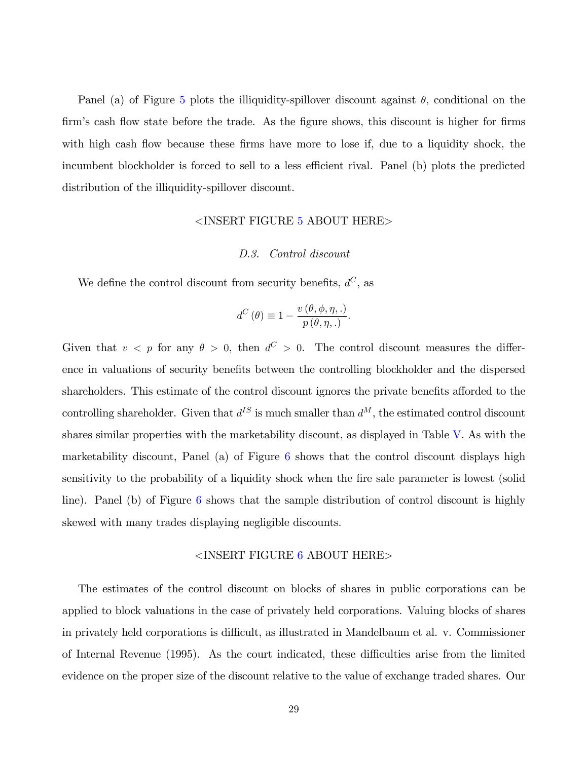Panel (a) of Figure 5 plots the illiquidity-spillover discount against $\theta$, conditional on the firm's cash flow state before the trade. As the figure shows, this discount is higher for firms with high cash flow because these firms have more to lose if, due to a liquidity shock, the incumbent blockholder is forced to sell to a less efficient rival. Panel (b) plots the predicted distribution of the illiquidity-spillover discount.

<INSERT FIGURE 5 ABOUT HERE>

### *D.3. Control discount*

We define the control discount from security benefits, $d^C$, as

$$d^C(\theta) \equiv 1 - \frac{v(\theta, \phi, \eta, .)}{p(\theta, \eta, .)}.$$

Given that $v < p$ for any $\theta > 0$, then $d^C > 0$. The control discount measures the difference in valuations of security benefits between the controlling blockholder and the dispersed shareholders. This estimate of the control discount ignores the private benefits afforded to the controlling shareholder. Given that $d^{IS}$ is much smaller than $d^M$, the estimated control discount shares similar properties with the marketability discount, as displayed in Table V. As with the marketability discount, Panel (a) of Figure 6 shows that the control discount displays high sensitivity to the probability of a liquidity shock when the fire sale parameter is lowest (solid line). Panel (b) of Figure 6 shows that the sample distribution of control discount is highly skewed with many trades displaying negligible discounts.

<INSERT FIGURE 6 ABOUT HERE>

The estimates of the control discount on blocks of shares in public corporations can be applied to block valuations in the case of privately held corporations. Valuing blocks of shares in privately held corporations is difficult, as illustrated in Mandelbaum et al. v. Commissioner of Internal Revenue (1995). As the court indicated, these difficulties arise from the limited evidence on the proper size of the discount relative to the value of exchange traded shares. Our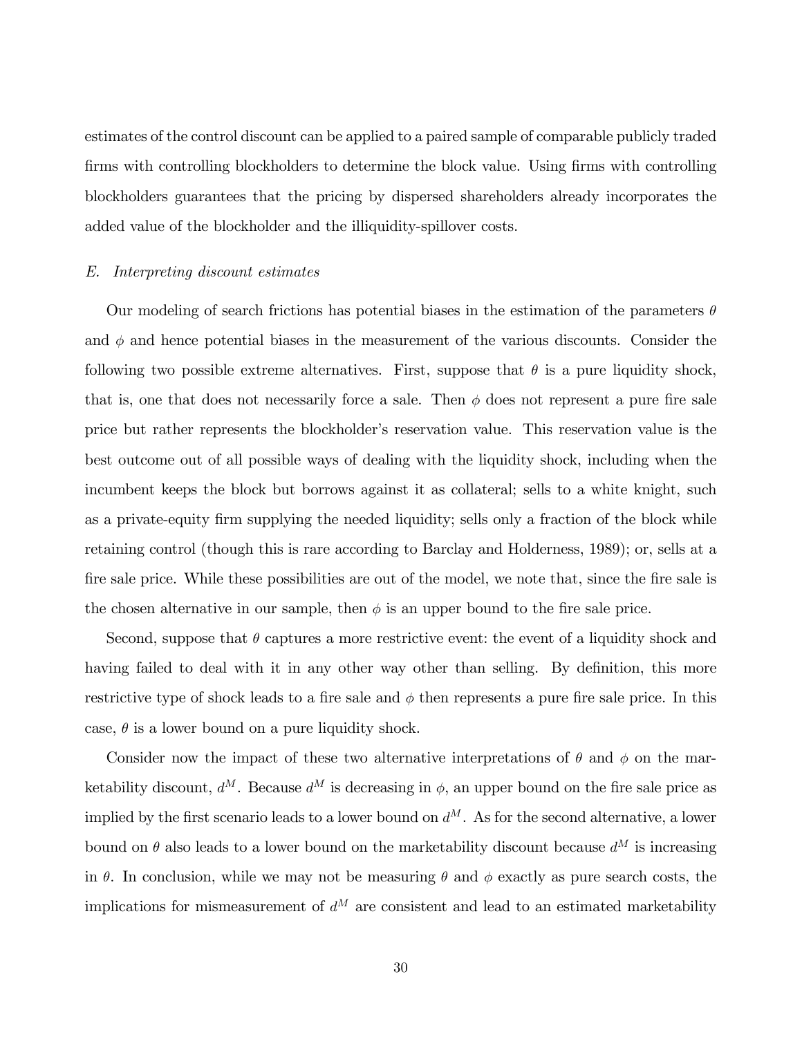estimates of the control discount can be applied to a paired sample of comparable publicly traded firms with controlling blockholders to determine the block value. Using firms with controlling blockholders guarantees that the pricing by dispersed shareholders already incorporates the added value of the blockholder and the illiquidity-spillover costs.

### *E. Interpreting discount estimates*

Our modeling of search frictions has potential biases in the estimation of the parameters $\theta$ and $\phi$ and hence potential biases in the measurement of the various discounts. Consider the following two possible extreme alternatives. First, suppose that $\theta$ is a pure liquidity shock, that is, one that does not necessarily force a sale. Then $\phi$ does not represent a pure fire sale price but rather represents the blockholder's reservation value. This reservation value is the best outcome out of all possible ways of dealing with the liquidity shock, including when the incumbent keeps the block but borrows against it as collateral; sells to a white knight, such as a private-equity firm supplying the needed liquidity; sells only a fraction of the block while retaining control (though this is rare according to Barclay and Holderness, 1989); or, sells at a fire sale price. While these possibilities are out of the model, we note that, since the fire sale is the chosen alternative in our sample, then $\phi$ is an upper bound to the fire sale price.

Second, suppose that $\theta$ captures a more restrictive event: the event of a liquidity shock and having failed to deal with it in any other way other than selling. By definition, this more restrictive type of shock leads to a fire sale and $\phi$ then represents a pure fire sale price. In this case, $\theta$ is a lower bound on a pure liquidity shock.

Consider now the impact of these two alternative interpretations of $\theta$ and $\phi$ on the marketability discount, $d^M$. Because $d^M$ is decreasing in $\phi$, an upper bound on the fire sale price as implied by the first scenario leads to a lower bound on $d^M$. As for the second alternative, a lower bound on $\theta$ also leads to a lower bound on the marketability discount because $d^M$ is increasing in $\theta$. In conclusion, while we may not be measuring $\theta$ and $\phi$ exactly as pure search costs, the implications for mismeasurement of $d^M$ are consistent and lead to an estimated marketability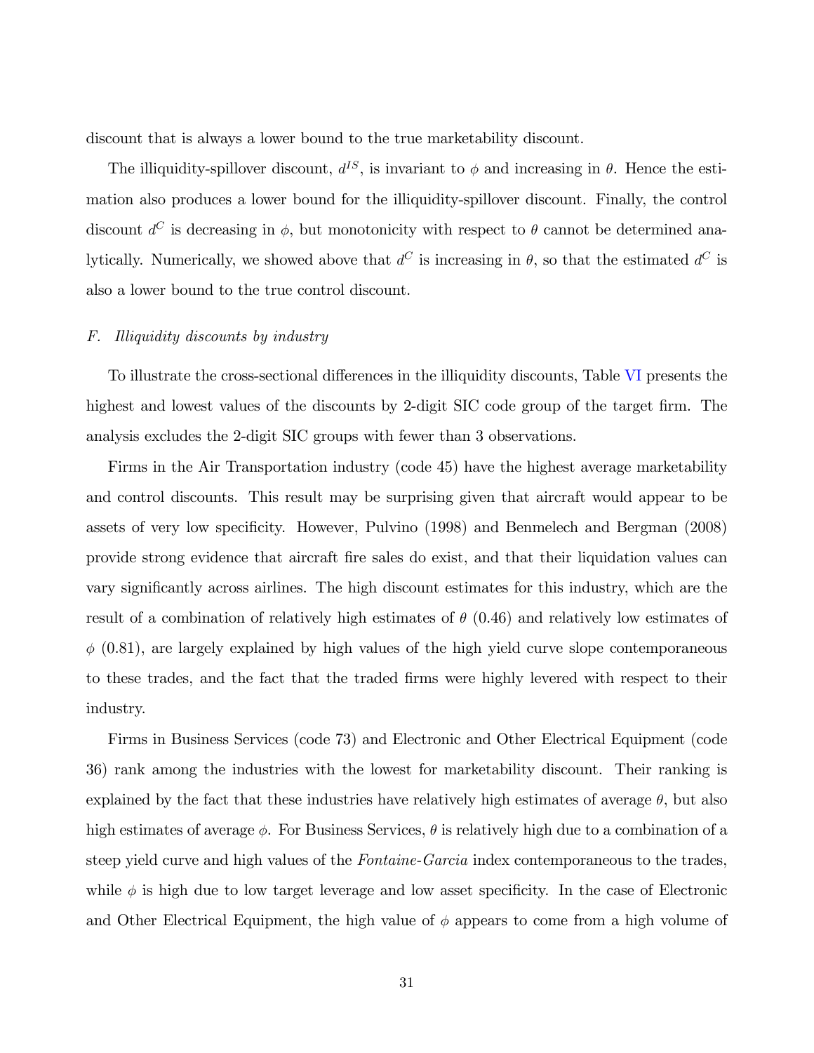discount that is always a lower bound to the true marketability discount.

The illiquidity-spillover discount, $d^{IS}$, is invariant to $\phi$ and increasing in $\theta$. Hence the estimation also produces a lower bound for the illiquidity-spillover discount. Finally, the control discount $d^C$ is decreasing in $\phi$, but monotonicity with respect to $\theta$ cannot be determined analytically. Numerically, we showed above that $d^C$ is increasing in $\theta$, so that the estimated $d^C$ is also a lower bound to the true control discount.

### F. *Illiquidity discounts by industry*

To illustrate the cross-sectional differences in the illiquidity discounts, Table VI presents the highest and lowest values of the discounts by 2-digit SIC code group of the target firm. The analysis excludes the 2-digit SIC groups with fewer than 3 observations.

Firms in the Air Transportation industry (code 45) have the highest average marketability and control discounts. This result may be surprising given that aircraft would appear to be assets of very low specificity. However, Pulvino (1998) and Benmelech and Bergman (2008) provide strong evidence that aircraft fire sales do exist, and that their liquidation values can vary significantly across airlines. The high discount estimates for this industry, which are the result of a combination of relatively high estimates of $\theta$ (0.46) and relatively low estimates of $\phi$ (0.81), are largely explained by high values of the high yield curve slope contemporaneous to these trades, and the fact that the traded firms were highly levered with respect to their industry.

Firms in Business Services (code 73) and Electronic and Other Electrical Equipment (code 36) rank among the industries with the lowest for marketability discount. Their ranking is explained by the fact that these industries have relatively high estimates of average $\theta$, but also high estimates of average $\phi$. For Business Services, $\theta$ is relatively high due to a combination of a steep yield curve and high values of the *Fontaine-Garcia* index contemporaneous to the trades, while $\phi$ is high due to low target leverage and low asset specificity. In the case of Electronic and Other Electrical Equipment, the high value of $\phi$ appears to come from a high volume of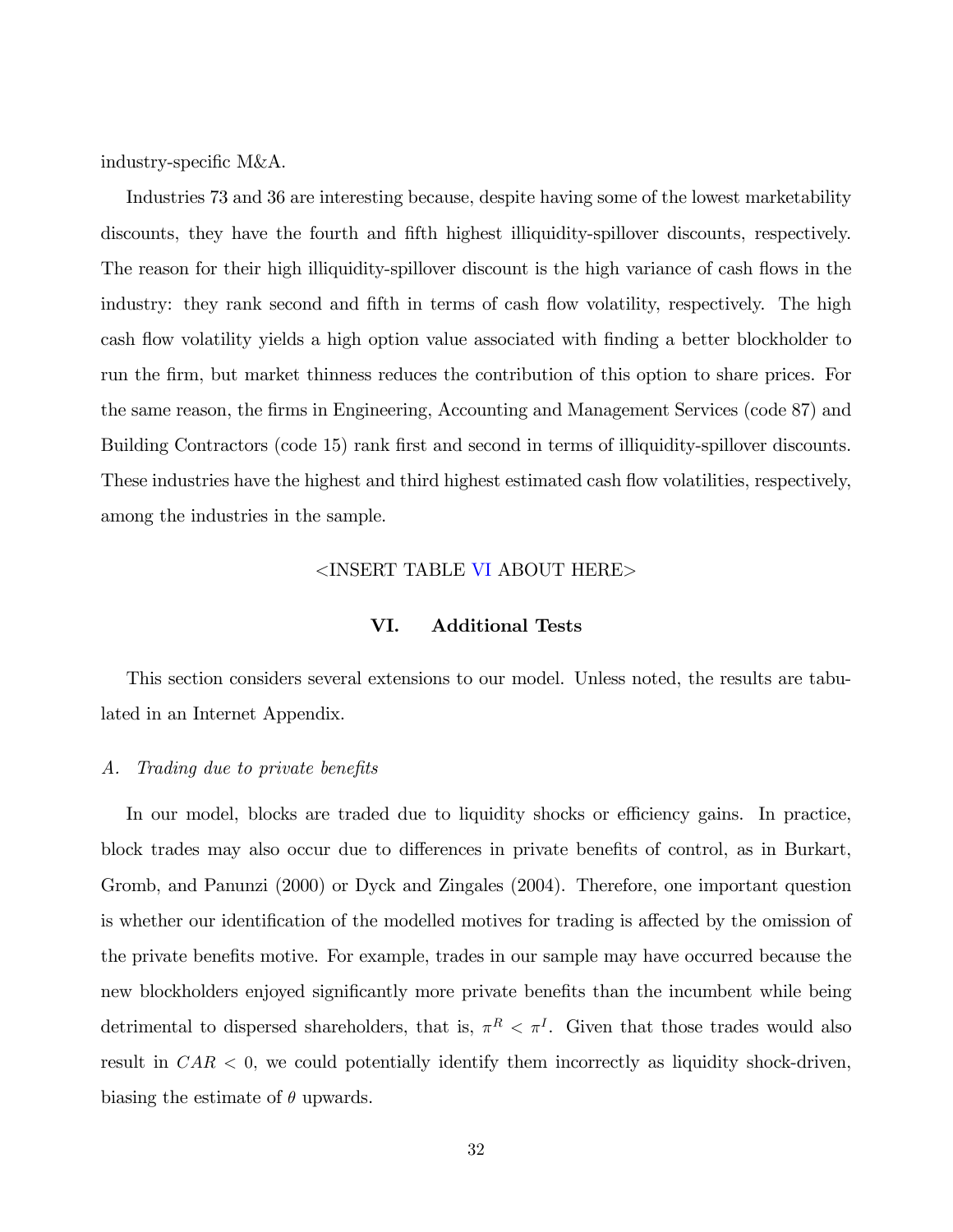industry-specific M&A.

Industries 73 and 36 are interesting because, despite having some of the lowest marketability discounts, they have the fourth and fifth highest illiquidity-spillover discounts, respectively. The reason for their high illiquidity-spillover discount is the high variance of cash flows in the industry: they rank second and fifth in terms of cash flow volatility, respectively. The high cash flow volatility yields a high option value associated with finding a better blockholder to run the firm, but market thinness reduces the contribution of this option to share prices. For the same reason, the firms in Engineering, Accounting and Management Services (code 87) and Building Contractors (code 15) rank first and second in terms of illiquidity-spillover discounts. These industries have the highest and third highest estimated cash flow volatilities, respectively, among the industries in the sample.

<INSERT TABLE VI ABOUT HERE>

## VI. Additional Tests

This section considers several extensions to our model. Unless noted, the results are tabulated in an Internet Appendix.

### *A. Trading due to private benefits*

In our model, blocks are traded due to liquidity shocks or efficiency gains. In practice, block trades may also occur due to differences in private benefits of control, as in Burkart, Gromb, and Panunzi (2000) or Dyck and Zingales (2004). Therefore, one important question is whether our identification of the modelled motives for trading is affected by the omission of the private benefits motive. For example, trades in our sample may have occurred because the new blockholders enjoyed significantly more private benefits than the incumbent while being detrimental to dispersed shareholders, that is, $\pi^R < \pi^I$. Given that those trades would also result in $CAR < 0$, we could potentially identify them incorrectly as liquidity shock-driven, biasing the estimate of $\theta$ upwards.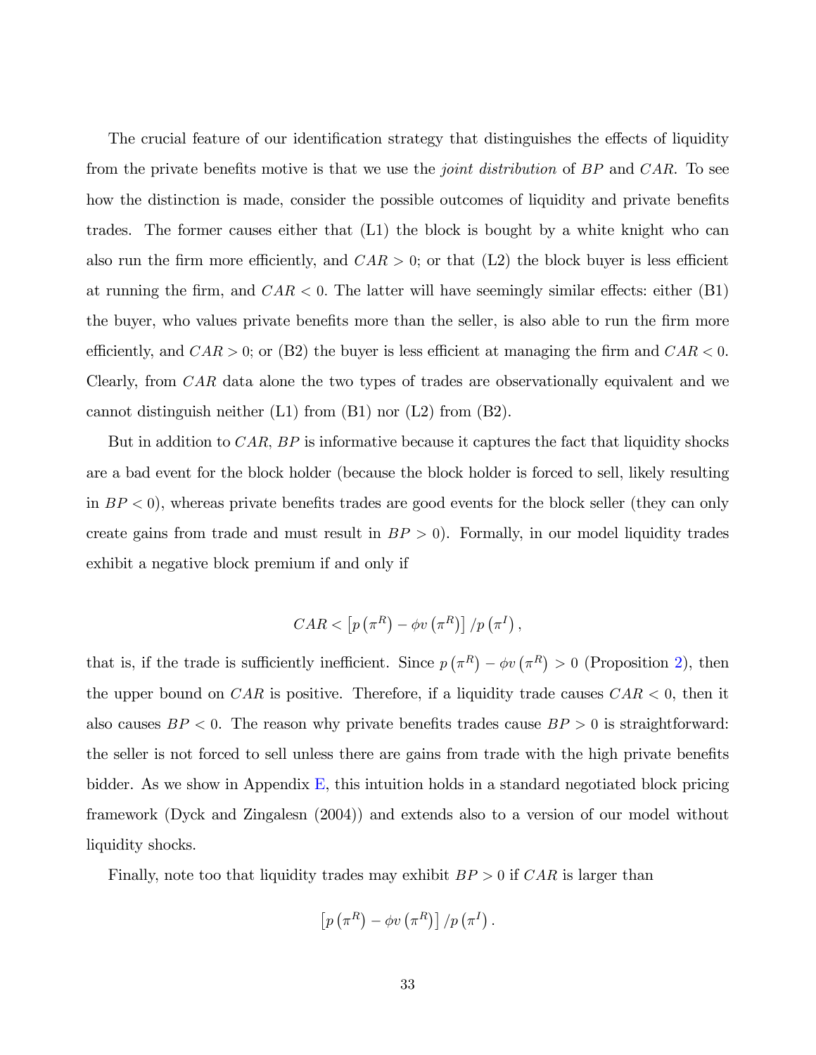The crucial feature of our identification strategy that distinguishes the effects of liquidity from the private benefits motive is that we use the *joint distribution* of $BP$ and $CAR$. To see how the distinction is made, consider the possible outcomes of liquidity and private benefits trades. The former causes either that (L1) the block is bought by a white knight who can also run the firm more efficiently, and $CAR > 0$; or that (L2) the block buyer is less efficient at running the firm, and $CAR < 0$. The latter will have seemingly similar effects: either (B1) the buyer, who values private benefits more than the seller, is also able to run the firm more efficiently, and $CAR > 0$; or (B2) the buyer is less efficient at managing the firm and $CAR < 0$. Clearly, from $CAR$ data alone the two types of trades are observationally equivalent and we cannot distinguish neither (L1) from (B1) nor (L2) from (B2).

But in addition to $CAR$, $BP$ is informative because it captures the fact that liquidity shocks are a bad event for the block holder (because the block holder is forced to sell, likely resulting in $BP < 0$), whereas private benefits trades are good events for the block seller (they can only create gains from trade and must result in $BP > 0$). Formally, in our model liquidity trades exhibit a negative block premium if and only if

$$CAR < \left[p\left(\pi^R\right) - \phi v\left(\pi^R\right)\right] / p\left(\pi^I\right),$$

that is, if the trade is sufficiently inefficient. Since $p\left(\pi^R\right) - \phi v\left(\pi^R\right) > 0$ (Proposition 2), then the upper bound on $CAR$ is positive. Therefore, if a liquidity trade causes $CAR < 0$, then it also causes $BP < 0$. The reason why private benefits trades cause $BP > 0$ is straightforward: the seller is not forced to sell unless there are gains from trade with the high private benefits bidder. As we show in Appendix E, this intuition holds in a standard negotiated block pricing framework (Dyck and Zingalesn (2004)) and extends also to a version of our model without liquidity shocks.

Finally, note too that liquidity trades may exhibit $BP > 0$ if $CAR$ is larger than

$$\left[p\left(\pi^R\right) - \phi v\left(\pi^R\right)\right] / p\left(\pi^I\right).$$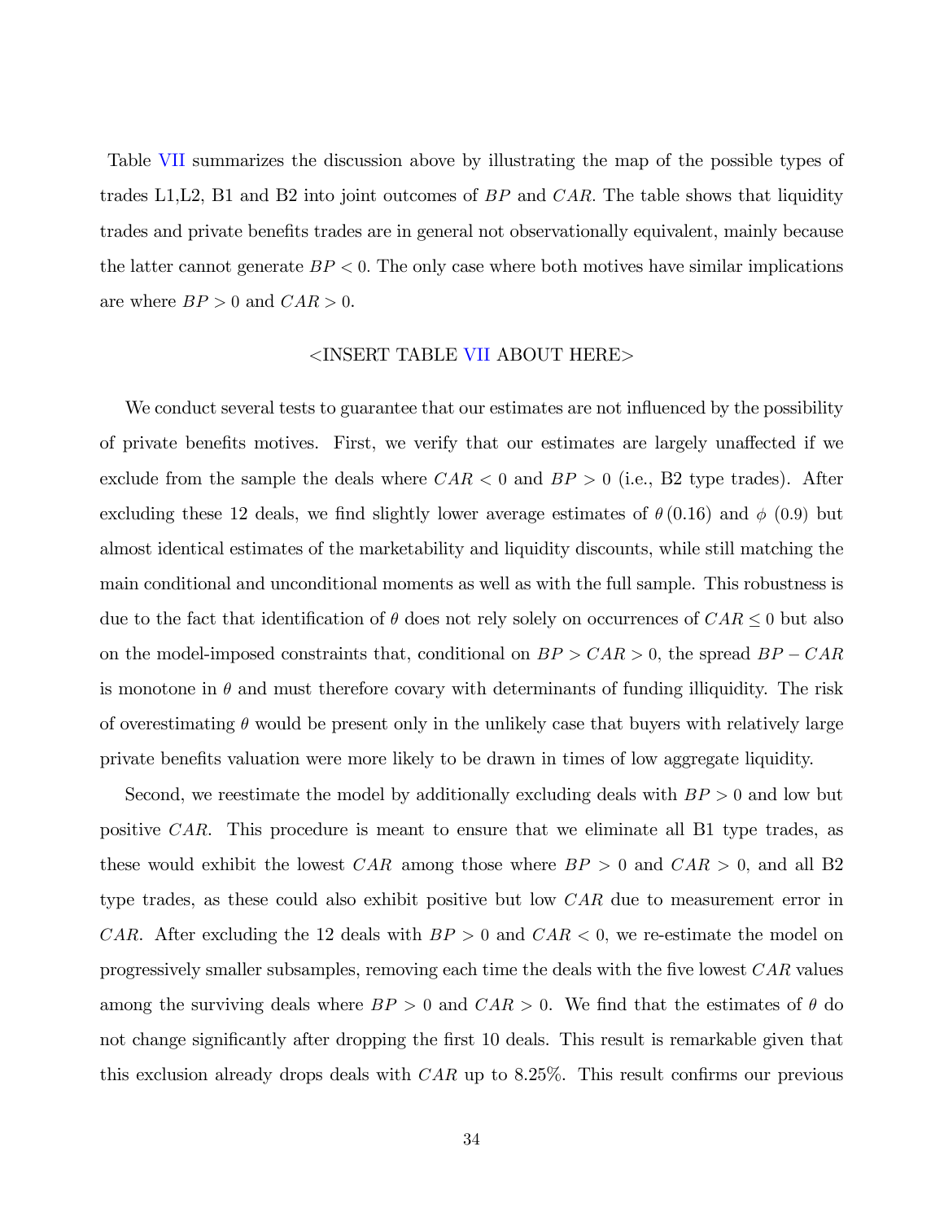Table VII summarizes the discussion above by illustrating the map of the possible types of trades L1,L2, B1 and B2 into joint outcomes of $BP$ and $CAR$. The table shows that liquidity trades and private benefits trades are in general not observationally equivalent, mainly because the latter cannot generate $BP < 0$. The only case where both motives have similar implications are where $BP > 0$ and $CAR > 0$.

<INSERT TABLE VII ABOUT HERE>

We conduct several tests to guarantee that our estimates are not influenced by the possibility of private benefits motives. First, we verify that our estimates are largely unaffected if we exclude from the sample the deals where $CAR < 0$ and $BP > 0$ (i.e., B2 type trades). After excluding these 12 deals, we find slightly lower average estimates of $\theta\,(0.16)$ and $\phi$ (0.9) but almost identical estimates of the marketability and liquidity discounts, while still matching the main conditional and unconditional moments as well as with the full sample. This robustness is due to the fact that identification of $\theta$ does not rely solely on occurrences of $CAR \leq 0$ but also on the model-imposed constraints that, conditional on $BP > CAR > 0$, the spread $BP - CAR$ is monotone in $\theta$ and must therefore covary with determinants of funding illiquidity. The risk of overestimating $\theta$ would be present only in the unlikely case that buyers with relatively large private benefits valuation were more likely to be drawn in times of low aggregate liquidity.

Second, we reestimate the model by additionally excluding deals with $BP > 0$ and low but positive $CAR$. This procedure is meant to ensure that we eliminate all B1 type trades, as these would exhibit the lowest $CAR$ among those where $BP > 0$ and $CAR > 0$, and all B2 type trades, as these could also exhibit positive but low $CAR$ due to measurement error in $CAR$. After excluding the 12 deals with $BP > 0$ and $CAR < 0$, we re-estimate the model on progressively smaller subsamples, removing each time the deals with the five lowest $CAR$ values among the surviving deals where $BP > 0$ and $CAR > 0$. We find that the estimates of $\theta$ do not change significantly after dropping the first 10 deals. This result is remarkable given that this exclusion already drops deals with $CAR$ up to 8.25%. This result confirms our previous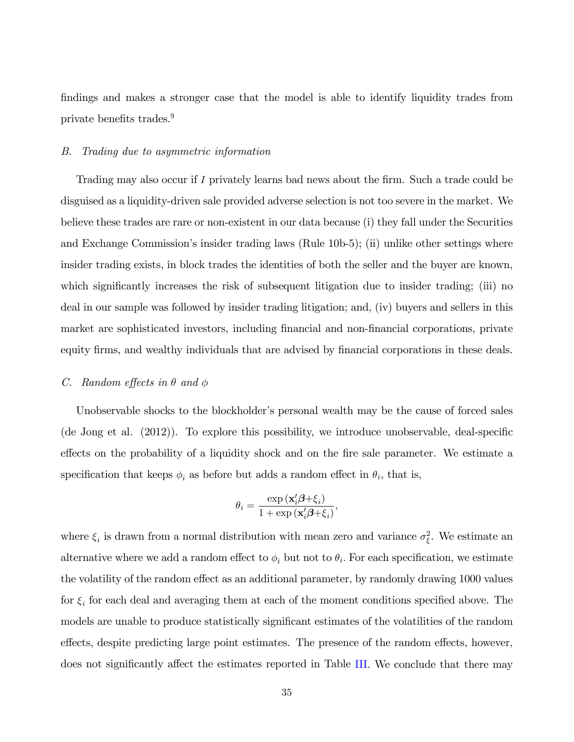findings and makes a stronger case that the model is able to identify liquidity trades from private benefits trades.[9]

### B. *Trading due to asymmetric information*

Trading may also occur if $I$ privately learns bad news about the firm. Such a trade could be disguised as a liquidity-driven sale provided adverse selection is not too severe in the market. We believe these trades are rare or non-existent in our data because (i) they fall under the Securities and Exchange Commission's insider trading laws (Rule 10b-5); (ii) unlike other settings where insider trading exists, in block trades the identities of both the seller and the buyer are known, which significantly increases the risk of subsequent litigation due to insider trading; (iii) no deal in our sample was followed by insider trading litigation; and, (iv) buyers and sellers in this market are sophisticated investors, including financial and non-financial corporations, private equity firms, and wealthy individuals that are advised by financial corporations in these deals.

### C. *Random effects in $\theta$ and $\phi$*

Unobservable shocks to the blockholder's personal wealth may be the cause of forced sales (de Jong et al. (2012)). To explore this possibility, we introduce unobservable, deal-specific effects on the probability of a liquidity shock and on the fire sale parameter. We estimate a specification that keeps $\phi_i$ as before but adds a random effect in $\theta_i$, that is,

$$\theta_i = \frac{\exp\left(\mathbf{x}_i'\boldsymbol{\beta}+\xi_i\right)}{1+\exp\left(\mathbf{x}_i'\boldsymbol{\beta}+\xi_i\right)},$$

where $\xi_i$ is drawn from a normal distribution with mean zero and variance $\sigma_\xi^2$. We estimate an alternative where we add a random effect to $\phi_i$ but not to $\theta_i$. For each specification, we estimate the volatility of the random effect as an additional parameter, by randomly drawing 1000 values for $\xi_i$ for each deal and averaging them at each of the moment conditions specified above. The models are unable to produce statistically significant estimates of the volatilities of the random effects, despite predicting large point estimates. The presence of the random effects, however, does not significantly affect the estimates reported in Table III. We conclude that there may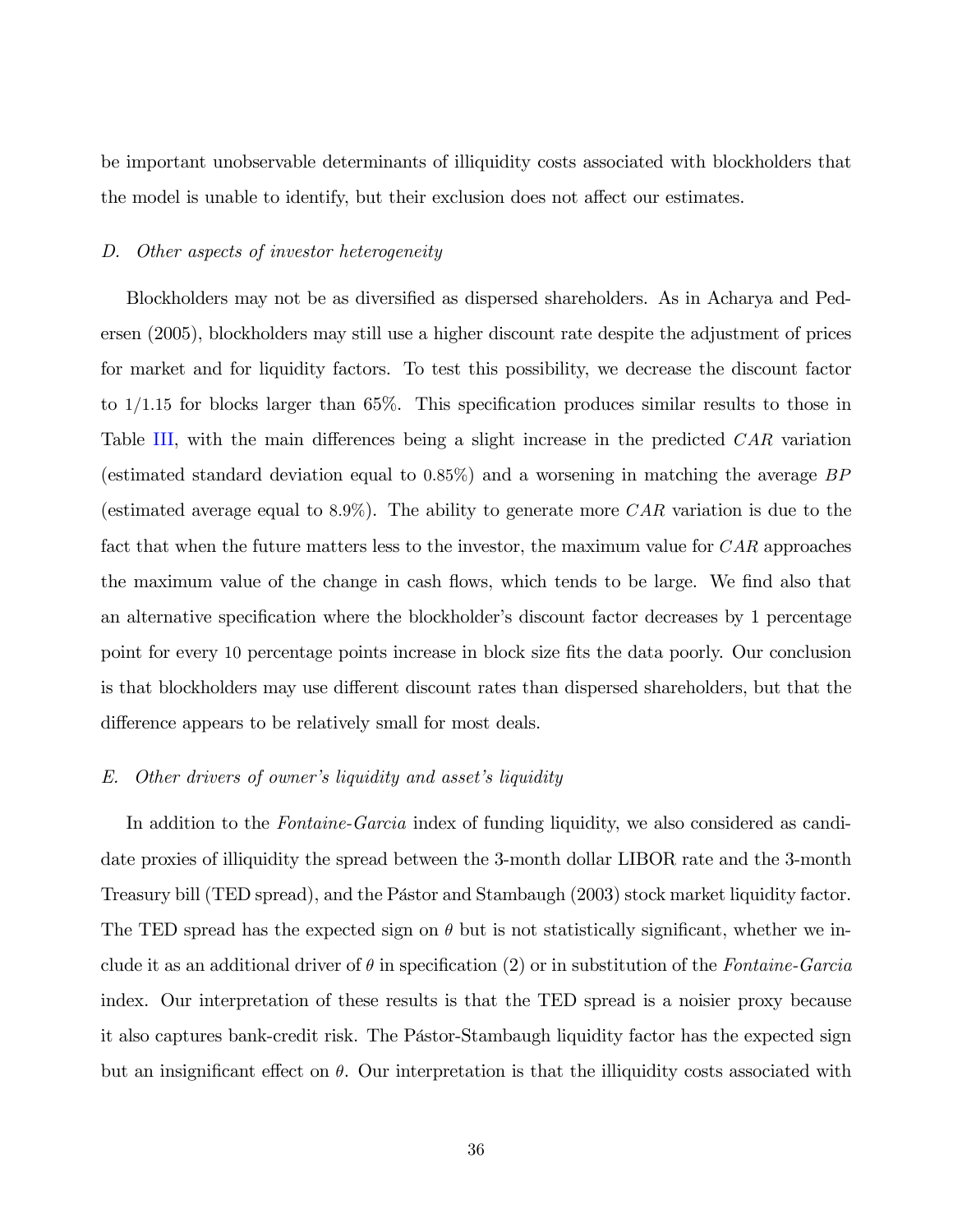be important unobservable determinants of illiquidity costs associated with blockholders that the model is unable to identify, but their exclusion does not affect our estimates.

### *D. Other aspects of investor heterogeneity*

Blockholders may not be as diversified as dispersed shareholders. As in Acharya and Pedersen (2005), blockholders may still use a higher discount rate despite the adjustment of prices for market and for liquidity factors. To test this possibility, we decrease the discount factor to 1/1.15 for blocks larger than 65%. This specification produces similar results to those in Table III, with the main differences being a slight increase in the predicted $CAR$ variation (estimated standard deviation equal to 0.85%) and a worsening in matching the average $BP$ (estimated average equal to 8.9%). The ability to generate more $CAR$ variation is due to the fact that when the future matters less to the investor, the maximum value for $CAR$ approaches the maximum value of the change in cash flows, which tends to be large. We find also that an alternative specification where the blockholder's discount factor decreases by 1 percentage point for every 10 percentage points increase in block size fits the data poorly. Our conclusion is that blockholders may use different discount rates than dispersed shareholders, but that the difference appears to be relatively small for most deals.

### *E. Other drivers of owner's liquidity and asset's liquidity*

In addition to the *Fontaine-Garcia* index of funding liquidity, we also considered as candidate proxies of illiquidity the spread between the 3-month dollar LIBOR rate and the 3-month Treasury bill (TED spread), and the Pástor and Stambaugh (2003) stock market liquidity factor. The TED spread has the expected sign on $\theta$ but is not statistically significant, whether we include it as an additional driver of $\theta$ in specification (2) or in substitution of the *Fontaine-Garcia* index. Our interpretation of these results is that the TED spread is a noisier proxy because it also captures bank-credit risk. The Pástor-Stambaugh liquidity factor has the expected sign but an insignificant effect on $\theta$. Our interpretation is that the illiquidity costs associated with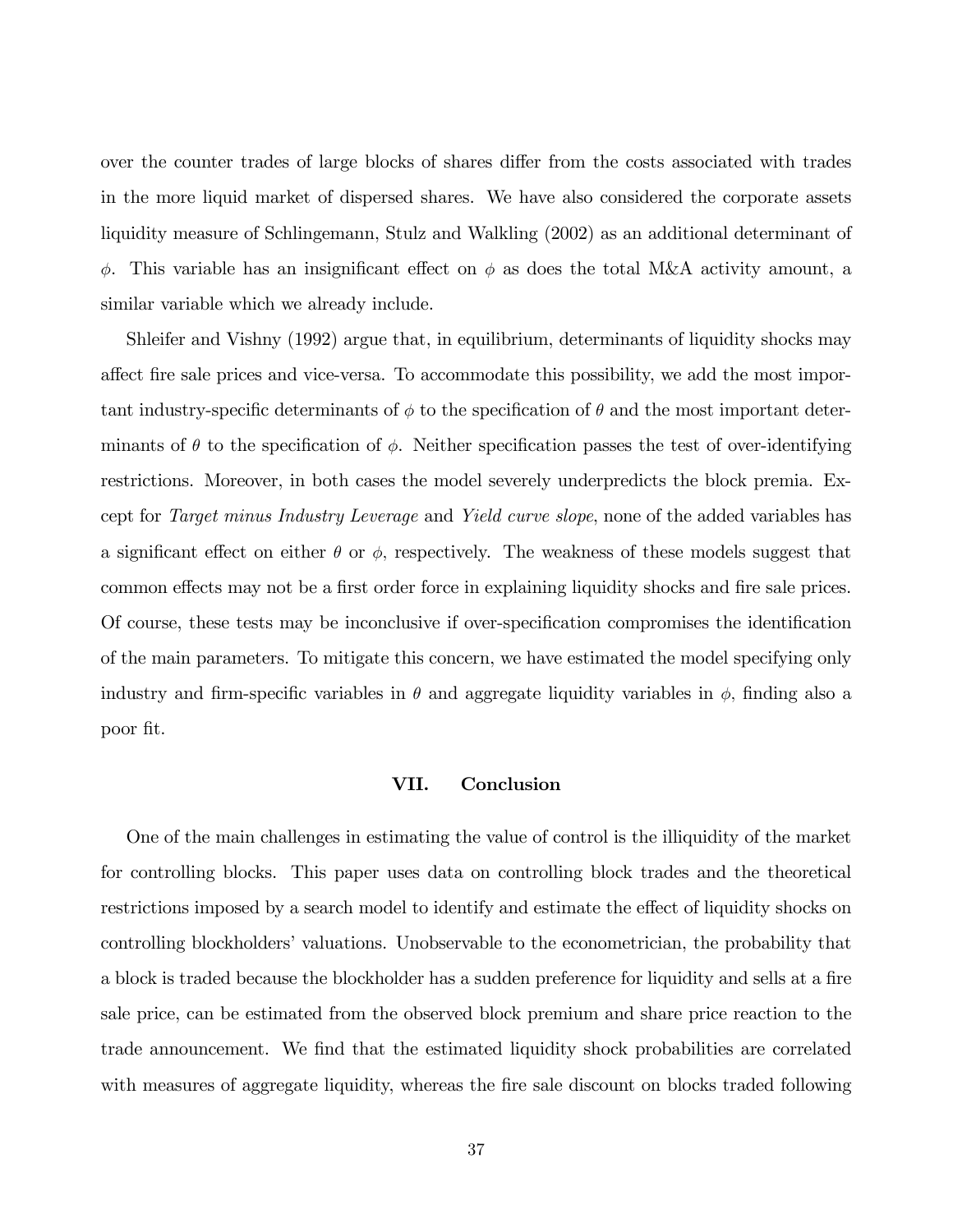over the counter trades of large blocks of shares differ from the costs associated with trades in the more liquid market of dispersed shares. We have also considered the corporate assets liquidity measure of Schlingemann, Stulz and Walkling (2002) as an additional determinant of $\phi$. This variable has an insignificant effect on $\phi$ as does the total M&A activity amount, a similar variable which we already include.

Shleifer and Vishny (1992) argue that, in equilibrium, determinants of liquidity shocks may affect fire sale prices and vice-versa. To accommodate this possibility, we add the most important industry-specific determinants of $\phi$ to the specification of $\theta$ and the most important determinants of $\theta$ to the specification of $\phi$. Neither specification passes the test of over-identifying restrictions. Moreover, in both cases the model severely underpredicts the block premia. Except for *Target minus Industry Leverage* and *Yield curve slope*, none of the added variables has a significant effect on either $\theta$ or $\phi$, respectively. The weakness of these models suggest that common effects may not be a first order force in explaining liquidity shocks and fire sale prices. Of course, these tests may be inconclusive if over-specification compromises the identification of the main parameters. To mitigate this concern, we have estimated the model specifying only industry and firm-specific variables in $\theta$ and aggregate liquidity variables in $\phi$, finding also a poor fit.

## VII. Conclusion

One of the main challenges in estimating the value of control is the illiquidity of the market for controlling blocks. This paper uses data on controlling block trades and the theoretical restrictions imposed by a search model to identify and estimate the effect of liquidity shocks on controlling blockholders' valuations. Unobservable to the econometrician, the probability that a block is traded because the blockholder has a sudden preference for liquidity and sells at a fire sale price, can be estimated from the observed block premium and share price reaction to the trade announcement. We find that the estimated liquidity shock probabilities are correlated with measures of aggregate liquidity, whereas the fire sale discount on blocks traded following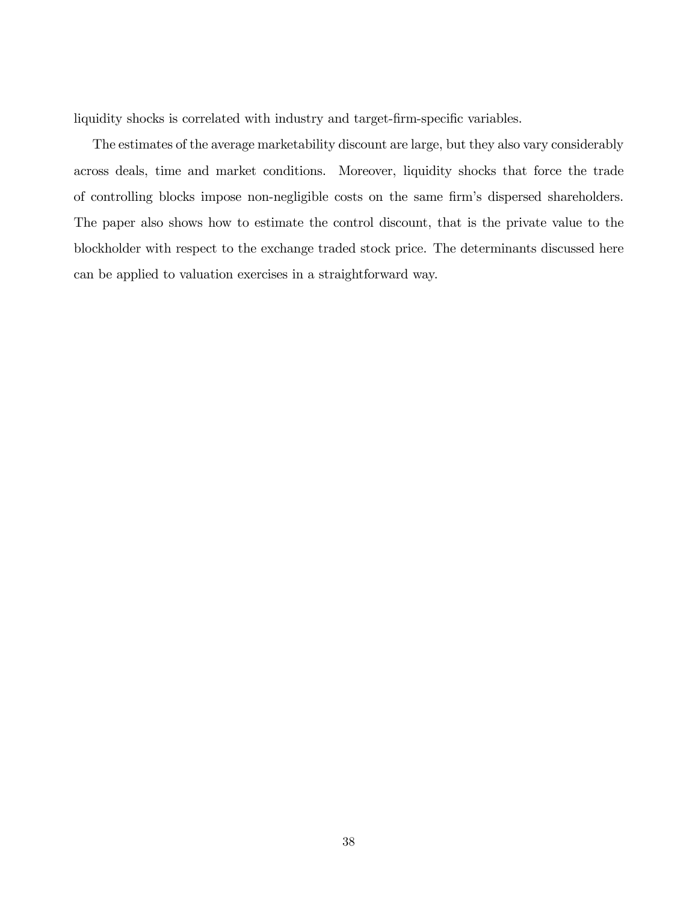liquidity shocks is correlated with industry and target-firm-specific variables.

The estimates of the average marketability discount are large, but they also vary considerably across deals, time and market conditions. Moreover, liquidity shocks that force the trade of controlling blocks impose non-negligible costs on the same firm's dispersed shareholders. The paper also shows how to estimate the control discount, that is the private value to the blockholder with respect to the exchange traded stock price. The determinants discussed here can be applied to valuation exercises in a straightforward way.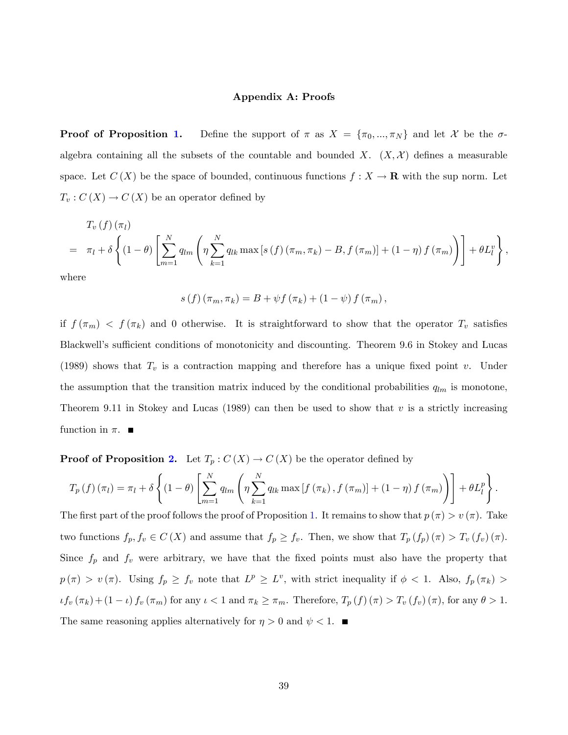## Appendix A: Proofs

**Proof of Proposition 1.** Define the support of $\pi$ as $X = \{\pi_0, ..., \pi_N\}$ and let $\mathcal{X}$ be the $\sigma$-algebra containing all the subsets of the countable and bounded $X$. $(X, \mathcal{X})$ defines a measurable space. Let $C(X)$ be the space of bounded, continuous functions $f : X \to \mathbf{R}$ with the sup norm. Let $T_v : C(X) \to C(X)$ be an operator defined by

$$
\begin{aligned}
& T_v(f)(\pi_l) \\
= \;& \pi_l + \delta \left\{ (1-\theta) \left[ \sum_{m=1}^{N} q_{lm} \left( \eta \sum_{k=1}^{N} q_{lk} \max\left[ s(f)(\pi_m, \pi_k) - B, f(\pi_m) \right] + (1-\eta) f(\pi_m) \right) \right] + \theta L_l^v \right\},
\end{aligned}
$$

where

$$
s(f)(\pi_m, \pi_k) = B + \psi f(\pi_k) + (1-\psi) f(\pi_m),
$$

if $f(\pi_m) < f(\pi_k)$ and 0 otherwise. It is straightforward to show that the operator $T_v$ satisfies Blackwell's sufficient conditions of monotonicity and discounting. Theorem 9.6 in Stokey and Lucas (1989) shows that $T_v$ is a contraction mapping and therefore has a unique fixed point $v$. Under the assumption that the transition matrix induced by the conditional probabilities $q_{lm}$ is monotone, Theorem 9.11 in Stokey and Lucas (1989) can then be used to show that $v$ is a strictly increasing function in $\pi$. ∎

**Proof of Proposition 2.** Let $T_p : C(X) \to C(X)$ be the operator defined by

$$
T_p(f)(\pi_l) = \pi_l + \delta \left\{ (1-\theta) \left[ \sum_{m=1}^{N} q_{lm} \left( \eta \sum_{k=1}^{N} q_{lk} \max\left[ f(\pi_k), f(\pi_m) \right] + (1-\eta) f(\pi_m) \right) \right] + \theta L_l^p \right\}.
$$

The first part of the proof follows the proof of Proposition 1. It remains to show that $p(\pi) > v(\pi)$. Take two functions $f_p, f_v \in C(X)$ and assume that $f_p \geq f_v$. Then, we show that $T_p(f_p)(\pi) > T_v(f_v)(\pi)$. Since $f_p$ and $f_v$ were arbitrary, we have that the fixed points must also have the property that $p(\pi) > v(\pi)$. Using $f_p \geq f_v$ note that $L^p \geq L^v$, with strict inequality if $\phi < 1$. Also, $f_p(\pi_k) > \iota f_v(\pi_k) + (1-\iota) f_v(\pi_m)$ for any $\iota < 1$ and $\pi_k \geq \pi_m$. Therefore, $T_p(f)(\pi) > T_v(f_v)(\pi)$, for any $\theta > 1$. The same reasoning applies alternatively for $\eta > 0$ and $\psi < 1$. ∎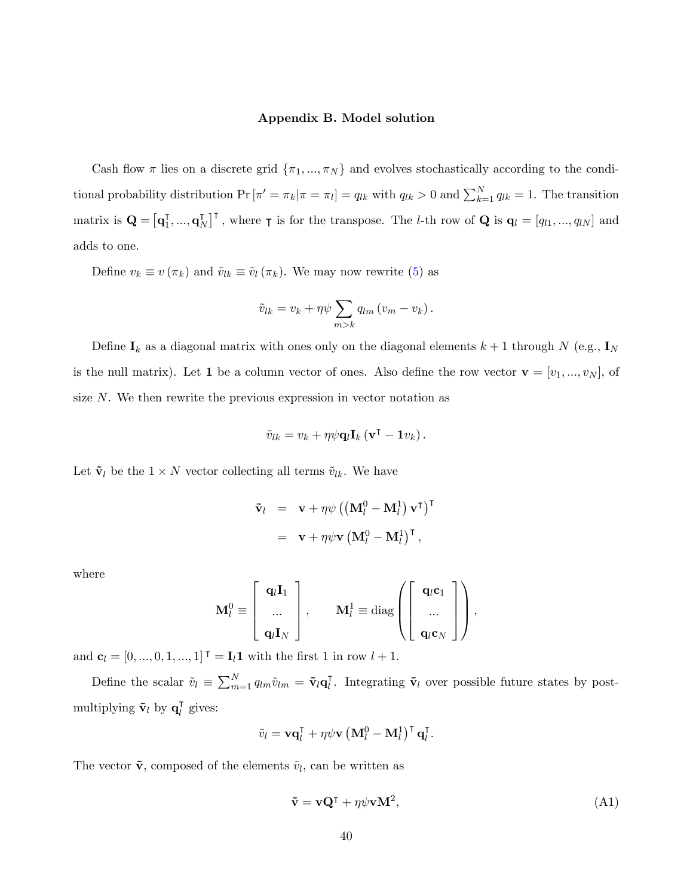## Appendix B. Model solution

Cash flow $\pi$ lies on a discrete grid $\{\pi_1, ..., \pi_N\}$ and evolves stochastically according to the conditional probability distribution $\Pr[\pi' = \pi_k | \pi = \pi_l] = q_{lk}$ with $q_{lk} > 0$ and $\sum_{k=1}^{N} q_{lk} = 1$. The transition matrix is $\mathbf{Q} = \left[\mathbf{q}_1^\intercal, ..., \mathbf{q}_N^\intercal\right]^\intercal$, where $\intercal$ is for the transpose. The $l$-th row of $\mathbf{Q}$ is $\mathbf{q}_l = [q_{l1}, ..., q_{lN}]$ and adds to one.

Define $v_k \equiv v(\pi_k)$ and $\tilde{v}_{lk} \equiv \tilde{v}_l(\pi_k)$. We may now rewrite (5) as

$$\tilde{v}_{lk} = v_k + \eta\psi \sum_{m>k} q_{lm}(v_m - v_k).$$

Define $\mathbf{I}_k$ as a diagonal matrix with ones only on the diagonal elements $k+1$ through $N$ (e.g., $\mathbf{I}_N$ is the null matrix). Let $\mathbf{1}$ be a column vector of ones. Also define the row vector $\mathbf{v} = [v_1, ..., v_N]$, of size $N$. We then rewrite the previous expression in vector notation as

$$\tilde{v}_{lk} = v_k + \eta\psi \mathbf{q}_l \mathbf{I}_k \left(\mathbf{v}^\intercal - \mathbf{1} v_k\right).$$

Let $\tilde{\mathbf{v}}_l$ be the $1 \times N$ vector collecting all terms $\tilde{v}_{lk}$. We have

$$\begin{aligned} \tilde{\mathbf{v}}_l &= \mathbf{v} + \eta\psi \left(\left(\mathbf{M}_l^0 - \mathbf{M}_l^1\right)\mathbf{v}^\intercal\right)^\intercal \\ &= \mathbf{v} + \eta\psi \mathbf{v}\left(\mathbf{M}_l^0 - \mathbf{M}_l^1\right)^\intercal, \end{aligned}$$

where

$$\mathbf{M}_l^0 \equiv \begin{bmatrix} \mathbf{q}_l \mathbf{I}_1 \\ ... \\ \mathbf{q}_l \mathbf{I}_N \end{bmatrix}, \qquad \mathbf{M}_l^1 \equiv \operatorname{diag}\left(\begin{bmatrix} \mathbf{q}_l \mathbf{c}_1 \\ ... \\ \mathbf{q}_l \mathbf{c}_N \end{bmatrix}\right),$$

and $\mathbf{c}_l = [0, ..., 0, 1, ..., 1]^\intercal = \mathbf{I}_l \mathbf{1}$ with the first 1 in row $l+1$.

Define the scalar $\tilde{v}_l \equiv \sum_{m=1}^{N} q_{lm}\tilde{v}_{lm} = \tilde{\mathbf{v}}_l \mathbf{q}_l^\intercal$. Integrating $\tilde{\mathbf{v}}_l$ over possible future states by post-multiplying $\tilde{\mathbf{v}}_l$ by $\mathbf{q}_l^\intercal$ gives:

$$\tilde{v}_l = \mathbf{v}\mathbf{q}_l^\intercal + \eta\psi \mathbf{v}\left(\mathbf{M}_l^0 - \mathbf{M}_l^1\right)^\intercal \mathbf{q}_l^\intercal.$$

The vector $\tilde{\mathbf{v}}$, composed of the elements $\tilde{v}_l$, can be written as

$$\tilde{\mathbf{v}} = \mathbf{v}\mathbf{Q}^\intercal + \eta\psi \mathbf{v}\mathbf{M}^2, \tag{A1}$$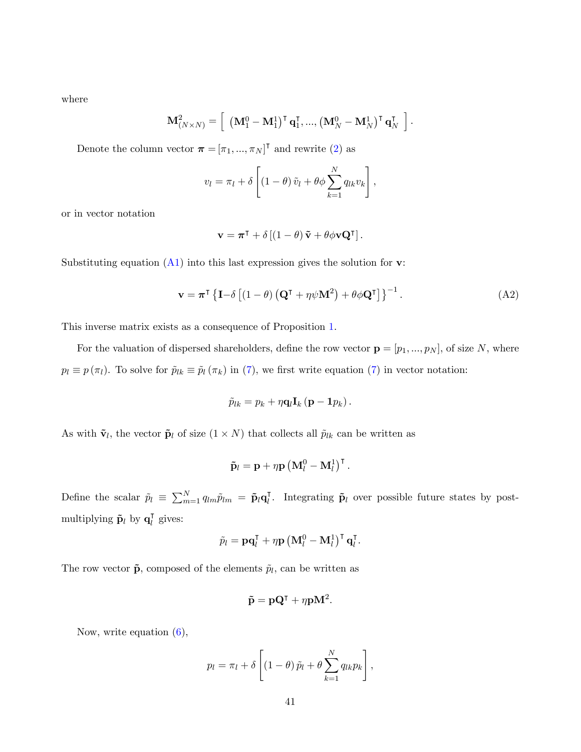where

$$\mathbf{M}^2_{(N\times N)} = \left[ \ \left(\mathbf{M}^0_1 - \mathbf{M}^1_1\right)^\intercal \mathbf{q}^\intercal_1, ..., \left(\mathbf{M}^0_N - \mathbf{M}^1_N\right)^\intercal \mathbf{q}^\intercal_N \ \right].$$

Denote the column vector $\boldsymbol{\pi} = [\pi_1, ..., \pi_N]^\intercal$ and rewrite (2) as

$$v_l = \pi_l + \delta \left[ (1-\theta)\, \tilde{v}_l + \theta\phi \sum_{k=1}^{N} q_{lk} v_k \right],$$

or in vector notation

$$\mathbf{v} = \boldsymbol{\pi}^\intercal + \delta \left[ (1-\theta)\, \tilde{\mathbf{v}} + \theta\phi \mathbf{v}\mathbf{Q}^\intercal \right].$$

Substituting equation (A1) into this last expression gives the solution for $\mathbf{v}$:

$$\mathbf{v} = \boldsymbol{\pi}^\intercal \left\{ \mathbf{I} - \delta \left[ (1-\theta) \left( \mathbf{Q}^\intercal + \eta\psi \mathbf{M}^2 \right) + \theta\phi \mathbf{Q}^\intercal \right] \right\}^{-1}. \tag{A2}$$

This inverse matrix exists as a consequence of Proposition 1.

For the valuation of dispersed shareholders, define the row vector $\mathbf{p} = [p_1, ..., p_N]$, of size $N$, where $p_l \equiv p(\pi_l)$. To solve for $\tilde{p}_{lk} \equiv \tilde{p}_l(\pi_k)$ in (7), we first write equation (7) in vector notation:

$$\tilde{p}_{lk} = p_k + \eta \mathbf{q}_l \mathbf{I}_k \left( \mathbf{p} - \mathbf{1} p_k \right).$$

As with $\tilde{\mathbf{v}}_l$, the vector $\tilde{\mathbf{p}}_l$ of size $(1 \times N)$ that collects all $\tilde{p}_{lk}$ can be written as

$$\tilde{\mathbf{p}}_l = \mathbf{p} + \eta \mathbf{p} \left( \mathbf{M}^0_l - \mathbf{M}^1_l \right)^\intercal.$$

Define the scalar $\tilde{p}_l \equiv \sum_{m=1}^{N} q_{lm} \tilde{p}_{lm} = \tilde{\mathbf{p}}_l \mathbf{q}^\intercal_l$. Integrating $\tilde{\mathbf{p}}_l$ over possible future states by post-multiplying $\tilde{\mathbf{p}}_l$ by $\mathbf{q}^\intercal_l$ gives:

$$\tilde{p}_l = \mathbf{p}\mathbf{q}^\intercal_l + \eta \mathbf{p} \left( \mathbf{M}^0_l - \mathbf{M}^1_l \right)^\intercal \mathbf{q}^\intercal_l.$$

The row vector $\tilde{\mathbf{p}}$, composed of the elements $\tilde{p}_l$, can be written as

$$\tilde{\mathbf{p}} = \mathbf{p}\mathbf{Q}^\intercal + \eta \mathbf{p} \mathbf{M}^2.$$

Now, write equation (6),

$$p_l = \pi_l + \delta \left[ (1-\theta)\, \tilde{p}_l + \theta \sum_{k=1}^{N} q_{lk} p_k \right],$$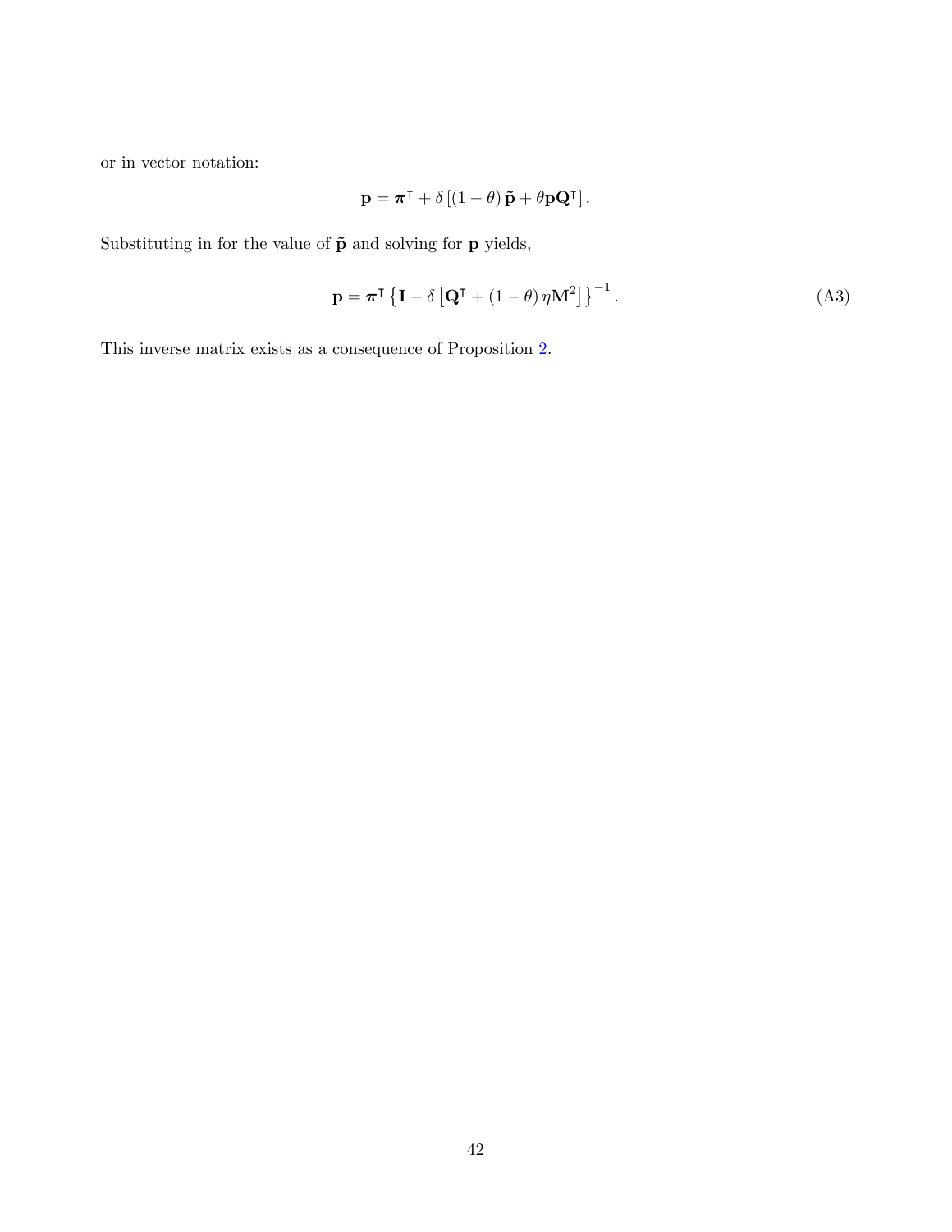or in vector notation:

$$\mathbf{p} = \boldsymbol{\pi}^{\intercal} + \delta \left[ (1-\theta) \tilde{\mathbf{p}} + \theta \mathbf{p} \mathbf{Q}^{\intercal} \right].$$

Substituting in for the value of $\tilde{\mathbf{p}}$ and solving for $\mathbf{p}$ yields,

$$\mathbf{p} = \boldsymbol{\pi}^{\intercal} \left\{ \mathbf{I} - \delta \left[ \mathbf{Q}^{\intercal} + (1-\theta) \eta \mathbf{M}^2 \right] \right\}^{-1}. \tag{A3}$$

This inverse matrix exists as a consequence of Proposition 2.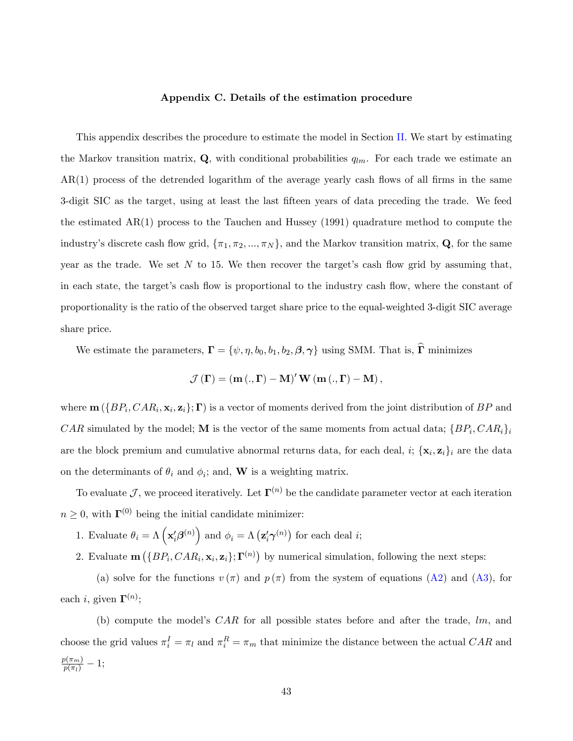### Appendix C. Details of the estimation procedure

This appendix describes the procedure to estimate the model in Section II. We start by estimating the Markov transition matrix, $\mathbf{Q}$, with conditional probabilities $q_{lm}$. For each trade we estimate an AR(1) process of the detrended logarithm of the average yearly cash flows of all firms in the same 3-digit SIC as the target, using at least the last fifteen years of data preceding the trade. We feed the estimated AR(1) process to the Tauchen and Hussey (1991) quadrature method to compute the industry's discrete cash flow grid, $\{\pi_1, \pi_2, ..., \pi_N\}$, and the Markov transition matrix, $\mathbf{Q}$, for the same year as the trade. We set $N$ to 15. We then recover the target's cash flow grid by assuming that, in each state, the target's cash flow is proportional to the industry cash flow, where the constant of proportionality is the ratio of the observed target share price to the equal-weighted 3-digit SIC average share price.

We estimate the parameters, $\mathbf{\Gamma} = \{\psi, \eta, b_0, b_1, b_2, \boldsymbol{\beta}, \boldsymbol{\gamma}\}$ using SMM. That is, $\widehat{\mathbf{\Gamma}}$ minimizes

$$\mathcal{J}(\mathbf{\Gamma}) = (\mathbf{m}(., \mathbf{\Gamma}) - \mathbf{M})' \mathbf{W} (\mathbf{m}(., \mathbf{\Gamma}) - \mathbf{M}),$$

where $\mathbf{m}(\{BP_i, CAR_i, \mathbf{x}_i, \mathbf{z}_i\}; \mathbf{\Gamma})$ is a vector of moments derived from the joint distribution of $BP$ and $CAR$ simulated by the model; $\mathbf{M}$ is the vector of the same moments from actual data; $\{BP_i, CAR_i\}_i$ are the block premium and cumulative abnormal returns data, for each deal, $i$; $\{\mathbf{x}_i, \mathbf{z}_i\}_i$ are the data on the determinants of $\theta_i$ and $\phi_i$; and, $\mathbf{W}$ is a weighting matrix.

To evaluate $\mathcal{J}$, we proceed iteratively. Let $\mathbf{\Gamma}^{(n)}$ be the candidate parameter vector at each iteration $n \geq 0$, with $\mathbf{\Gamma}^{(0)}$ being the initial candidate minimizer:

1. Evaluate $\theta_i = \Lambda\left(\mathbf{x}_i' \boldsymbol{\beta}^{(n)}\right)$ and $\phi_i = \Lambda\left(\mathbf{z}_i' \boldsymbol{\gamma}^{(n)}\right)$ for each deal $i$;
2. Evaluate $\mathbf{m}\left(\{BP_i, CAR_i, \mathbf{x}_i, \mathbf{z}_i\}; \mathbf{\Gamma}^{(n)}\right)$ by numerical simulation, following the next steps:

   (a) solve for the functions $v(\pi)$ and $p(\pi)$ from the system of equations (A2) and (A3), for each $i$, given $\mathbf{\Gamma}^{(n)}$;

   (b) compute the model's $CAR$ for all possible states before and after the trade, $lm$, and choose the grid values $\pi_i^I = \pi_l$ and $\pi_i^R = \pi_m$ that minimize the distance between the actual $CAR$ and $\frac{p(\pi_m)}{p(\pi_l)} - 1$;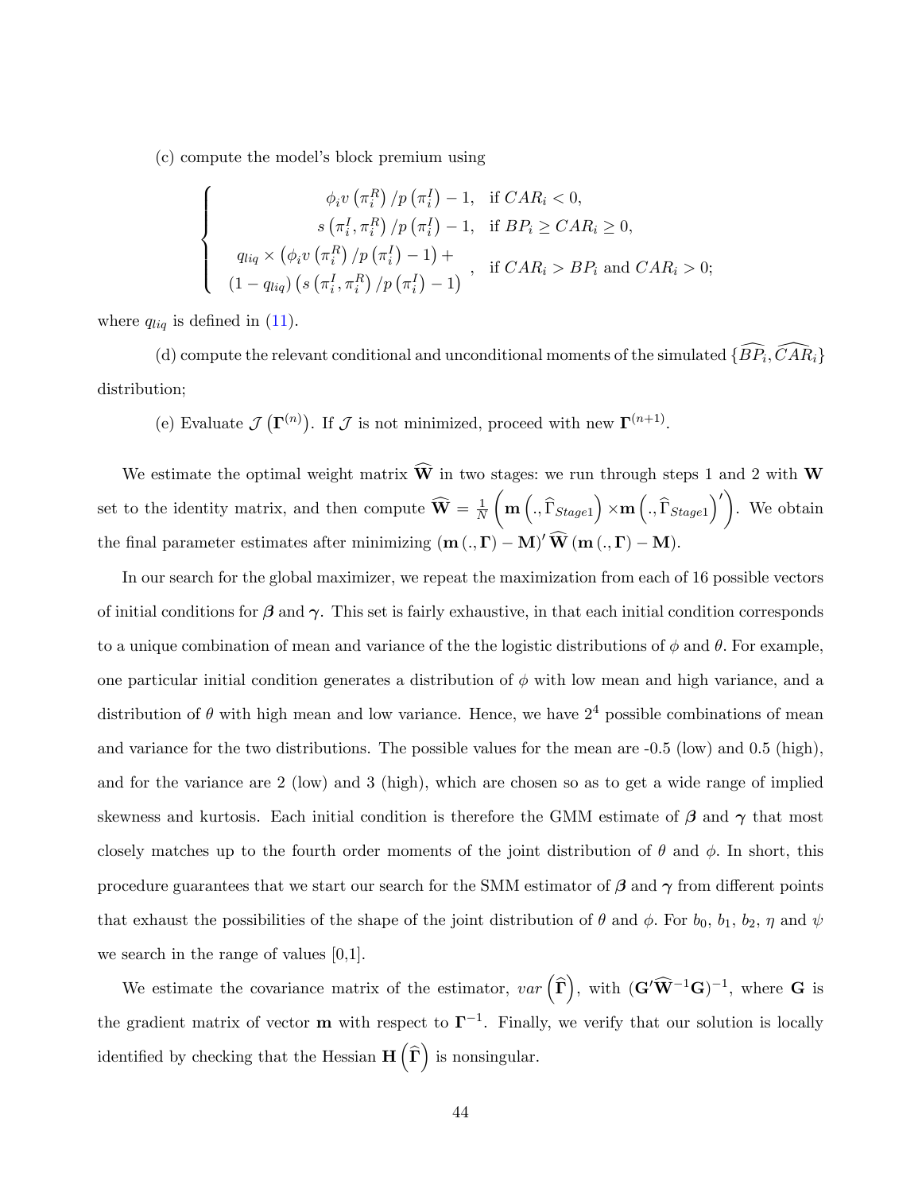(c) compute the model's block premium using

$$
\begin{cases}
\phi_i v\left(\pi_i^R\right)/p\left(\pi_i^I\right) - 1, & \text{if } CAR_i < 0, \\
s\left(\pi_i^I, \pi_i^R\right)/p\left(\pi_i^I\right) - 1, & \text{if } BP_i \geq CAR_i \geq 0, \\
\begin{array}{c} q_{liq} \times \left(\phi_i v\left(\pi_i^R\right)/p\left(\pi_i^I\right) - 1\right) + \\ \left(1 - q_{liq}\right)\left(s\left(\pi_i^I, \pi_i^R\right)/p\left(\pi_i^I\right) - 1\right) \end{array}, & \text{if } CAR_i > BP_i \text{ and } CAR_i > 0;
\end{cases}
$$

where $q_{liq}$ is defined in (11).

(d) compute the relevant conditional and unconditional moments of the simulated $\{\widehat{BP}_i, \widehat{CAR}_i\}$ distribution;

(e) Evaluate $\mathcal{J}\left(\mathbf{\Gamma}^{(n)}\right)$. If $\mathcal{J}$ is not minimized, proceed with new $\mathbf{\Gamma}^{(n+1)}$.

We estimate the optimal weight matrix $\widehat{\mathbf{W}}$ in two stages: we run through steps 1 and 2 with $\mathbf{W}$ set to the identity matrix, and then compute $\widehat{\mathbf{W}} = \frac{1}{N}\left(\mathbf{m}\left(., \widehat{\Gamma}_{Stage1}\right) \times \mathbf{m}\left(., \widehat{\Gamma}_{Stage1}\right)'\right)$. We obtain the final parameter estimates after minimizing $\left(\mathbf{m}\left(., \mathbf{\Gamma}\right) - \mathbf{M}\right)' \widehat{\mathbf{W}} \left(\mathbf{m}\left(., \mathbf{\Gamma}\right) - \mathbf{M}\right)$.

In our search for the global maximizer, we repeat the maximization from each of 16 possible vectors of initial conditions for $\boldsymbol{\beta}$ and $\boldsymbol{\gamma}$. This set is fairly exhaustive, in that each initial condition corresponds to a unique combination of mean and variance of the the logistic distributions of $\phi$ and $\theta$. For example, one particular initial condition generates a distribution of $\phi$ with low mean and high variance, and a distribution of $\theta$ with high mean and low variance. Hence, we have $2^4$ possible combinations of mean and variance for the two distributions. The possible values for the mean are -0.5 (low) and 0.5 (high), and for the variance are 2 (low) and 3 (high), which are chosen so as to get a wide range of implied skewness and kurtosis. Each initial condition is therefore the GMM estimate of $\boldsymbol{\beta}$ and $\boldsymbol{\gamma}$ that most closely matches up to the fourth order moments of the joint distribution of $\theta$ and $\phi$. In short, this procedure guarantees that we start our search for the SMM estimator of $\boldsymbol{\beta}$ and $\boldsymbol{\gamma}$ from different points that exhaust the possibilities of the shape of the joint distribution of $\theta$ and $\phi$. For $b_0$, $b_1$, $b_2$, $\eta$ and $\psi$ we search in the range of values [0,1].

We estimate the covariance matrix of the estimator, $var\left(\widehat{\mathbf{\Gamma}}\right)$, with $(\mathbf{G}'\widehat{\mathbf{W}}^{-1}\mathbf{G})^{-1}$, where $\mathbf{G}$ is the gradient matrix of vector $\mathbf{m}$ with respect to $\mathbf{\Gamma}^{-1}$. Finally, we verify that our solution is locally identified by checking that the Hessian $\mathbf{H}\left(\widehat{\mathbf{\Gamma}}\right)$ is nonsingular.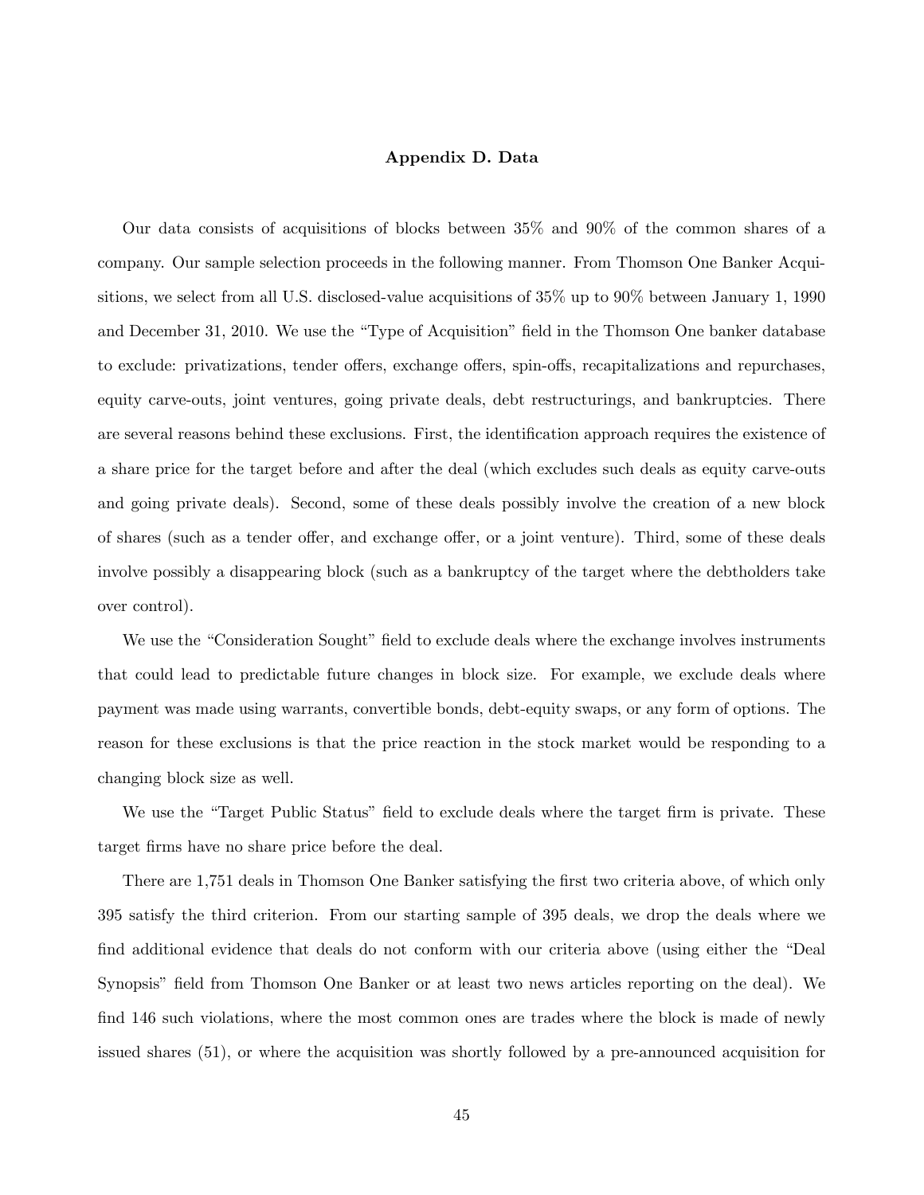## Appendix D. Data

Our data consists of acquisitions of blocks between 35% and 90% of the common shares of a company. Our sample selection proceeds in the following manner. From Thomson One Banker Acquisitions, we select from all U.S. disclosed-value acquisitions of 35% up to 90% between January 1, 1990 and December 31, 2010. We use the "Type of Acquisition" field in the Thomson One banker database to exclude: privatizations, tender offers, exchange offers, spin-offs, recapitalizations and repurchases, equity carve-outs, joint ventures, going private deals, debt restructurings, and bankruptcies. There are several reasons behind these exclusions. First, the identification approach requires the existence of a share price for the target before and after the deal (which excludes such deals as equity carve-outs and going private deals). Second, some of these deals possibly involve the creation of a new block of shares (such as a tender offer, and exchange offer, or a joint venture). Third, some of these deals involve possibly a disappearing block (such as a bankruptcy of the target where the debtholders take over control).

We use the "Consideration Sought" field to exclude deals where the exchange involves instruments that could lead to predictable future changes in block size. For example, we exclude deals where payment was made using warrants, convertible bonds, debt-equity swaps, or any form of options. The reason for these exclusions is that the price reaction in the stock market would be responding to a changing block size as well.

We use the "Target Public Status" field to exclude deals where the target firm is private. These target firms have no share price before the deal.

There are 1,751 deals in Thomson One Banker satisfying the first two criteria above, of which only 395 satisfy the third criterion. From our starting sample of 395 deals, we drop the deals where we find additional evidence that deals do not conform with our criteria above (using either the "Deal Synopsis" field from Thomson One Banker or at least two news articles reporting on the deal). We find 146 such violations, where the most common ones are trades where the block is made of newly issued shares (51), or where the acquisition was shortly followed by a pre-announced acquisition for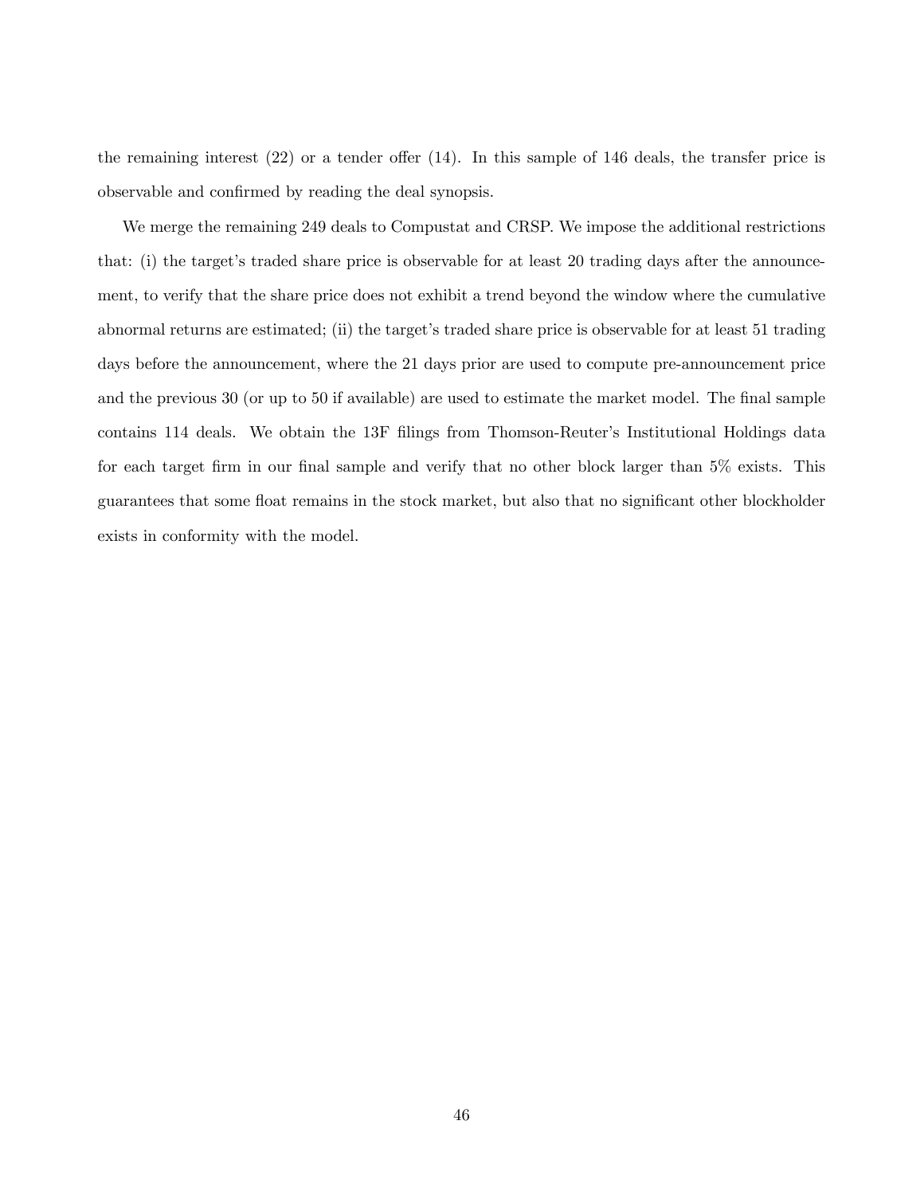the remaining interest (22) or a tender offer (14). In this sample of 146 deals, the transfer price is observable and confirmed by reading the deal synopsis.

We merge the remaining 249 deals to Compustat and CRSP. We impose the additional restrictions that: (i) the target's traded share price is observable for at least 20 trading days after the announcement, to verify that the share price does not exhibit a trend beyond the window where the cumulative abnormal returns are estimated; (ii) the target's traded share price is observable for at least 51 trading days before the announcement, where the 21 days prior are used to compute pre-announcement price and the previous 30 (or up to 50 if available) are used to estimate the market model. The final sample contains 114 deals. We obtain the 13F filings from Thomson-Reuter's Institutional Holdings data for each target firm in our final sample and verify that no other block larger than 5% exists. This guarantees that some float remains in the stock market, but also that no significant other blockholder exists in conformity with the model.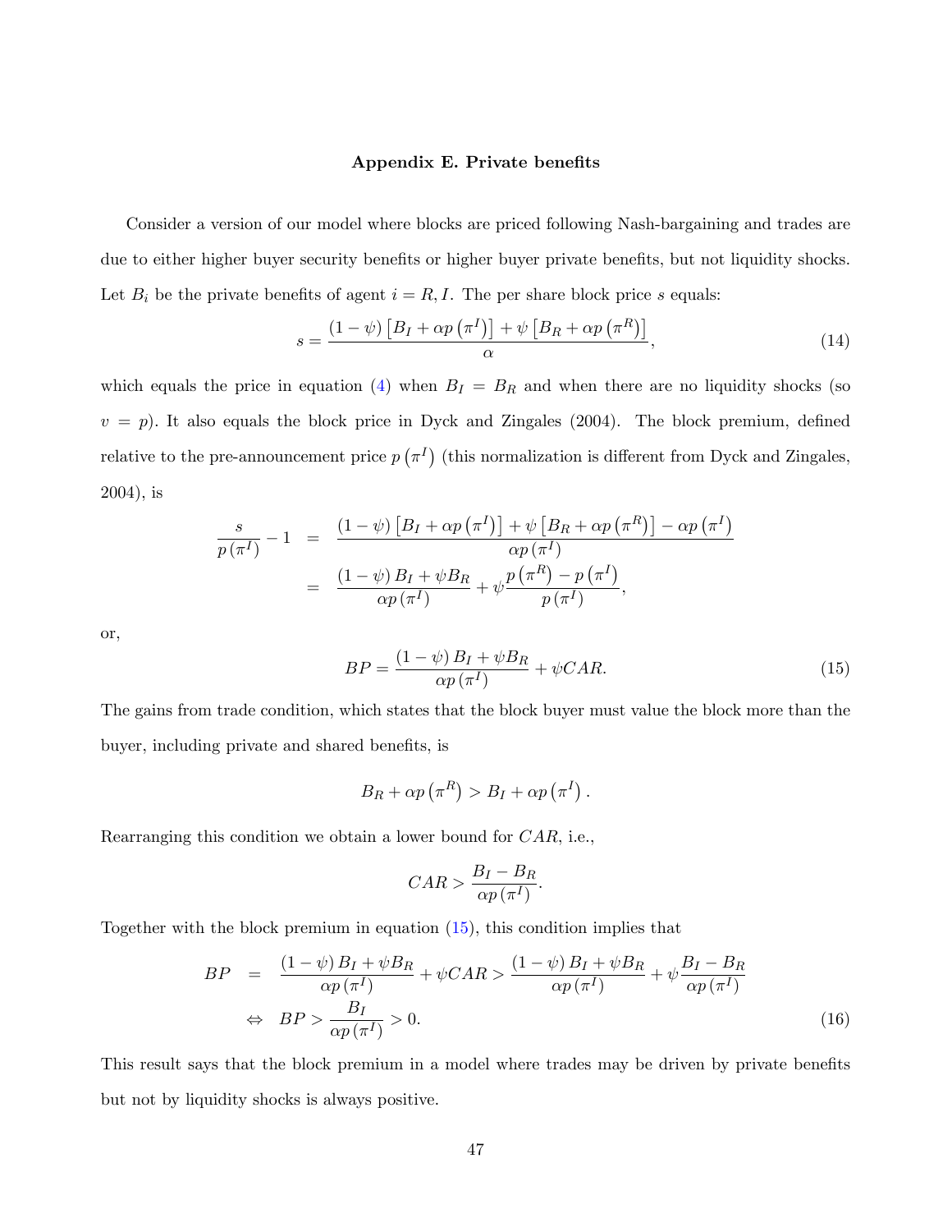## Appendix E. Private benefits

Consider a version of our model where blocks are priced following Nash-bargaining and trades are due to either higher buyer security benefits or higher buyer private benefits, but not liquidity shocks. Let $B_i$ be the private benefits of agent $i = R, I$. The per share block price $s$ equals:

$$s = \frac{(1-\psi)\left[B_I + \alpha p\left(\pi^I\right)\right] + \psi\left[B_R + \alpha p\left(\pi^R\right)\right]}{\alpha}, \tag{14}$$

which equals the price in equation (4) when $B_I = B_R$ and when there are no liquidity shocks (so $v = p$). It also equals the block price in Dyck and Zingales (2004). The block premium, defined relative to the pre-announcement price $p\left(\pi^I\right)$ (this normalization is different from Dyck and Zingales, 2004), is

$$\begin{aligned}
\frac{s}{p\left(\pi^I\right)} - 1 &= \frac{(1-\psi)\left[B_I + \alpha p\left(\pi^I\right)\right] + \psi\left[B_R + \alpha p\left(\pi^R\right)\right] - \alpha p\left(\pi^I\right)}{\alpha p\left(\pi^I\right)} \\
&= \frac{(1-\psi)B_I + \psi B_R}{\alpha p\left(\pi^I\right)} + \psi \frac{p\left(\pi^R\right) - p\left(\pi^I\right)}{p\left(\pi^I\right)},
\end{aligned}$$

or,

$$BP = \frac{(1-\psi)B_I + \psi B_R}{\alpha p\left(\pi^I\right)} + \psi CAR. \tag{15}$$

The gains from trade condition, which states that the block buyer must value the block more than the buyer, including private and shared benefits, is

$$B_R + \alpha p\left(\pi^R\right) > B_I + \alpha p\left(\pi^I\right).$$

Rearranging this condition we obtain a lower bound for $CAR$, i.e.,

$$CAR > \frac{B_I - B_R}{\alpha p\left(\pi^I\right)}.$$

Together with the block premium in equation (15), this condition implies that

$$\begin{aligned}
BP &= \frac{(1-\psi)B_I + \psi B_R}{\alpha p\left(\pi^I\right)} + \psi CAR > \frac{(1-\psi)B_I + \psi B_R}{\alpha p\left(\pi^I\right)} + \psi \frac{B_I - B_R}{\alpha p\left(\pi^I\right)} \\
&\Leftrightarrow\ BP > \frac{B_I}{\alpha p\left(\pi^I\right)} > 0.
\end{aligned} \tag{16}$$

This result says that the block premium in a model where trades may be driven by private benefits but not by liquidity shocks is always positive.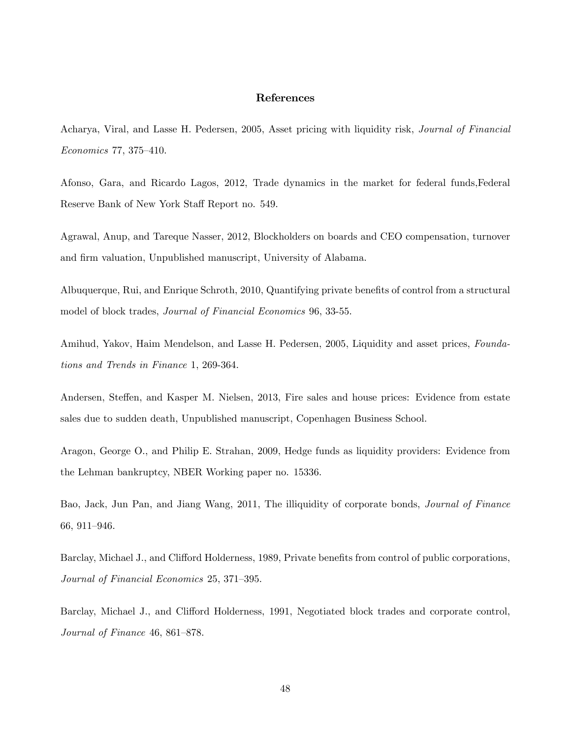# References

Acharya, Viral, and Lasse H. Pedersen, 2005, Asset pricing with liquidity risk, *Journal of Financial Economics* 77, 375–410.

Afonso, Gara, and Ricardo Lagos, 2012, Trade dynamics in the market for federal funds,Federal Reserve Bank of New York Staff Report no. 549.

Agrawal, Anup, and Tareque Nasser, 2012, Blockholders on boards and CEO compensation, turnover and firm valuation, Unpublished manuscript, University of Alabama.

Albuquerque, Rui, and Enrique Schroth, 2010, Quantifying private benefits of control from a structural model of block trades, *Journal of Financial Economics* 96, 33-55.

Amihud, Yakov, Haim Mendelson, and Lasse H. Pedersen, 2005, Liquidity and asset prices, *Foundations and Trends in Finance* 1, 269-364.

Andersen, Steffen, and Kasper M. Nielsen, 2013, Fire sales and house prices: Evidence from estate sales due to sudden death, Unpublished manuscript, Copenhagen Business School.

Aragon, George O., and Philip E. Strahan, 2009, Hedge funds as liquidity providers: Evidence from the Lehman bankruptcy, NBER Working paper no. 15336.

Bao, Jack, Jun Pan, and Jiang Wang, 2011, The illiquidity of corporate bonds, *Journal of Finance* 66, 911–946.

Barclay, Michael J., and Clifford Holderness, 1989, Private benefits from control of public corporations, *Journal of Financial Economics* 25, 371–395.

Barclay, Michael J., and Clifford Holderness, 1991, Negotiated block trades and corporate control, *Journal of Finance* 46, 861–878.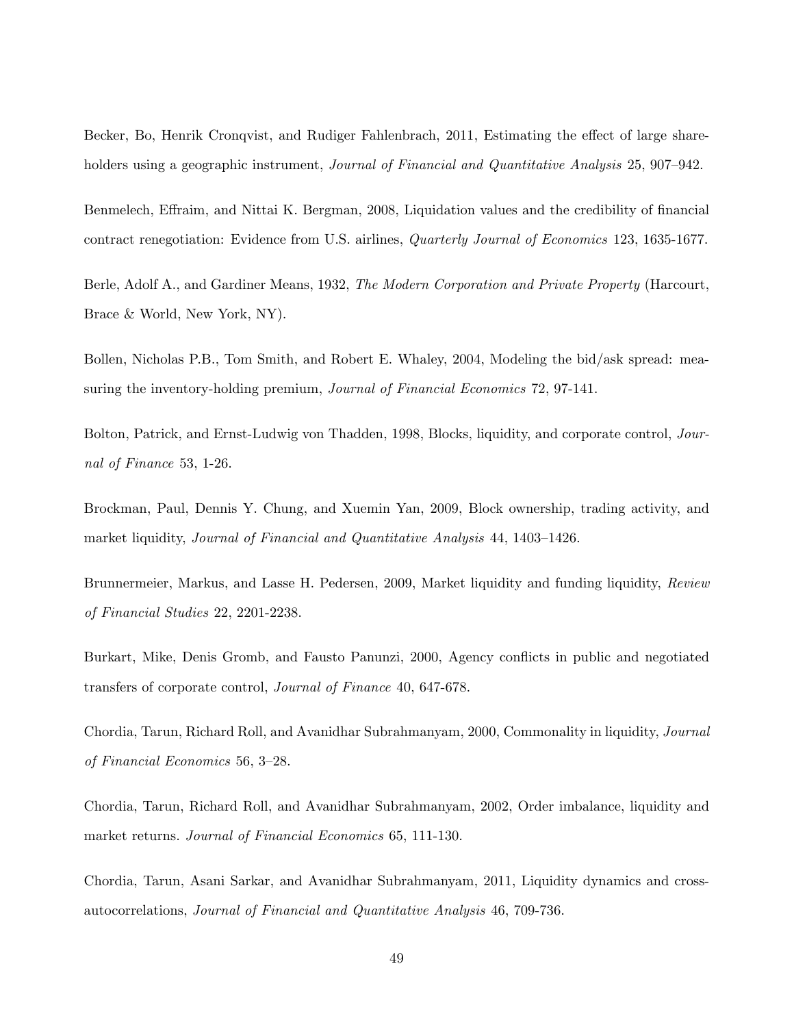Becker, Bo, Henrik Cronqvist, and Rudiger Fahlenbrach, 2011, Estimating the effect of large shareholders using a geographic instrument, *Journal of Financial and Quantitative Analysis* 25, 907–942.

Benmelech, Effraim, and Nittai K. Bergman, 2008, Liquidation values and the credibility of financial contract renegotiation: Evidence from U.S. airlines, *Quarterly Journal of Economics* 123, 1635-1677.

Berle, Adolf A., and Gardiner Means, 1932, *The Modern Corporation and Private Property* (Harcourt, Brace & World, New York, NY).

Bollen, Nicholas P.B., Tom Smith, and Robert E. Whaley, 2004, Modeling the bid/ask spread: measuring the inventory-holding premium, *Journal of Financial Economics* 72, 97-141.

Bolton, Patrick, and Ernst-Ludwig von Thadden, 1998, Blocks, liquidity, and corporate control, *Journal of Finance* 53, 1-26.

Brockman, Paul, Dennis Y. Chung, and Xuemin Yan, 2009, Block ownership, trading activity, and market liquidity, *Journal of Financial and Quantitative Analysis* 44, 1403–1426.

Brunnermeier, Markus, and Lasse H. Pedersen, 2009, Market liquidity and funding liquidity, *Review of Financial Studies* 22, 2201-2238.

Burkart, Mike, Denis Gromb, and Fausto Panunzi, 2000, Agency conflicts in public and negotiated transfers of corporate control, *Journal of Finance* 40, 647-678.

Chordia, Tarun, Richard Roll, and Avanidhar Subrahmanyam, 2000, Commonality in liquidity, *Journal of Financial Economics* 56, 3–28.

Chordia, Tarun, Richard Roll, and Avanidhar Subrahmanyam, 2002, Order imbalance, liquidity and market returns. *Journal of Financial Economics* 65, 111-130.

Chordia, Tarun, Asani Sarkar, and Avanidhar Subrahmanyam, 2011, Liquidity dynamics and cross-autocorrelations, *Journal of Financial and Quantitative Analysis* 46, 709-736.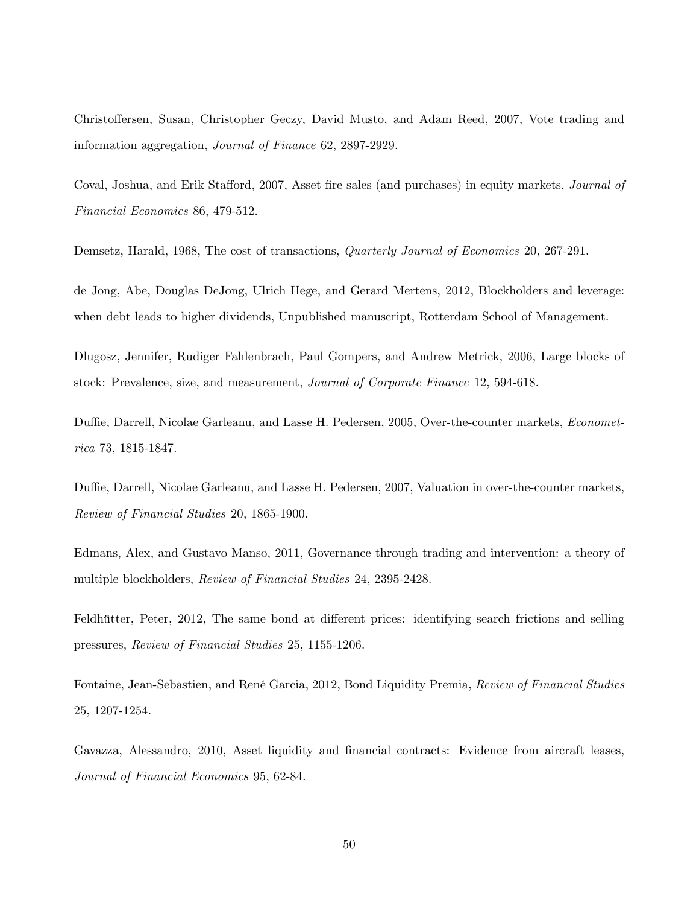Christoffersen, Susan, Christopher Geczy, David Musto, and Adam Reed, 2007, Vote trading and information aggregation, *Journal of Finance* 62, 2897-2929.

Coval, Joshua, and Erik Stafford, 2007, Asset fire sales (and purchases) in equity markets, *Journal of Financial Economics* 86, 479-512.

Demsetz, Harald, 1968, The cost of transactions, *Quarterly Journal of Economics* 20, 267-291.

de Jong, Abe, Douglas DeJong, Ulrich Hege, and Gerard Mertens, 2012, Blockholders and leverage: when debt leads to higher dividends, Unpublished manuscript, Rotterdam School of Management.

Dlugosz, Jennifer, Rudiger Fahlenbrach, Paul Gompers, and Andrew Metrick, 2006, Large blocks of stock: Prevalence, size, and measurement, *Journal of Corporate Finance* 12, 594-618.

Duffie, Darrell, Nicolae Garleanu, and Lasse H. Pedersen, 2005, Over-the-counter markets, *Econometrica* 73, 1815-1847.

Duffie, Darrell, Nicolae Garleanu, and Lasse H. Pedersen, 2007, Valuation in over-the-counter markets, *Review of Financial Studies* 20, 1865-1900.

Edmans, Alex, and Gustavo Manso, 2011, Governance through trading and intervention: a theory of multiple blockholders, *Review of Financial Studies* 24, 2395-2428.

Feldhütter, Peter, 2012, The same bond at different prices: identifying search frictions and selling pressures, *Review of Financial Studies* 25, 1155-1206.

Fontaine, Jean-Sebastien, and René Garcia, 2012, Bond Liquidity Premia, *Review of Financial Studies* 25, 1207-1254.

Gavazza, Alessandro, 2010, Asset liquidity and financial contracts: Evidence from aircraft leases, *Journal of Financial Economics* 95, 62-84.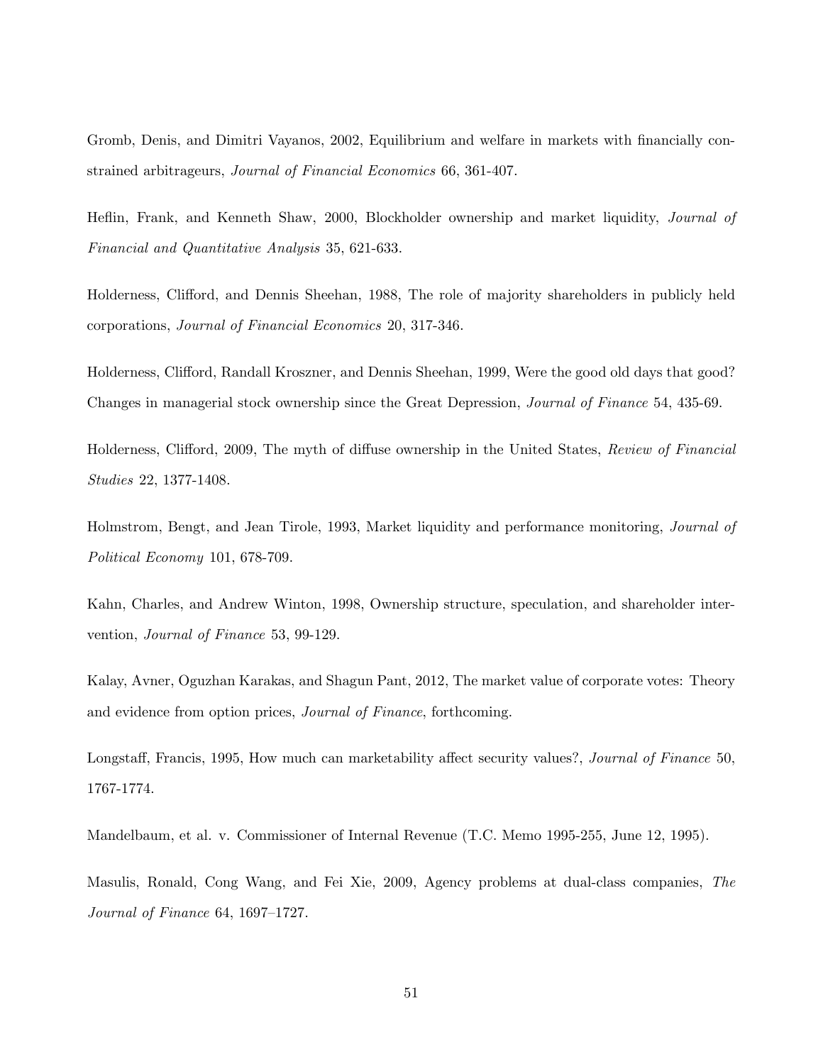Gromb, Denis, and Dimitri Vayanos, 2002, Equilibrium and welfare in markets with financially constrained arbitrageurs, *Journal of Financial Economics* 66, 361-407.

Heflin, Frank, and Kenneth Shaw, 2000, Blockholder ownership and market liquidity, *Journal of Financial and Quantitative Analysis* 35, 621-633.

Holderness, Clifford, and Dennis Sheehan, 1988, The role of majority shareholders in publicly held corporations, *Journal of Financial Economics* 20, 317-346.

Holderness, Clifford, Randall Kroszner, and Dennis Sheehan, 1999, Were the good old days that good? Changes in managerial stock ownership since the Great Depression, *Journal of Finance* 54, 435-69.

Holderness, Clifford, 2009, The myth of diffuse ownership in the United States, *Review of Financial Studies* 22, 1377-1408.

Holmstrom, Bengt, and Jean Tirole, 1993, Market liquidity and performance monitoring, *Journal of Political Economy* 101, 678-709.

Kahn, Charles, and Andrew Winton, 1998, Ownership structure, speculation, and shareholder intervention, *Journal of Finance* 53, 99-129.

Kalay, Avner, Oguzhan Karakas, and Shagun Pant, 2012, The market value of corporate votes: Theory and evidence from option prices, *Journal of Finance*, forthcoming.

Longstaff, Francis, 1995, How much can marketability affect security values?, *Journal of Finance* 50, 1767-1774.

Mandelbaum, et al. v. Commissioner of Internal Revenue (T.C. Memo 1995-255, June 12, 1995).

Masulis, Ronald, Cong Wang, and Fei Xie, 2009, Agency problems at dual-class companies, *The Journal of Finance* 64, 1697–1727.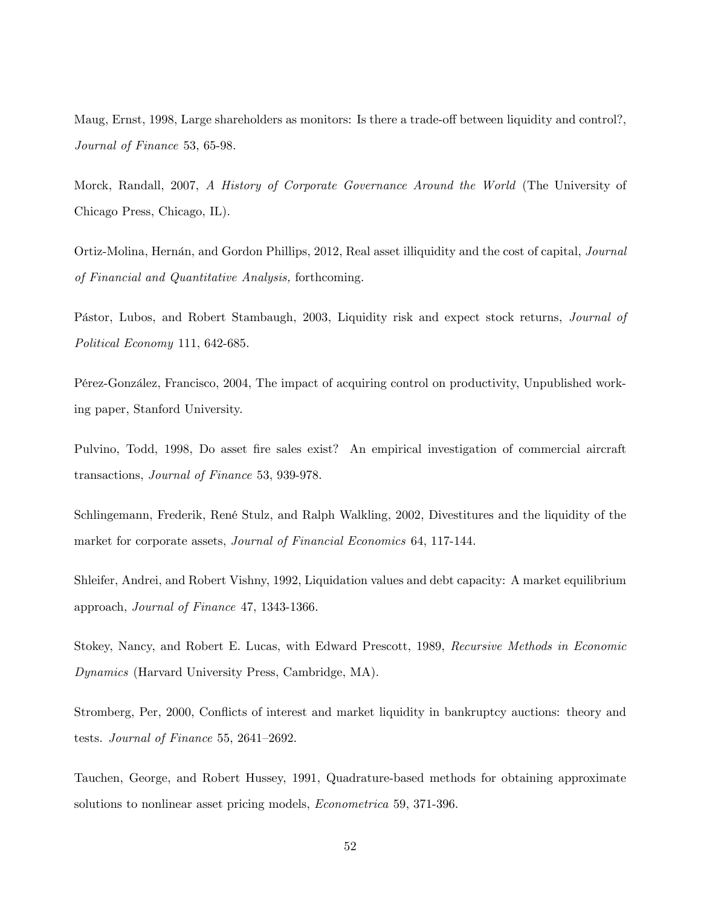Maug, Ernst, 1998, Large shareholders as monitors: Is there a trade-off between liquidity and control?, *Journal of Finance* 53, 65-98.

Morck, Randall, 2007, *A History of Corporate Governance Around the World* (The University of Chicago Press, Chicago, IL).

Ortiz-Molina, Hernán, and Gordon Phillips, 2012, Real asset illiquidity and the cost of capital, *Journal of Financial and Quantitative Analysis,* forthcoming.

Pástor, Lubos, and Robert Stambaugh, 2003, Liquidity risk and expect stock returns, *Journal of Political Economy* 111, 642-685.

Pérez-González, Francisco, 2004, The impact of acquiring control on productivity, Unpublished working paper, Stanford University.

Pulvino, Todd, 1998, Do asset fire sales exist? An empirical investigation of commercial aircraft transactions, *Journal of Finance* 53, 939-978.

Schlingemann, Frederik, René Stulz, and Ralph Walkling, 2002, Divestitures and the liquidity of the market for corporate assets, *Journal of Financial Economics* 64, 117-144.

Shleifer, Andrei, and Robert Vishny, 1992, Liquidation values and debt capacity: A market equilibrium approach, *Journal of Finance* 47, 1343-1366.

Stokey, Nancy, and Robert E. Lucas, with Edward Prescott, 1989, *Recursive Methods in Economic Dynamics* (Harvard University Press, Cambridge, MA).

Stromberg, Per, 2000, Conflicts of interest and market liquidity in bankruptcy auctions: theory and tests. *Journal of Finance* 55, 2641–2692.

Tauchen, George, and Robert Hussey, 1991, Quadrature-based methods for obtaining approximate solutions to nonlinear asset pricing models, *Econometrica* 59, 371-396.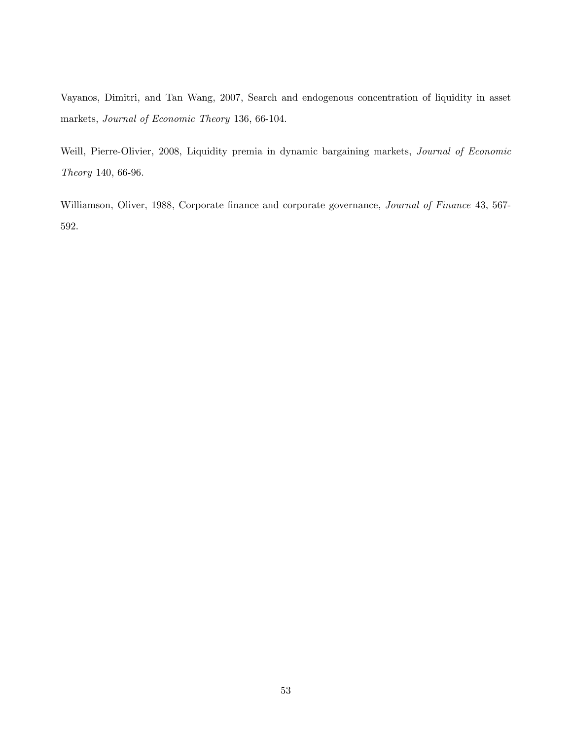Vayanos, Dimitri, and Tan Wang, 2007, Search and endogenous concentration of liquidity in asset markets, *Journal of Economic Theory* 136, 66-104.

Weill, Pierre-Olivier, 2008, Liquidity premia in dynamic bargaining markets, *Journal of Economic Theory* 140, 66-96.

Williamson, Oliver, 1988, Corporate finance and corporate governance, *Journal of Finance* 43, 567-592.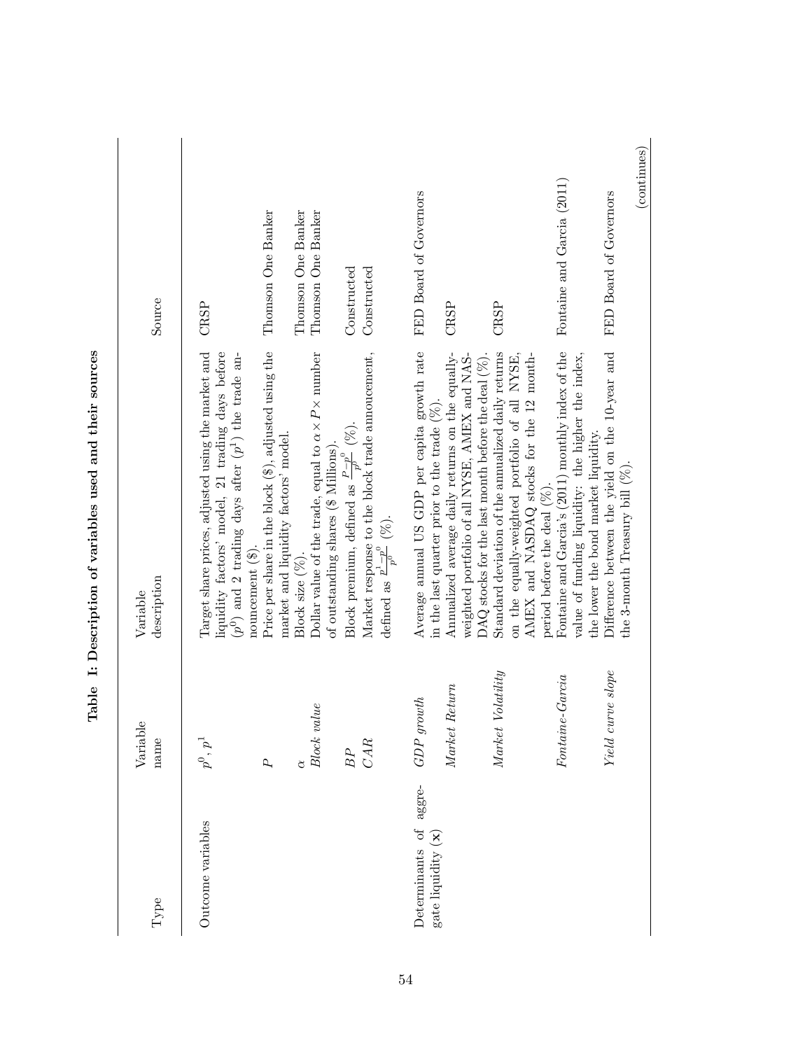**Table I: Description of variables used and their sources**

| Type | Variable name | Variable description | Source |
|---|---|---|---|
| Outcome variables | $p^0, p^1$ | Target share prices, adjusted using the market and liquidity factors' model, 21 trading days before ($p^0$) and 2 trading days after ($p^1$) the trade announcement (\$). | CRSP |
| | $P$ | Price per share in the block (\$), adjusted using the market and liquidity factors' model. | Thomson One Banker |
| | $\alpha$ | Block size (%). | Thomson One Banker |
| | *Block value* | Dollar value of the trade, equal to $\alpha \times P \times$ number of outstanding shares (\$ Millions). | Thomson One Banker |
| | $BP$ | Block premium, defined as $\frac{P-p^0}{p^0}$ (%). | Constructed |
| | $CAR$ | Market response to the block trade annoucement, defined as $\frac{p^1-p^0}{p^0}$ (%). | Constructed |
| Determinants of aggregate liquidity ($\mathbf{x}$) | *GDP growth* | Average annual US GDP per capita growth rate in the last quarter prior to the trade (%). | FED Board of Governors |
| | *Market Return* | Annualized average daily returns on the equally-weighted portfolio of all NYSE, AMEX and NASDAQ stocks for the last month before the deal (%). | CRSP |
| | *Market Volatility* | Standard deviation of the annualized daily returns on the equally-weighted portfolio of all NYSE, AMEX and NASDAQ stocks for the 12 month-period before the deal (%). | CRSP |
| | *Fontaine-Garcia* | Fontaine and Garcia's (2011) monthly index of the value of funding liquidity: the higher the index, the lower the bond market liquidity. | Fontaine and Garcia (2011) |
| | *Yield curve slope* | Difference between the yield on the 10-year and the 3-month Treasury bill (%). | FED Board of Governors |

(continues)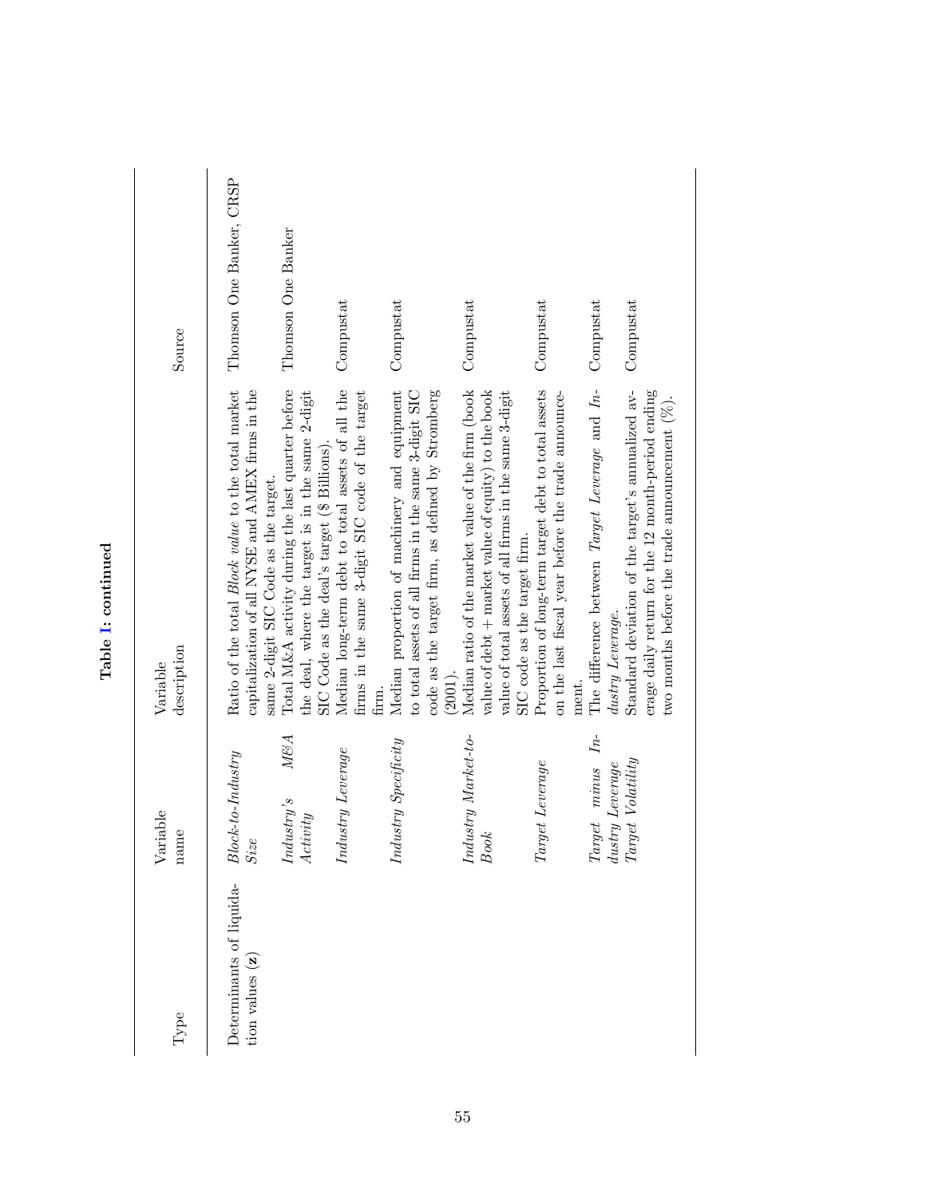**Table I: continued**

| Type | Variable name | Variable description | Source |
|---|---|---|---|
| Determinants of liquidation values (**z**) | *Block-to-Industry Size* | Ratio of the total *Block value* to the total market capitalization of all NYSE and AMEX firms in the same 2-digit SIC Code as the target. | Thomson One Banker, CRSP |
| | *Industry's M&A Activity* | Total M&A activity during the last quarter before the deal, where the target is in the same 2-digit SIC Code as the deal's target ($ Billions). | Thomson One Banker |
| | *Industry Leverage* | Median long-term debt to total assets of all the firms in the same 3-digit SIC code of the target firm. | Compustat |
| | *Industry Specificity* | Median proportion of machinery and equipment to total assets of all firms in the same 3-digit SIC code as the target firm, as defined by Stromberg (2001). | Compustat |
| | *Industry Market-to-Book* | Median ratio of the market value of the firm (book value of debt + market value of equity) to the book value of total assets of all firms in the same 3-digit SIC code as the target firm. | Compustat |
| | *Target Leverage* | Proportion of long-term target debt to total assets on the last fiscal year before the trade announcement. | Compustat |
| | *Target minus Industry Leverage* | The difference between *Target Leverage* and *Industry Leverage*. | Compustat |
| | *Target Volatility* | Standard deviation of the target's annualized average daily return for the 12 month-period ending two months before the trade announcement (%). | Compustat |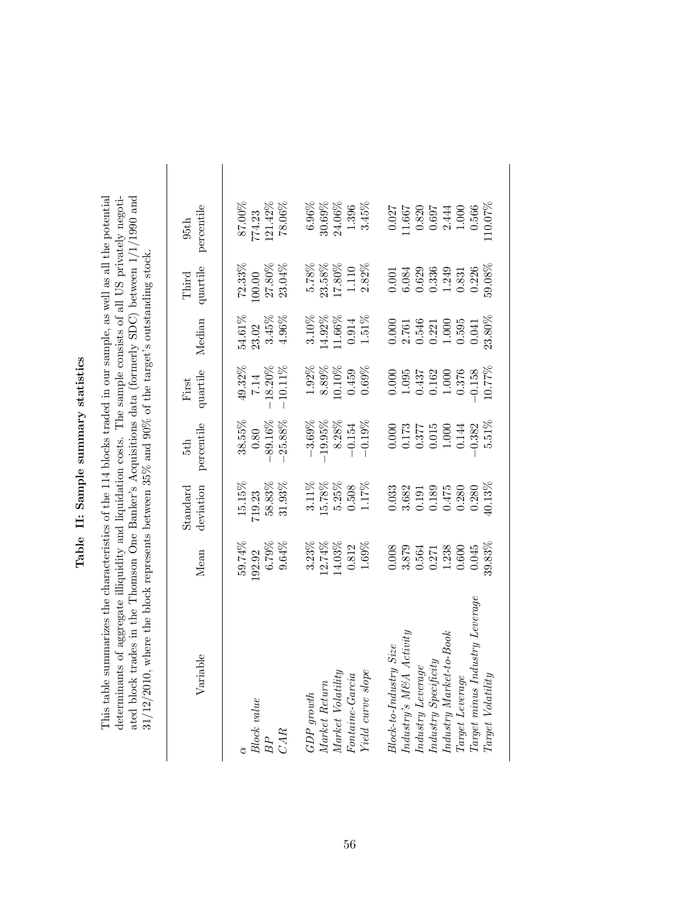# Table II: Sample summary statistics

This table summarizes the characteristics of the 114 blocks traded in our sample, as well as all the potential determinants of aggregate illiquidity and liquidation costs. The sample consists of all US privately negotiated block trades in the Thomson One Banker's Acquisitions data (formerly SDC) between 1/1/1990 and 31/12/2010, where the block represents between 35% and 90% of the target's outstanding stock.

| Variable | Mean | Standard deviation | 5th percentile | First quartile | Median | Third quartile | 95th percentile |
|---|---|---|---|---|---|---|---|
| $\alpha$ | 59.74% | 15.15% | 38.55% | 49.32% | 54.61% | 72.33% | 87.00% |
| *Block value* | 192.92 | 719.23 | 0.80 | 7.14 | 23.02 | 100.00 | 774.23 |
| *BP* | 6.79% | 58.83% | −89.16% | −18.20% | 3.45% | 27.80% | 121.42% |
| *CAR* | 9.64% | 31.93% | −25.88% | −10.11% | 4.96% | 23.04% | 78.06% |
| *GDP growth* | 3.23% | 3.11% | −3.69% | 1.92% | 3.10% | 5.78% | 6.96% |
| *Market Return* | 12.74% | 15.78% | −19.95% | 8.89% | 14.92% | 23.58% | 30.69% |
| *Market Volatility* | 14.03% | 5.25% | 8.28% | 10.10% | 11.66% | 17.80% | 24.06% |
| *Fontaine-Garcia* | 0.812 | 0.508 | −0.154 | 0.459 | 0.914 | 1.110 | 1.396 |
| *Yield curve slope* | 1.69% | 1.17% | −0.19% | 0.69% | 1.51% | 2.82% | 3.45% |
| *Block-to-Industry Size* | 0.008 | 0.033 | 0.000 | 0.000 | 0.000 | 0.001 | 0.027 |
| *Industry's M&A Activity* | 3.879 | 3.682 | 0.173 | 1.095 | 2.761 | 6.084 | 11.667 |
| *Industry Leverage* | 0.564 | 0.191 | 0.377 | 0.437 | 0.546 | 0.629 | 0.820 |
| *Industry Specificity* | 0.271 | 0.189 | 0.015 | 0.162 | 0.221 | 0.336 | 0.697 |
| *Industry Market-to-Book* | 1.238 | 0.475 | 1.000 | 1.000 | 1.000 | 1.249 | 2.444 |
| *Target Leverage* | 0.600 | 0.280 | 0.144 | 0.376 | 0.595 | 0.831 | 1.000 |
| *Target minus Industry Leverage* | 0.045 | 0.280 | −0.382 | −0.158 | 0.041 | 0.226 | 0.566 |
| *Target Volatility* | 39.83% | 40.13% | 5.51% | 10.77% | 23.80% | 59.08% | 110.07% |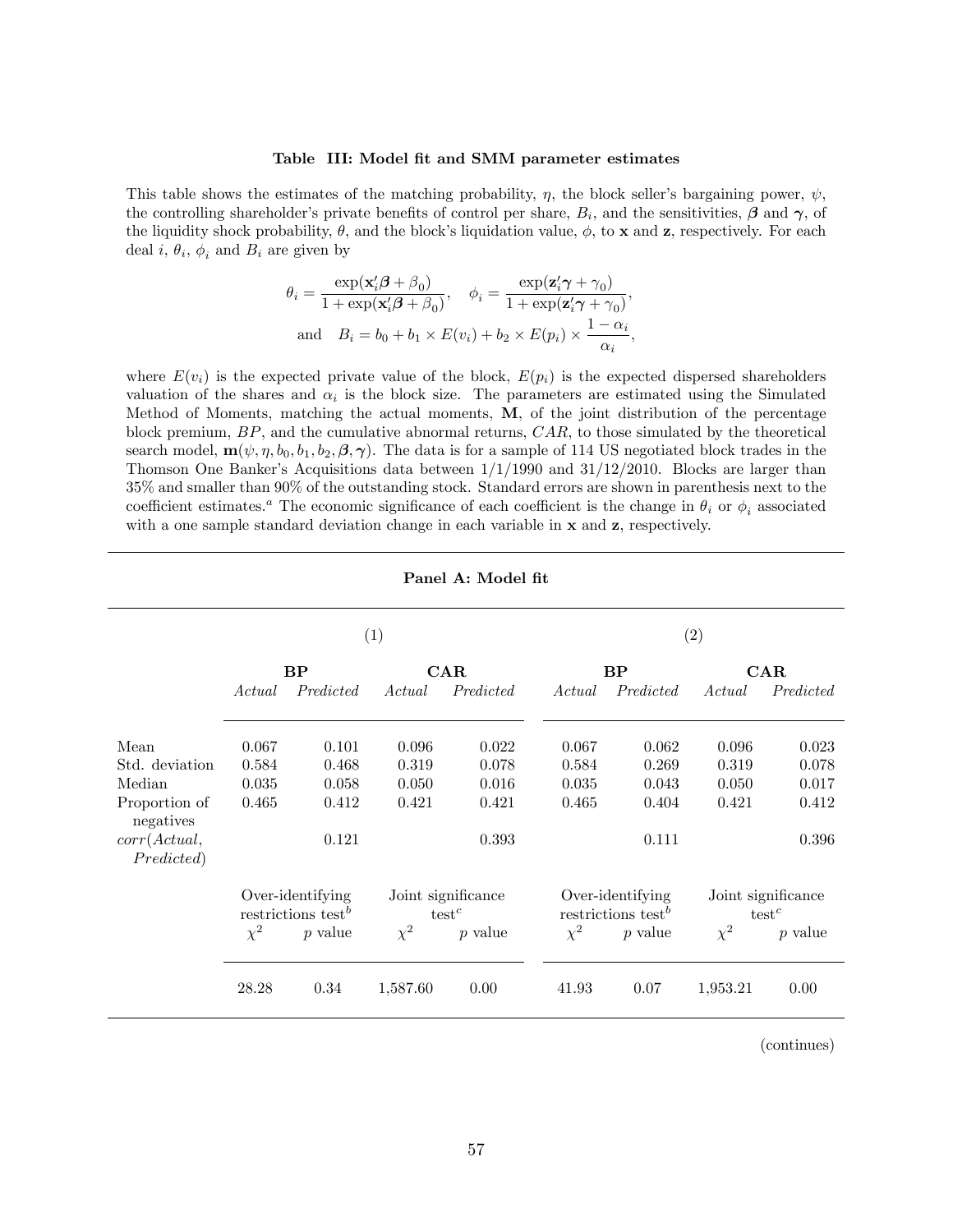**Table III: Model fit and SMM parameter estimates**

This table shows the estimates of the matching probability, $\eta$, the block seller's bargaining power, $\psi$, the controlling shareholder's private benefits of control per share, $B_i$, and the sensitivities, $\boldsymbol{\beta}$ and $\boldsymbol{\gamma}$, of the liquidity shock probability, $\theta$, and the block's liquidation value, $\phi$, to $\mathbf{x}$ and $\mathbf{z}$, respectively. For each deal $i$, $\theta_i$, $\phi_i$ and $B_i$ are given by

$$\theta_i = \frac{\exp(\mathbf{x}_i'\boldsymbol{\beta} + \beta_0)}{1 + \exp(\mathbf{x}_i'\boldsymbol{\beta} + \beta_0)}, \quad \phi_i = \frac{\exp(\mathbf{z}_i'\boldsymbol{\gamma} + \gamma_0)}{1 + \exp(\mathbf{z}_i'\boldsymbol{\gamma} + \gamma_0)},$$
$$\text{and} \quad B_i = b_0 + b_1 \times E(v_i) + b_2 \times E(p_i) \times \frac{1 - \alpha_i}{\alpha_i},$$

where $E(v_i)$ is the expected private value of the block, $E(p_i)$ is the expected dispersed shareholders valuation of the shares and $\alpha_i$ is the block size. The parameters are estimated using the Simulated Method of Moments, matching the actual moments, $\mathbf{M}$, of the joint distribution of the percentage block premium, $BP$, and the cumulative abnormal returns, $CAR$, to those simulated by the theoretical search model, $\mathbf{m}(\psi, \eta, b_0, b_1, b_2, \boldsymbol{\beta}, \boldsymbol{\gamma})$. The data is for a sample of 114 US negotiated block trades in the Thomson One Banker's Acquisitions data between 1/1/1990 and 31/12/2010. Blocks are larger than 35% and smaller than 90% of the outstanding stock. Standard errors are shown in parenthesis next to the coefficient estimates.[a] The economic significance of each coefficient is the change in $\theta_i$ or $\phi_i$ associated with a one sample standard deviation change in each variable in $\mathbf{x}$ and $\mathbf{z}$, respectively.

**Panel A: Model fit**

| | (1) | | | | (2) | | | |
|---|---|---|---|---|---|---|---|---|
| | **BP** | | **CAR** | | **BP** | | **CAR** | |
| | *Actual* | *Predicted* | *Actual* | *Predicted* | *Actual* | *Predicted* | *Actual* | *Predicted* |
| Mean | 0.067 | 0.101 | 0.096 | 0.022 | 0.067 | 0.062 | 0.096 | 0.023 |
| Std. deviation | 0.584 | 0.468 | 0.319 | 0.078 | 0.584 | 0.269 | 0.319 | 0.078 |
| Median | 0.035 | 0.058 | 0.050 | 0.016 | 0.035 | 0.043 | 0.050 | 0.017 |
| Proportion of negatives | 0.465 | 0.412 | 0.421 | 0.421 | 0.465 | 0.404 | 0.421 | 0.412 |
| $corr(Actual, Predicted)$ | | 0.121 | | 0.393 | | 0.111 | | 0.396 |
| | Over-identifying restrictions test[b] | | Joint significance test[c] | | Over-identifying restrictions test[b] | | Joint significance test[c] | |
| | $\chi^2$ | $p$ value | $\chi^2$ | $p$ value | $\chi^2$ | $p$ value | $\chi^2$ | $p$ value |
| | 28.28 | 0.34 | 1,587.60 | 0.00 | 41.93 | 0.07 | 1,953.21 | 0.00 |

(continues)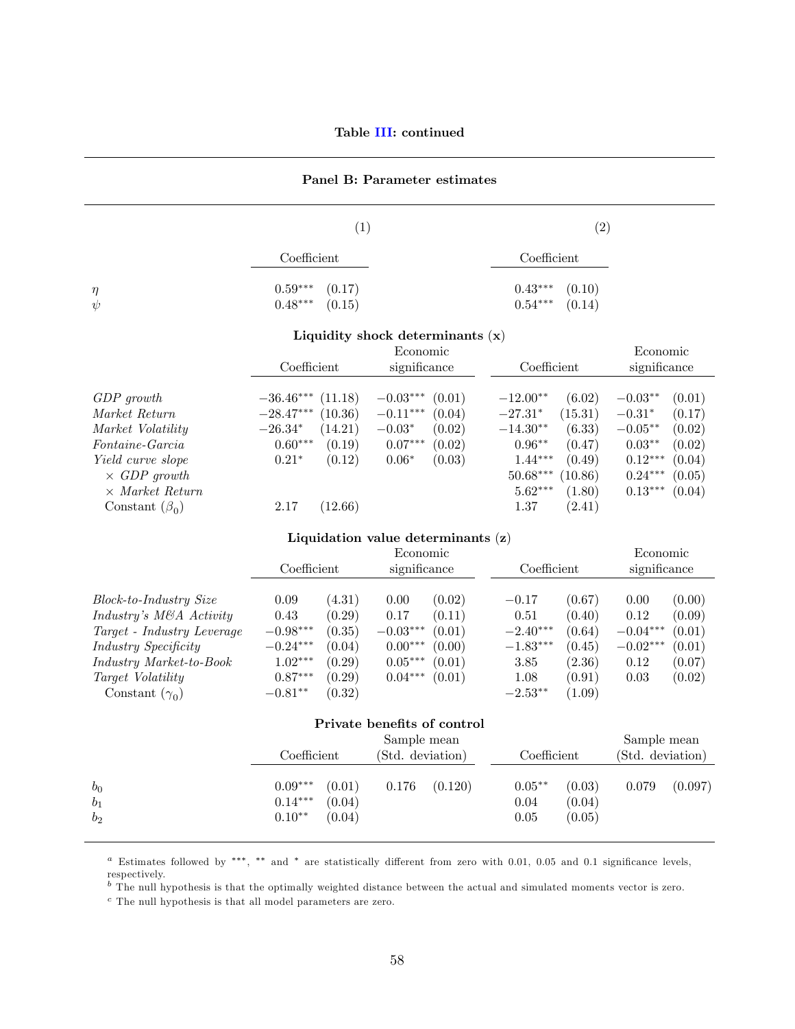**Table III: continued**

**Panel B: Parameter estimates**

| | (1) | | | | (2) | | | |
|---|---|---|---|---|---|---|---|---|
| | Coefficient | | | | Coefficient | | | |
| $\eta$ | $0.59^{***}$ | (0.17) | | | $0.43^{***}$ | (0.10) | | |
| $\psi$ | $0.48^{***}$ | (0.15) | | | $0.54^{***}$ | (0.14) | | |
| **Liquidity shock determinants (x)** | | | | | | | | |
| | Coefficient | | Economic significance | | Coefficient | | Economic significance | |
| *GDP growth* | $-36.46^{***}$ | (11.18) | $-0.03^{***}$ | (0.01) | $-12.00^{**}$ | (6.02) | $-0.03^{**}$ | (0.01) |
| *Market Return* | $-28.47^{***}$ | (10.36) | $-0.11^{***}$ | (0.04) | $-27.31^{*}$ | (15.31) | $-0.31^{*}$ | (0.17) |
| *Market Volatility* | $-26.34^{*}$ | (14.21) | $-0.03^{*}$ | (0.02) | $-14.30^{**}$ | (6.33) | $-0.05^{**}$ | (0.02) |
| *Fontaine-Garcia* | $0.60^{***}$ | (0.19) | $0.07^{***}$ | (0.02) | $0.96^{**}$ | (0.47) | $0.03^{**}$ | (0.02) |
| *Yield curve slope* | $0.21^{*}$ | (0.12) | $0.06^{*}$ | (0.03) | $1.44^{***}$ | (0.49) | $0.12^{***}$ | (0.04) |
| $\times$ *GDP growth* | | | | | $50.68^{***}$ | (10.86) | $0.24^{***}$ | (0.05) |
| $\times$ *Market Return* | | | | | $5.62^{***}$ | (1.80) | $0.13^{***}$ | (0.04) |
| Constant ($\beta_0$) | 2.17 | (12.66) | | | 1.37 | (2.41) | | |
| **Liquidation value determinants (z)** | | | | | | | | |
| | Coefficient | | Economic significance | | Coefficient | | Economic significance | |
| *Block-to-Industry Size* | 0.09 | (4.31) | 0.00 | (0.02) | $-0.17$ | (0.67) | 0.00 | (0.00) |
| *Industry's M&A Activity* | 0.43 | (0.29) | 0.17 | (0.11) | 0.51 | (0.40) | 0.12 | (0.09) |
| *Target - Industry Leverage* | $-0.98^{***}$ | (0.35) | $-0.03^{***}$ | (0.01) | $-2.40^{***}$ | (0.64) | $-0.04^{***}$ | (0.01) |
| *Industry Specificity* | $-0.24^{***}$ | (0.04) | $0.00^{***}$ | (0.00) | $-1.83^{***}$ | (0.45) | $-0.02^{***}$ | (0.01) |
| *Industry Market-to-Book* | $1.02^{***}$ | (0.29) | $0.05^{***}$ | (0.01) | 3.85 | (2.36) | 0.12 | (0.07) |
| *Target Volatility* | $0.87^{***}$ | (0.29) | $0.04^{***}$ | (0.01) | 1.08 | (0.91) | 0.03 | (0.02) |
| Constant ($\gamma_0$) | $-0.81^{**}$ | (0.32) | | | $-2.53^{**}$ | (1.09) | | |
| **Private benefits of control** | | | | | | | | |
| | Coefficient | | Sample mean (Std. deviation) | | Coefficient | | Sample mean (Std. deviation) | |
| $b_0$ | $0.09^{***}$ | (0.01) | 0.176 | (0.120) | $0.05^{**}$ | (0.03) | 0.079 | (0.097) |
| $b_1$ | $0.14^{***}$ | (0.04) | | | 0.04 | (0.04) | | |
| $b_2$ | $0.10^{**}$ | (0.04) | | | 0.05 | (0.05) | | |

[a] Estimates followed by ***, ** and * are statistically different from zero with 0.01, 0.05 and 0.1 significance levels, respectively.

[b] The null hypothesis is that the optimally weighted distance between the actual and simulated moments vector is zero.

[c] The null hypothesis is that all model parameters are zero.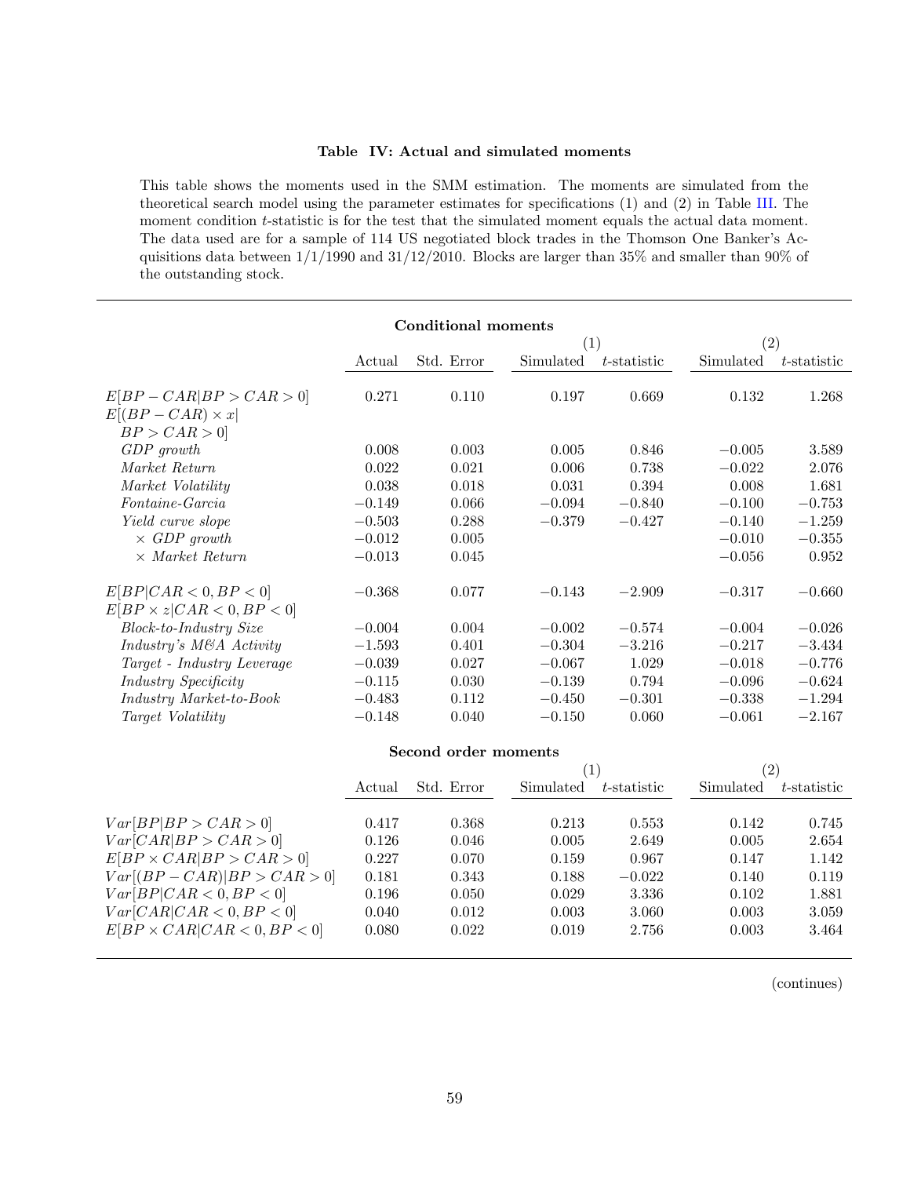**Table IV: Actual and simulated moments**

This table shows the moments used in the SMM estimation. The moments are simulated from the theoretical search model using the parameter estimates for specifications (1) and (2) in Table III. The moment condition $t$-statistic is for the test that the simulated moment equals the actual data moment. The data used are for a sample of 114 US negotiated block trades in the Thomson One Banker's Acquisitions data between 1/1/1990 and 31/12/2010. Blocks are larger than 35% and smaller than 90% of the outstanding stock.

**Conditional moments**

| | Actual | Std. Error | (1) Simulated | (1) $t$-statistic | (2) Simulated | (2) $t$-statistic |
|---|---|---|---|---|---|---|
| $E[BP-CAR\|BP>CAR>0]$ | 0.271 | 0.110 | 0.197 | 0.669 | 0.132 | 1.268 |
| $E[(BP-CAR)\times x\|BP>CAR>0]$ | | | | | | |
| *GDP growth* | 0.008 | 0.003 | 0.005 | 0.846 | −0.005 | 3.589 |
| *Market Return* | 0.022 | 0.021 | 0.006 | 0.738 | −0.022 | 2.076 |
| *Market Volatility* | 0.038 | 0.018 | 0.031 | 0.394 | 0.008 | 1.681 |
| *Fontaine-Garcia* | −0.149 | 0.066 | −0.094 | −0.840 | −0.100 | −0.753 |
| *Yield curve slope* | −0.503 | 0.288 | −0.379 | −0.427 | −0.140 | −1.259 |
| $\times$ *GDP growth* | −0.012 | 0.005 | | | −0.010 | −0.355 |
| $\times$ *Market Return* | −0.013 | 0.045 | | | −0.056 | 0.952 |
| $E[BP\|CAR<0,BP<0]$ | −0.368 | 0.077 | −0.143 | −2.909 | −0.317 | −0.660 |
| $E[BP\times z\|CAR<0,BP<0]$ | | | | | | |
| *Block-to-Industry Size* | −0.004 | 0.004 | −0.002 | −0.574 | −0.004 | −0.026 |
| *Industry's M&A Activity* | −1.593 | 0.401 | −0.304 | −3.216 | −0.217 | −3.434 |
| *Target - Industry Leverage* | −0.039 | 0.027 | −0.067 | 1.029 | −0.018 | −0.776 |
| *Industry Specificity* | −0.115 | 0.030 | −0.139 | 0.794 | −0.096 | −0.624 |
| *Industry Market-to-Book* | −0.483 | 0.112 | −0.450 | −0.301 | −0.338 | −1.294 |
| *Target Volatility* | −0.148 | 0.040 | −0.150 | 0.060 | −0.061 | −2.167 |

**Second order moments**

| | Actual | Std. Error | (1) Simulated | (1) $t$-statistic | (2) Simulated | (2) $t$-statistic |
|---|---|---|---|---|---|---|
| $Var[BP\|BP>CAR>0]$ | 0.417 | 0.368 | 0.213 | 0.553 | 0.142 | 0.745 |
| $Var[CAR\|BP>CAR>0]$ | 0.126 | 0.046 | 0.005 | 2.649 | 0.005 | 2.654 |
| $E[BP\times CAR\|BP>CAR>0]$ | 0.227 | 0.070 | 0.159 | 0.967 | 0.147 | 1.142 |
| $Var[(BP-CAR)\|BP>CAR>0]$ | 0.181 | 0.343 | 0.188 | −0.022 | 0.140 | 0.119 |
| $Var[BP\|CAR<0,BP<0]$ | 0.196 | 0.050 | 0.029 | 3.336 | 0.102 | 1.881 |
| $Var[CAR\|CAR<0,BP<0]$ | 0.040 | 0.012 | 0.003 | 3.060 | 0.003 | 3.059 |
| $E[BP\times CAR\|CAR<0,BP<0]$ | 0.080 | 0.022 | 0.019 | 2.756 | 0.003 | 3.464 |

(continues)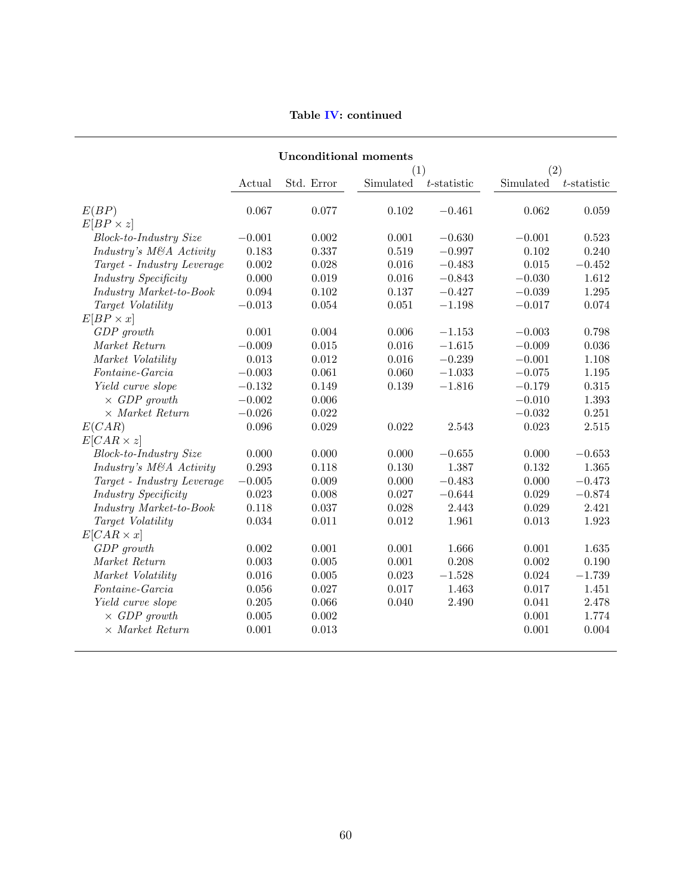**Table IV: continued**

| Unconditional moments | | | (1) | | (2) | |
|---|---|---|---|---|---|---|
| | Actual | Std. Error | Simulated | $t$-statistic | Simulated | $t$-statistic |
| $E(BP)$ | 0.067 | 0.077 | 0.102 | −0.461 | 0.062 | 0.059 |
| $E[BP \times z]$ | | | | | | |
| *Block-to-Industry Size* | −0.001 | 0.002 | 0.001 | −0.630 | −0.001 | 0.523 |
| *Industry's M&A Activity* | 0.183 | 0.337 | 0.519 | −0.997 | 0.102 | 0.240 |
| *Target - Industry Leverage* | 0.002 | 0.028 | 0.016 | −0.483 | 0.015 | −0.452 |
| *Industry Specificity* | 0.000 | 0.019 | 0.016 | −0.843 | −0.030 | 1.612 |
| *Industry Market-to-Book* | 0.094 | 0.102 | 0.137 | −0.427 | −0.039 | 1.295 |
| *Target Volatility* | −0.013 | 0.054 | 0.051 | −1.198 | −0.017 | 0.074 |
| $E[BP \times x]$ | | | | | | |
| *GDP growth* | 0.001 | 0.004 | 0.006 | −1.153 | −0.003 | 0.798 |
| *Market Return* | −0.009 | 0.015 | 0.016 | −1.615 | −0.009 | 0.036 |
| *Market Volatility* | 0.013 | 0.012 | 0.016 | −0.239 | −0.001 | 1.108 |
| *Fontaine-Garcia* | −0.003 | 0.061 | 0.060 | −1.033 | −0.075 | 1.195 |
| *Yield curve slope* | −0.132 | 0.149 | 0.139 | −1.816 | −0.179 | 0.315 |
| $\times$ *GDP growth* | −0.002 | 0.006 | | | −0.010 | 1.393 |
| $\times$ *Market Return* | −0.026 | 0.022 | | | −0.032 | 0.251 |
| $E(CAR)$ | 0.096 | 0.029 | 0.022 | 2.543 | 0.023 | 2.515 |
| $E[CAR \times z]$ | | | | | | |
| *Block-to-Industry Size* | 0.000 | 0.000 | 0.000 | −0.655 | 0.000 | −0.653 |
| *Industry's M&A Activity* | 0.293 | 0.118 | 0.130 | 1.387 | 0.132 | 1.365 |
| *Target - Industry Leverage* | −0.005 | 0.009 | 0.000 | −0.483 | 0.000 | −0.473 |
| *Industry Specificity* | 0.023 | 0.008 | 0.027 | −0.644 | 0.029 | −0.874 |
| *Industry Market-to-Book* | 0.118 | 0.037 | 0.028 | 2.443 | 0.029 | 2.421 |
| *Target Volatility* | 0.034 | 0.011 | 0.012 | 1.961 | 0.013 | 1.923 |
| $E[CAR \times x]$ | | | | | | |
| *GDP growth* | 0.002 | 0.001 | 0.001 | 1.666 | 0.001 | 1.635 |
| *Market Return* | 0.003 | 0.005 | 0.001 | 0.208 | 0.002 | 0.190 |
| *Market Volatility* | 0.016 | 0.005 | 0.023 | −1.528 | 0.024 | −1.739 |
| *Fontaine-Garcia* | 0.056 | 0.027 | 0.017 | 1.463 | 0.017 | 1.451 |
| *Yield curve slope* | 0.205 | 0.066 | 0.040 | 2.490 | 0.041 | 2.478 |
| $\times$ *GDP growth* | 0.005 | 0.002 | | | 0.001 | 1.774 |
| $\times$ *Market Return* | 0.001 | 0.013 | | | 0.001 | 0.004 |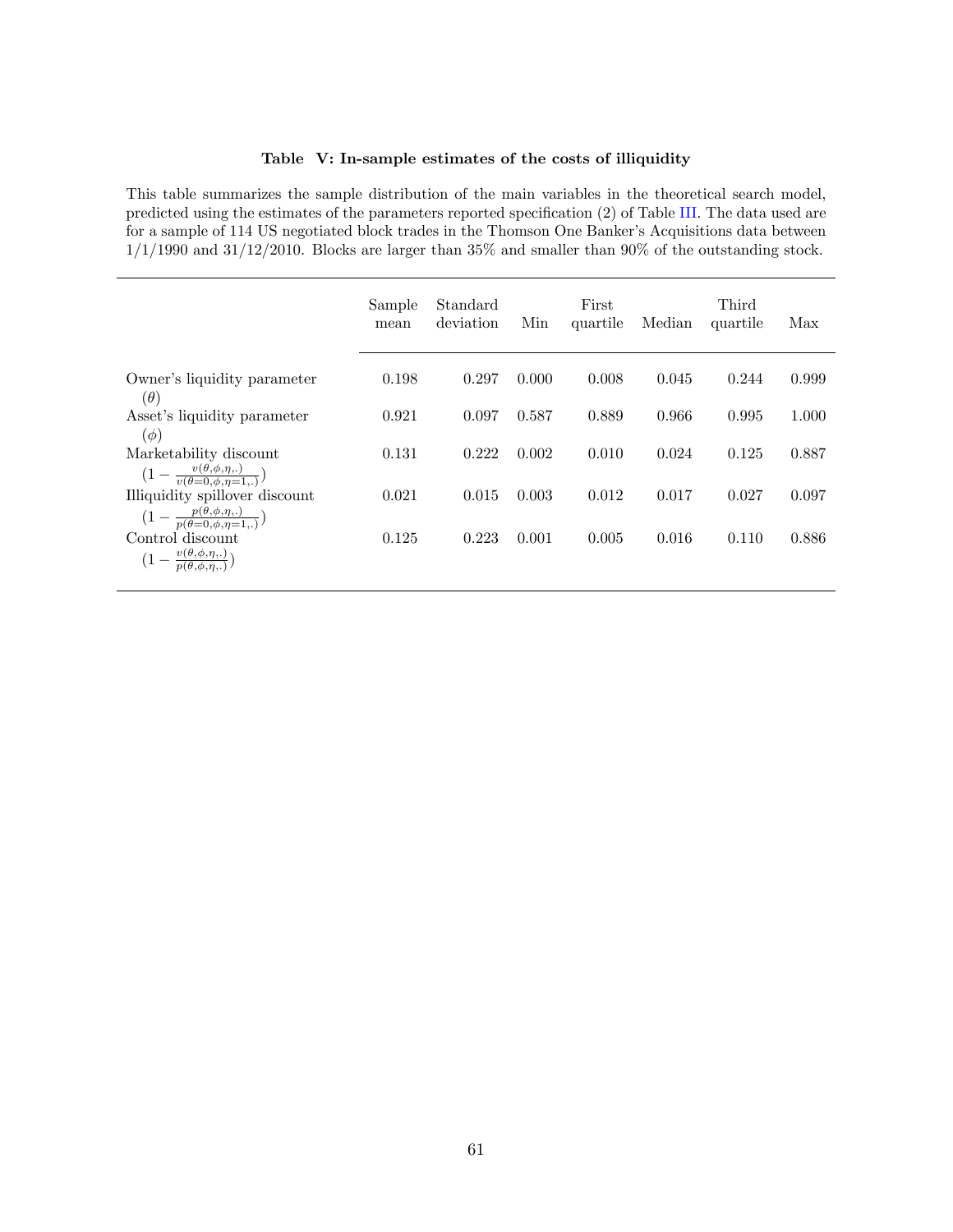**Table V: In-sample estimates of the costs of illiquidity**

This table summarizes the sample distribution of the main variables in the theoretical search model, predicted using the estimates of the parameters reported specification (2) of Table III. The data used are for a sample of 114 US negotiated block trades in the Thomson One Banker's Acquisitions data between 1/1/1990 and 31/12/2010. Blocks are larger than 35% and smaller than 90% of the outstanding stock.

| | Sample mean | Standard deviation | Min | First quartile | Median | Third quartile | Max |
|---|---|---|---|---|---|---|---|
| Owner's liquidity parameter ($\theta$) | 0.198 | 0.297 | 0.000 | 0.008 | 0.045 | 0.244 | 0.999 |
| Asset's liquidity parameter ($\phi$) | 0.921 | 0.097 | 0.587 | 0.889 | 0.966 | 0.995 | 1.000 |
| Marketability discount $(1 - \frac{v(\theta,\phi,\eta,.)}{v(\theta=0,\phi,\eta=1,.)})$ | 0.131 | 0.222 | 0.002 | 0.010 | 0.024 | 0.125 | 0.887 |
| Illiquidity spillover discount $(1 - \frac{p(\theta,\phi,\eta,.)}{p(\theta=0,\phi,\eta=1,.)})$ | 0.021 | 0.015 | 0.003 | 0.012 | 0.017 | 0.027 | 0.097 |
| Control discount $(1 - \frac{v(\theta,\phi,\eta,.)}{p(\theta,\phi,\eta,.)})$ | 0.125 | 0.223 | 0.001 | 0.005 | 0.016 | 0.110 | 0.886 |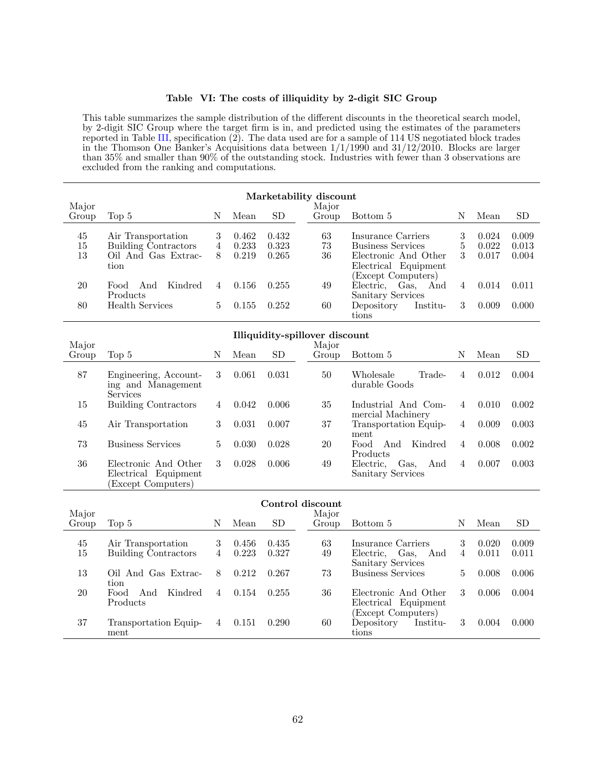**Table VI: The costs of illiquidity by 2-digit SIC Group**

This table summarizes the sample distribution of the different discounts in the theoretical search model, by 2-digit SIC Group where the target firm is in, and predicted using the estimates of the parameters reported in Table III, specification (2). The data used are for a sample of 114 US negotiated block trades in the Thomson One Banker's Acquisitions data between 1/1/1990 and 31/12/2010. Blocks are larger than 35% and smaller than 90% of the outstanding stock. Industries with fewer than 3 observations are excluded from the ranking and computations.

**Marketability discount**

| Major Group | Top 5 | N | Mean | SD | Major Group | Bottom 5 | N | Mean | SD |
|---|---|---|---|---|---|---|---|---|---|
| 45 | Air Transportation | 3 | 0.462 | 0.432 | 63 | Insurance Carriers | 3 | 0.024 | 0.009 |
| 15 | Building Contractors | 4 | 0.233 | 0.323 | 73 | Business Services | 5 | 0.022 | 0.013 |
| 13 | Oil And Gas Extraction | 8 | 0.219 | 0.265 | 36 | Electronic And Other Electrical Equipment (Except Computers) | 3 | 0.017 | 0.004 |
| 20 | Food And Kindred Products | 4 | 0.156 | 0.255 | 49 | Electric, Gas, And Sanitary Services | 4 | 0.014 | 0.011 |
| 80 | Health Services | 5 | 0.155 | 0.252 | 60 | Depository Institutions | 3 | 0.009 | 0.000 |

**Illiquidity-spillover discount**

| Major Group | Top 5 | N | Mean | SD | Major Group | Bottom 5 | N | Mean | SD |
|---|---|---|---|---|---|---|---|---|---|
| 87 | Engineering, Accounting and Management Services | 3 | 0.061 | 0.031 | 50 | Wholesale Trade-durable Goods | 4 | 0.012 | 0.004 |
| 15 | Building Contractors | 4 | 0.042 | 0.006 | 35 | Industrial And Commercial Machinery | 4 | 0.010 | 0.002 |
| 45 | Air Transportation | 3 | 0.031 | 0.007 | 37 | Transportation Equipment | 4 | 0.009 | 0.003 |
| 73 | Business Services | 5 | 0.030 | 0.028 | 20 | Food And Kindred Products | 4 | 0.008 | 0.002 |
| 36 | Electronic And Other Electrical Equipment (Except Computers) | 3 | 0.028 | 0.006 | 49 | Electric, Gas, And Sanitary Services | 4 | 0.007 | 0.003 |

**Control discount**

| Major Group | Top 5 | N | Mean | SD | Major Group | Bottom 5 | N | Mean | SD |
|---|---|---|---|---|---|---|---|---|---|
| 45 | Air Transportation | 3 | 0.456 | 0.435 | 63 | Insurance Carriers | 3 | 0.020 | 0.009 |
| 15 | Building Contractors | 4 | 0.223 | 0.327 | 49 | Electric, Gas, And Sanitary Services | 4 | 0.011 | 0.011 |
| 13 | Oil And Gas Extraction | 8 | 0.212 | 0.267 | 73 | Business Services | 5 | 0.008 | 0.006 |
| 20 | Food And Kindred Products | 4 | 0.154 | 0.255 | 36 | Electronic And Other Electrical Equipment (Except Computers) | 3 | 0.006 | 0.004 |
| 37 | Transportation Equipment | 4 | 0.151 | 0.290 | 60 | Depository Institutions | 3 | 0.004 | 0.000 |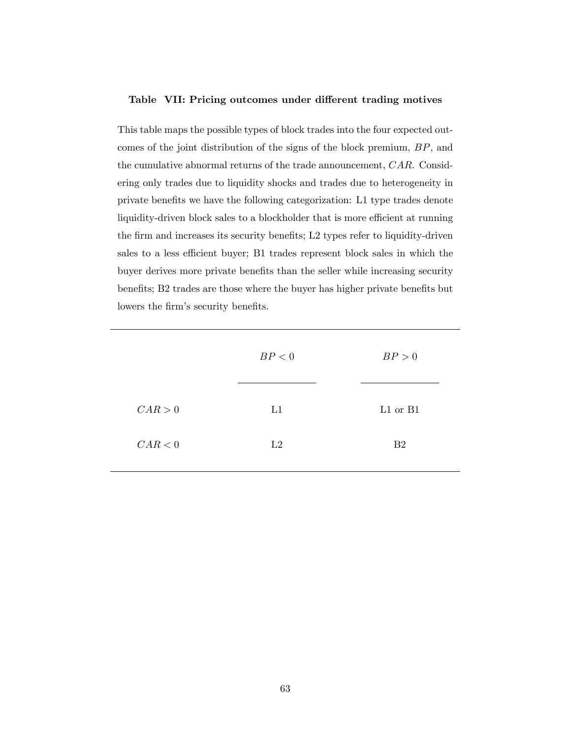**Table VII: Pricing outcomes under different trading motives**

This table maps the possible types of block trades into the four expected outcomes of the joint distribution of the signs of the block premium, $BP$, and the cumulative abnormal returns of the trade announcement, $CAR$. Considering only trades due to liquidity shocks and trades due to heterogeneity in private benefits we have the following categorization: L1 type trades denote liquidity-driven block sales to a blockholder that is more efficient at running the firm and increases its security benefits; L2 types refer to liquidity-driven sales to a less efficient buyer; B1 trades represent block sales in which the buyer derives more private benefits than the seller while increasing security benefits; B2 trades are those where the buyer has higher private benefits but lowers the firm's security benefits.

| | $BP < 0$ | $BP > 0$ |
|---|---|---|
| $CAR > 0$ | L1 | L1 or B1 |
| $CAR < 0$ | L2 | B2 |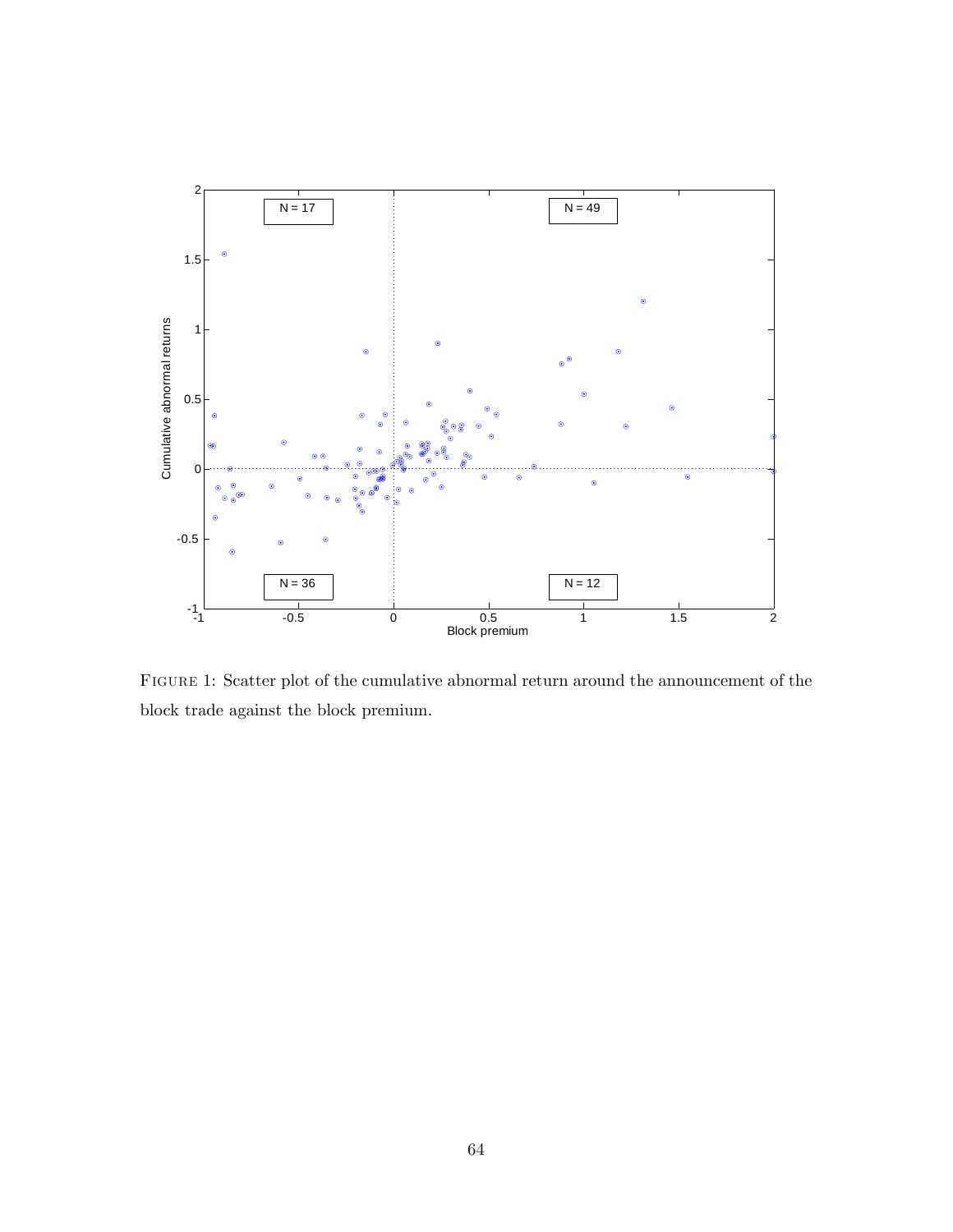FIGURE 1: Scatter plot of the cumulative abnormal return around the announcement of the block trade against the block premium.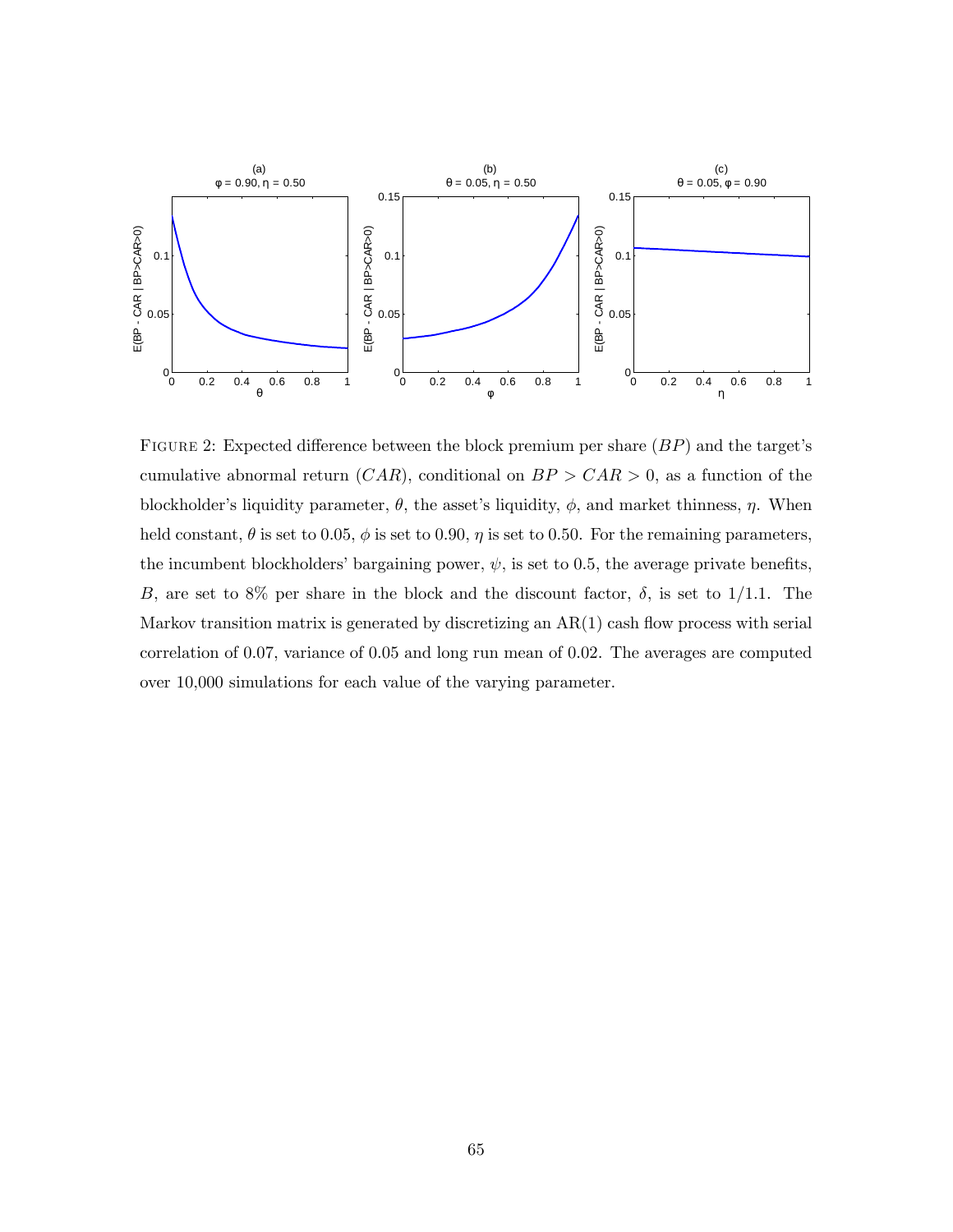FIGURE 2: Expected difference between the block premium per share ($BP$) and the target's cumulative abnormal return ($CAR$), conditional on $BP > CAR > 0$, as a function of the blockholder's liquidity parameter, $\theta$, the asset's liquidity, $\phi$, and market thinness, $\eta$. When held constant, $\theta$ is set to 0.05, $\phi$ is set to 0.90, $\eta$ is set to 0.50. For the remaining parameters, the incumbent blockholders' bargaining power, $\psi$, is set to 0.5, the average private benefits, $B$, are set to 8% per share in the block and the discount factor, $\delta$, is set to 1/1.1. The Markov transition matrix is generated by discretizing an AR(1) cash flow process with serial correlation of 0.07, variance of 0.05 and long run mean of 0.02. The averages are computed over 10,000 simulations for each value of the varying parameter.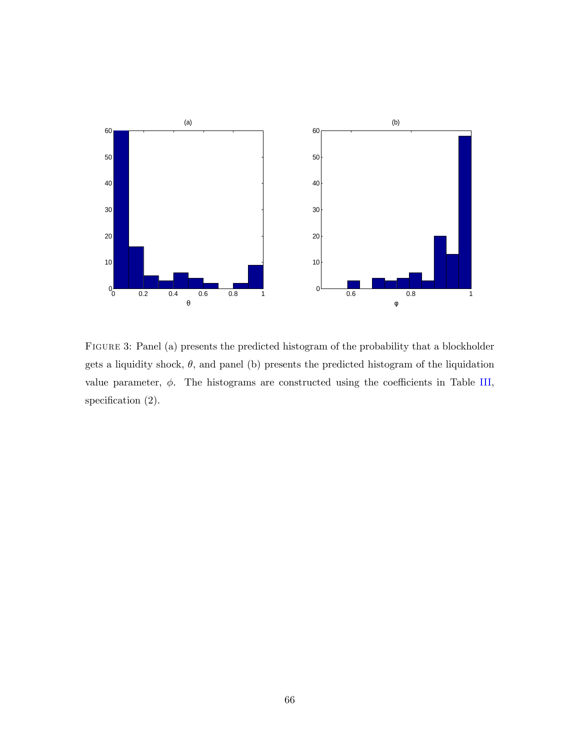FIGURE 3: Panel (a) presents the predicted histogram of the probability that a blockholder gets a liquidity shock, $\theta$, and panel (b) presents the predicted histogram of the liquidation value parameter, $\phi$. The histograms are constructed using the coefficients in Table III, specification (2).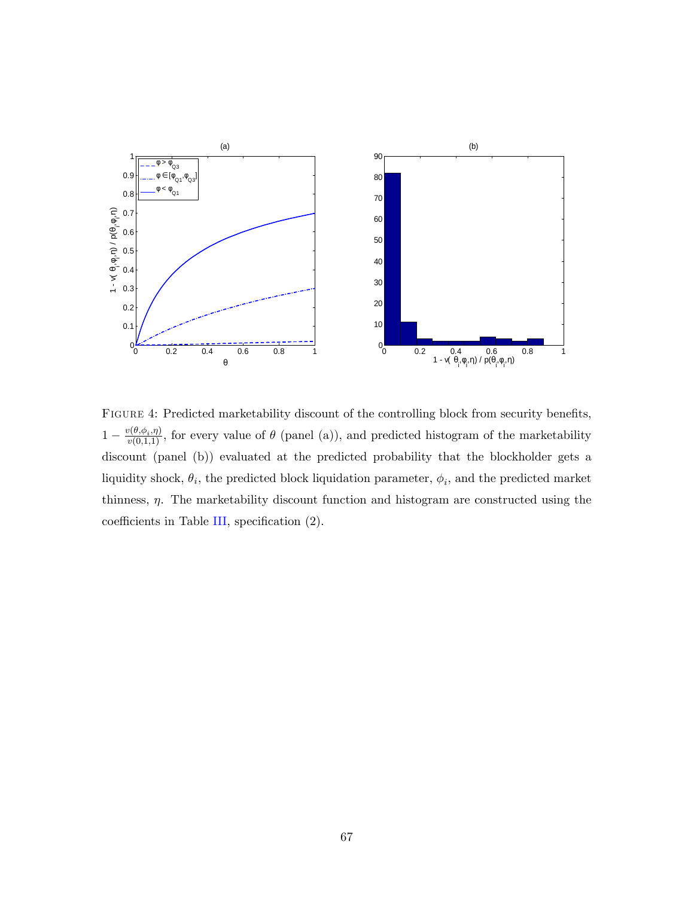FIGURE 4: Predicted marketability discount of the controlling block from security benefits, $1 - \frac{v(\theta,\phi_i,\eta)}{v(0,1,1)}$, for every value of $\theta$ (panel (a)), and predicted histogram of the marketability discount (panel (b)) evaluated at the predicted probability that the blockholder gets a liquidity shock, $\theta_i$, the predicted block liquidation parameter, $\phi_i$, and the predicted market thinness, $\eta$. The marketability discount function and histogram are constructed using the coefficients in Table III, specification (2).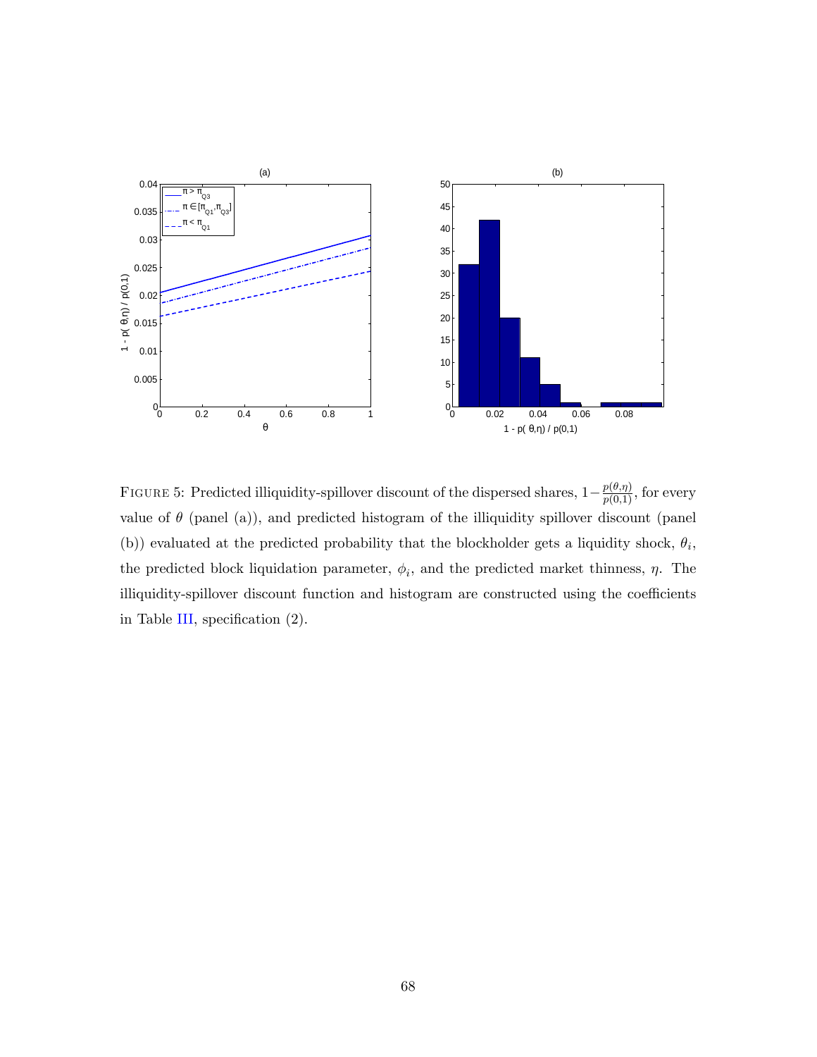FIGURE 5: Predicted illiquidity-spillover discount of the dispersed shares, $1-\frac{p(\theta,\eta)}{p(0,1)}$, for every value of $\theta$ (panel (a)), and predicted histogram of the illiquidity spillover discount (panel (b)) evaluated at the predicted probability that the blockholder gets a liquidity shock, $\theta_i$, the predicted block liquidation parameter, $\phi_i$, and the predicted market thinness, $\eta$. The illiquidity-spillover discount function and histogram are constructed using the coefficients in Table III, specification (2).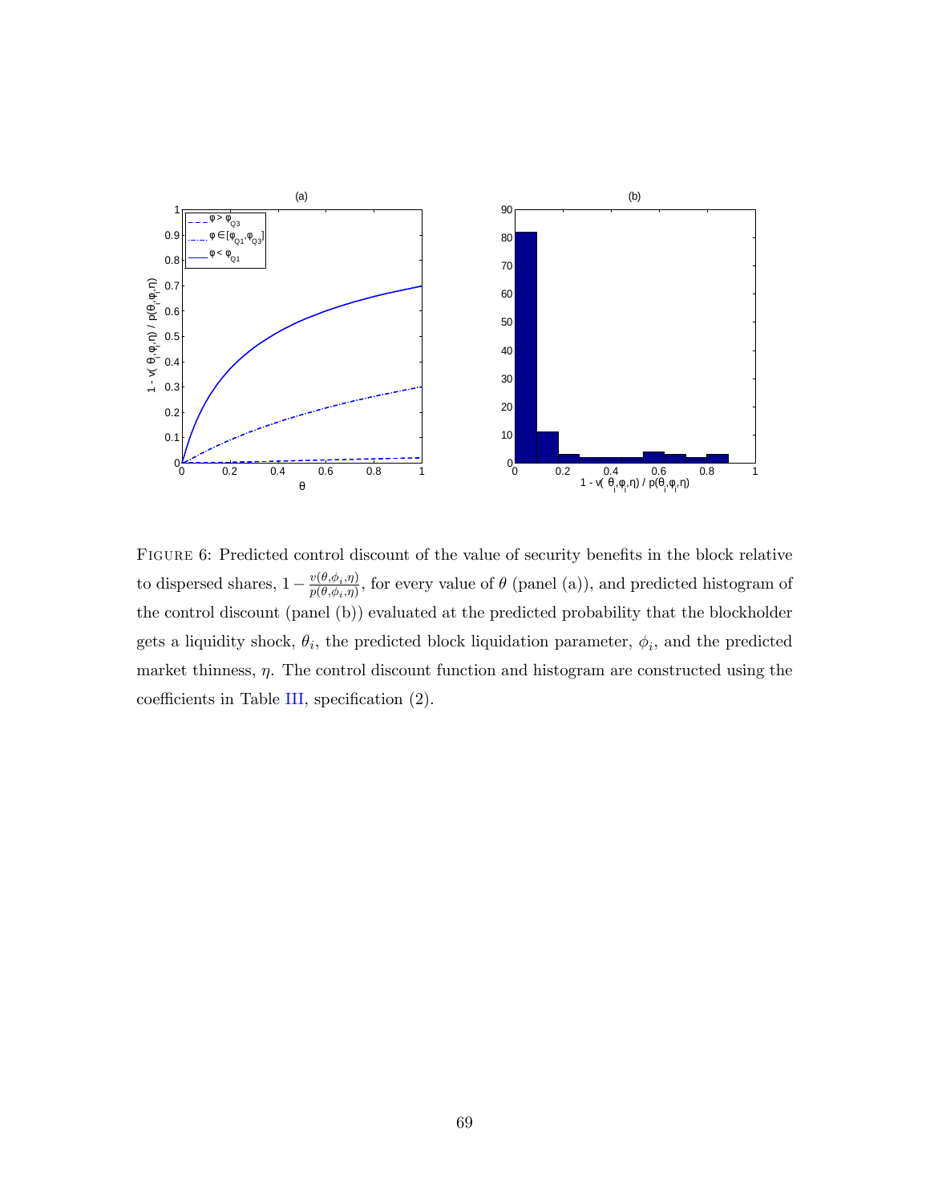FIGURE 6: Predicted control discount of the value of security benefits in the block relative to dispersed shares, $1 - \frac{v(\theta,\phi_i,\eta)}{p(\theta,\phi_i,\eta)}$, for every value of $\theta$ (panel (a)), and predicted histogram of the control discount (panel (b)) evaluated at the predicted probability that the blockholder gets a liquidity shock, $\theta_i$, the predicted block liquidation parameter, $\phi_i$, and the predicted market thinness, $\eta$. The control discount function and histogram are constructed using the coefficients in Table III, specification (2).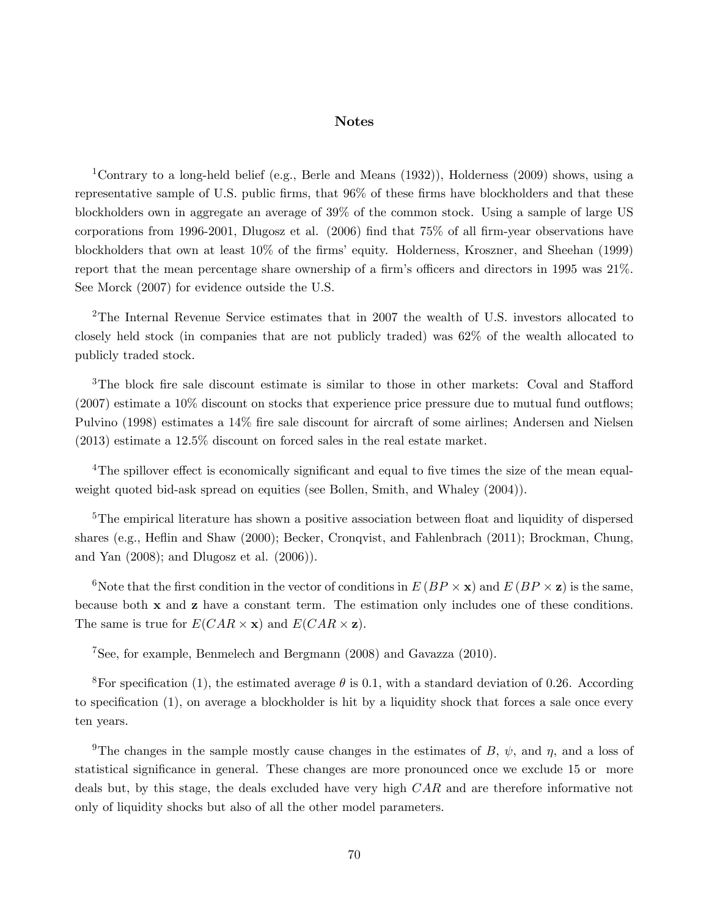# Notes

[1]Contrary to a long-held belief (e.g., Berle and Means (1932)), Holderness (2009) shows, using a representative sample of U.S. public firms, that 96% of these firms have blockholders and that these blockholders own in aggregate an average of 39% of the common stock. Using a sample of large US corporations from 1996-2001, Dlugosz et al. (2006) find that 75% of all firm-year observations have blockholders that own at least 10% of the firms' equity. Holderness, Kroszner, and Sheehan (1999) report that the mean percentage share ownership of a firm's officers and directors in 1995 was 21%. See Morck (2007) for evidence outside the U.S.

[2]The Internal Revenue Service estimates that in 2007 the wealth of U.S. investors allocated to closely held stock (in companies that are not publicly traded) was 62% of the wealth allocated to publicly traded stock.

[3]The block fire sale discount estimate is similar to those in other markets: Coval and Stafford (2007) estimate a 10% discount on stocks that experience price pressure due to mutual fund outflows; Pulvino (1998) estimates a 14% fire sale discount for aircraft of some airlines; Andersen and Nielsen (2013) estimate a 12.5% discount on forced sales in the real estate market.

[4]The spillover effect is economically significant and equal to five times the size of the mean equal-weight quoted bid-ask spread on equities (see Bollen, Smith, and Whaley (2004)).

[5]The empirical literature has shown a positive association between float and liquidity of dispersed shares (e.g., Heflin and Shaw (2000); Becker, Cronqvist, and Fahlenbrach (2011); Brockman, Chung, and Yan (2008); and Dlugosz et al. (2006)).

[6]Note that the first condition in the vector of conditions in $E\left(BP \times \mathbf{x}\right)$ and $E\left(BP \times \mathbf{z}\right)$ is the same, because both $\mathbf{x}$ and $\mathbf{z}$ have a constant term. The estimation only includes one of these conditions. The same is true for $E(CAR \times \mathbf{x})$ and $E(CAR \times \mathbf{z})$.

[7]See, for example, Benmelech and Bergmann (2008) and Gavazza (2010).

[8]For specification (1), the estimated average $\theta$ is 0.1, with a standard deviation of 0.26. According to specification (1), on average a blockholder is hit by a liquidity shock that forces a sale once every ten years.

[9]The changes in the sample mostly cause changes in the estimates of $B$, $\psi$, and $\eta$, and a loss of statistical significance in general. These changes are more pronounced once we exclude 15 or more deals but, by this stage, the deals excluded have very high $CAR$ and are therefore informative not only of liquidity shocks but also of all the other model parameters.